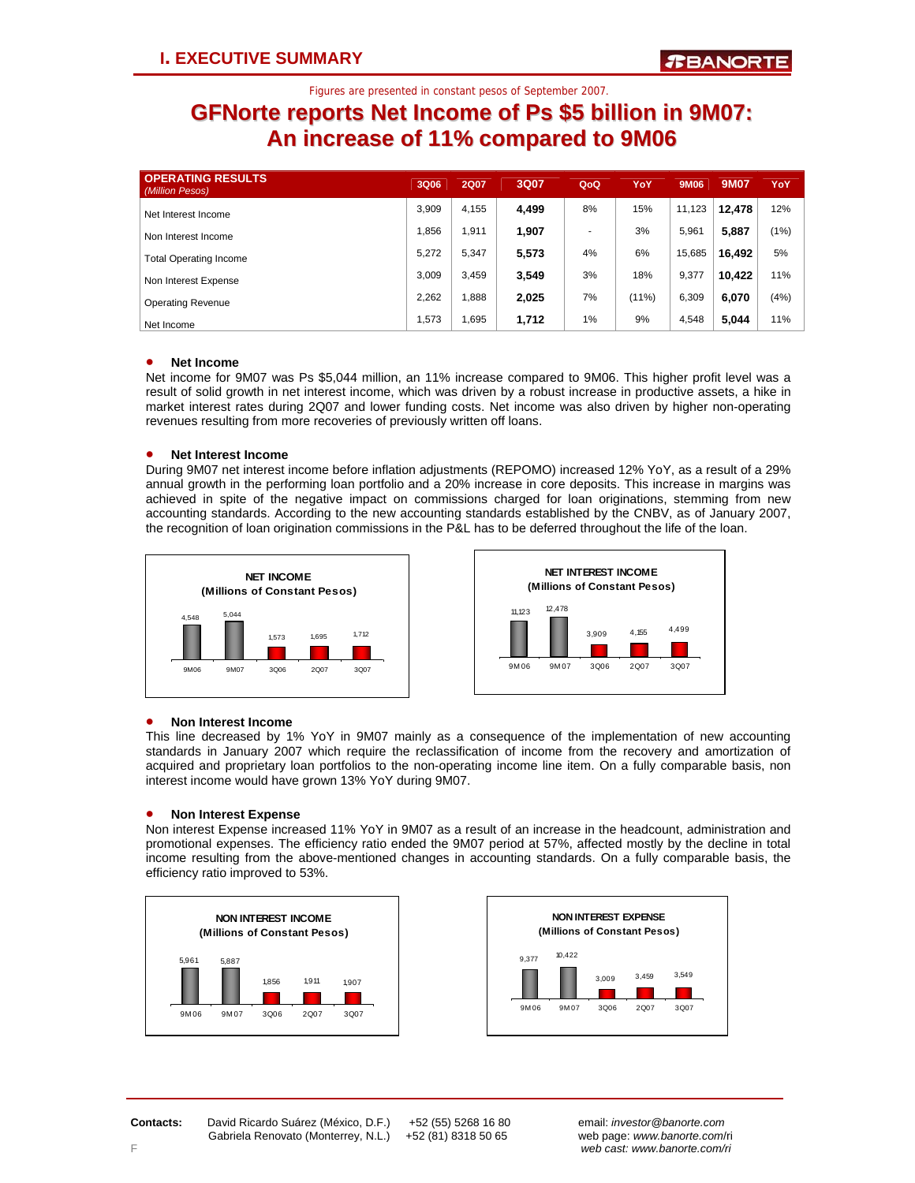# I. EXECUTIVE SUMMARY

Figures are presented in constant pesos of September 2007.

## GFNorte reports Net Income of Ps $5 billion in 9M07: An increase of 11% compared to 9M06

| OPERATING RESULTS *(Million Pesos)* | 3Q06 | 2Q07 | 3Q07 | QoQ | YoY | 9M06 | 9M07 | YoY |
|---|---|---|---|---|---|---|---|---|
| Net Interest Income | 3,909 | 4,155 | **4,499** | 8% | 15% | 11,123 | **12,478** | 12% |
| Non Interest Income | 1,856 | 1,911 | **1,907** | - | 3% | 5,961 | **5,887** | (1%) |
| Total Operating Income | 5,272 | 5,347 | **5,573** | 4% | 6% | 15,685 | **16,492** | 5% |
| Non Interest Expense | 3,009 | 3,459 | **3,549** | 3% | 18% | 9,377 | **10,422** | 11% |
| Operating Revenue | 2,262 | 1,888 | **2,025** | 7% | (11%) | 6,309 | **6,070** | (4%) |
| Net Income | 1,573 | 1,695 | **1,712** | 1% | 9% | 4,548 | **5,044** | 11% |

- **Net Income**

Net income for 9M07 was Ps $5,044 million, an 11% increase compared to 9M06. This higher profit level was a result of solid growth in net interest income, which was driven by a robust increase in productive assets, a hike in market interest rates during 2Q07 and lower funding costs. Net income was also driven by higher non-operating revenues resulting from more recoveries of previously written off loans.

- **Net Interest Income**

During 9M07 net interest income before inflation adjustments (REPOMO) increased 12% YoY, as a result of a 29% annual growth in the performing loan portfolio and a 20% increase in core deposits. This increase in margins was achieved in spite of the negative impact on commissions charged for loan originations, stemming from new accounting standards. According to the new accounting standards established by the CNBV, as of January 2007, the recognition of loan origination commissions in the P&L has to be deferred throughout the life of the loan.

**NET INCOME (Millions of Constant Pesos)**

| 9M06 | 9M07 | 3Q06 | 2Q07 | 3Q07 |
|---|---|---|---|---|
| 4,548 | 5,044 | 1,573 | 1,695 | 1,712 |

**NET INTEREST INCOME (Millions of Constant Pesos)**

| 9M06 | 9M07 | 3Q06 | 2Q07 | 3Q07 |
|---|---|---|---|---|
| 11,123 | 12,478 | 3,909 | 4,155 | 4,499 |

- **Non Interest Income**

This line decreased by 1% YoY in 9M07 mainly as a consequence of the implementation of new accounting standards in January 2007 which require the reclassification of income from the recovery and amortization of acquired and proprietary loan portfolios to the non-operating income line item. On a fully comparable basis, non interest income would have grown 13% YoY during 9M07.

- **Non Interest Expense**

Non interest Expense increased 11% YoY in 9M07 as a result of an increase in the headcount, administration and promotional expenses. The efficiency ratio ended the 9M07 period at 57%, affected mostly by the decline in total income resulting from the above-mentioned changes in accounting standards. On a fully comparable basis, the efficiency ratio improved to 53%.

**NON INTEREST INCOME (Millions of Constant Pesos)**

| 9M06 | 9M07 | 3Q06 | 2Q07 | 3Q07 |
|---|---|---|---|---|
| 5,961 | 5,887 | 1,856 | 1,911 | 1,907 |

**NON INTEREST EXPENSE (Millions of Constant Pesos)**

| 9M06 | 9M07 | 3Q06 | 2Q07 | 3Q07 |
|---|---|---|---|---|
| 9,377 | 10,422 | 3,009 | 3,459 | 3,549 |

**Contacts:** David Ricardo Suárez (México, D.F.) +52 (55) 5268 16 80; Gabriela Renovato (Monterrey, N.L.) +52 (81) 8318 50 65

email: *investor@banorte.com*
web page: *www.banorte.com/ri*
*web cast: www.banorte.com/ri*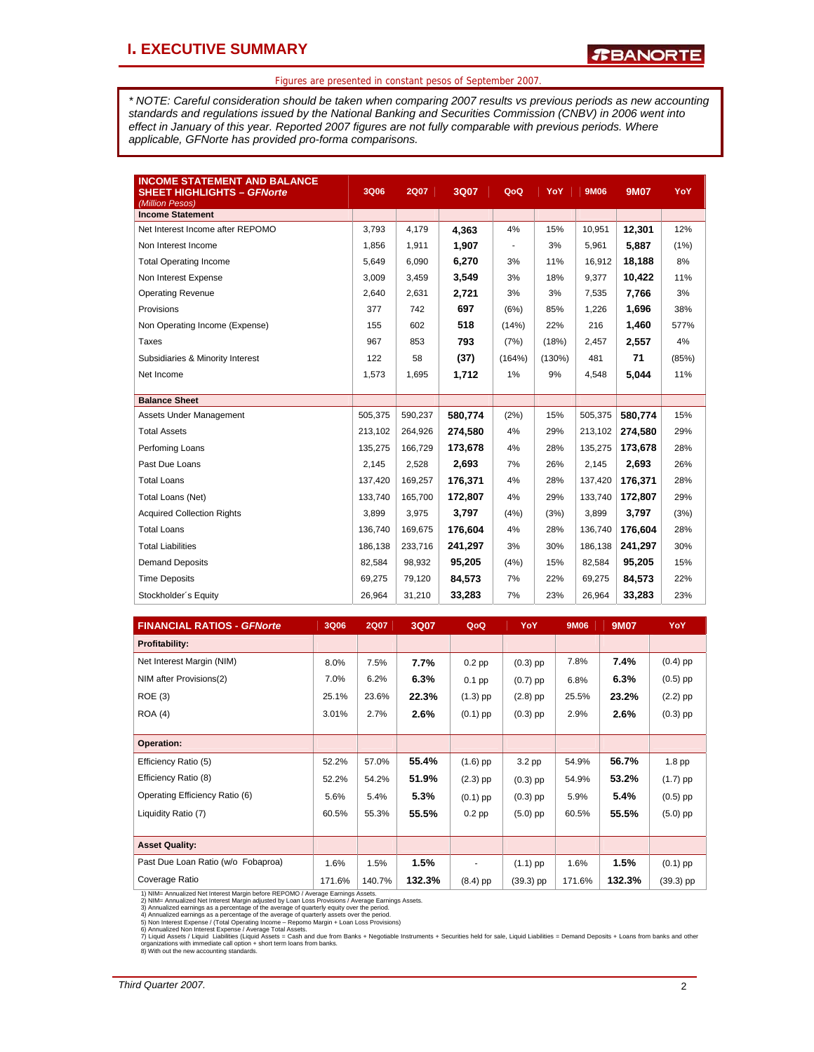# I. EXECUTIVE SUMMARY

Figures are presented in constant pesos of September 2007.

*\* NOTE: Careful consideration should be taken when comparing 2007 results vs previous periods as new accounting standards and regulations issued by the National Banking and Securities Commission (CNBV) in 2006 went into effect in January of this year. Reported 2007 figures are not fully comparable with previous periods. Where applicable, GFNorte has provided pro-forma comparisons.*

| INCOME STATEMENT AND BALANCE SHEET HIGHLIGHTS – *GFNorte* *(Million Pesos)* | 3Q06 | 2Q07 | 3Q07 | QoQ | YoY | 9M06 | 9M07 | YoY |
|---|---|---|---|---|---|---|---|---|
| **Income Statement** | | | | | | | | |
| Net Interest Income after REPOMO | 3,793 | 4,179 | **4,363** | 4% | 15% | 10,951 | **12,301** | 12% |
| Non Interest Income | 1,856 | 1,911 | **1,907** | - | 3% | 5,961 | **5,887** | (1%) |
| Total Operating Income | 5,649 | 6,090 | **6,270** | 3% | 11% | 16,912 | **18,188** | 8% |
| Non Interest Expense | 3,009 | 3,459 | **3,549** | 3% | 18% | 9,377 | **10,422** | 11% |
| Operating Revenue | 2,640 | 2,631 | **2,721** | 3% | 3% | 7,535 | **7,766** | 3% |
| Provisions | 377 | 742 | **697** | (6%) | 85% | 1,226 | **1,696** | 38% |
| Non Operating Income (Expense) | 155 | 602 | **518** | (14%) | 22% | 216 | **1,460** | 577% |
| Taxes | 967 | 853 | **793** | (7%) | (18%) | 2,457 | **2,557** | 4% |
| Subsidiaries & Minority Interest | 122 | 58 | **(37)** | (164%) | (130%) | 481 | **71** | (85%) |
| Net Income | 1,573 | 1,695 | **1,712** | 1% | 9% | 4,548 | **5,044** | 11% |
| **Balance Sheet** | | | | | | | | |
| Assets Under Management | 505,375 | 590,237 | **580,774** | (2%) | 15% | 505,375 | **580,774** | 15% |
| Total Assets | 213,102 | 264,926 | **274,580** | 4% | 29% | 213,102 | **274,580** | 29% |
| Perfoming Loans | 135,275 | 166,729 | **173,678** | 4% | 28% | 135,275 | **173,678** | 28% |
| Past Due Loans | 2,145 | 2,528 | **2,693** | 7% | 26% | 2,145 | **2,693** | 26% |
| Total Loans | 137,420 | 169,257 | **176,371** | 4% | 28% | 137,420 | **176,371** | 28% |
| Total Loans (Net) | 133,740 | 165,700 | **172,807** | 4% | 29% | 133,740 | **172,807** | 29% |
| Acquired Collection Rights | 3,899 | 3,975 | **3,797** | (4%) | (3%) | 3,899 | **3,797** | (3%) |
| Total Loans | 136,740 | 169,675 | **176,604** | 4% | 28% | 136,740 | **176,604** | 28% |
| Total Liabilities | 186,138 | 233,716 | **241,297** | 3% | 30% | 186,138 | **241,297** | 30% |
| Demand Deposits | 82,584 | 98,932 | **95,205** | (4%) | 15% | 82,584 | **95,205** | 15% |
| Time Deposits | 69,275 | 79,120 | **84,573** | 7% | 22% | 69,275 | **84,573** | 22% |
| Stockholder´s Equity | 26,964 | 31,210 | **33,283** | 7% | 23% | 26,964 | **33,283** | 23% |

| FINANCIAL RATIOS - *GFNorte* | 3Q06 | 2Q07 | 3Q07 | QoQ | YoY | 9M06 | 9M07 | YoY |
|---|---|---|---|---|---|---|---|---|
| **Profitability:** | | | | | | | | |
| Net Interest Margin (NIM) | 8.0% | 7.5% | **7.7%** | 0.2 pp | (0.3) pp | 7.8% | **7.4%** | (0.4) pp |
| NIM after Provisions(2) | 7.0% | 6.2% | **6.3%** | 0.1 pp | (0.7) pp | 6.8% | **6.3%** | (0.5) pp |
| ROE (3) | 25.1% | 23.6% | **22.3%** | (1.3) pp | (2.8) pp | 25.5% | **23.2%** | (2.2) pp |
| ROA (4) | 3.01% | 2.7% | **2.6%** | (0.1) pp | (0.3) pp | 2.9% | **2.6%** | (0.3) pp |
| **Operation:** | | | | | | | | |
| Efficiency Ratio (5) | 52.2% | 57.0% | **55.4%** | (1.6) pp | 3.2 pp | 54.9% | **56.7%** | 1.8 pp |
| Efficiency Ratio (8) | 52.2% | 54.2% | **51.9%** | (2.3) pp | (0.3) pp | 54.9% | **53.2%** | (1.7) pp |
| Operating Efficiency Ratio (6) | 5.6% | 5.4% | **5.3%** | (0.1) pp | (0.3) pp | 5.9% | **5.4%** | (0.5) pp |
| Liquidity Ratio (7) | 60.5% | 55.3% | **55.5%** | 0.2 pp | (5.0) pp | 60.5% | **55.5%** | (5.0) pp |
| **Asset Quality:** | | | | | | | | |
| Past Due Loan Ratio (w/o Fobaproa) | 1.6% | 1.5% | **1.5%** | - | (1.1) pp | 1.6% | **1.5%** | (0.1) pp |
| Coverage Ratio | 171.6% | 140.7% | **132.3%** | (8.4) pp | (39.3) pp | 171.6% | **132.3%** | (39.3) pp |

1) NIM= Annualized Net Interest Margin before REPOMO / Average Earnings Assets.
2) NIM= Annualized Net Interest Margin adjusted by Loan Loss Provisions / Average Earnings Assets.
3) Annualized earnings as a percentage of the average of quarterly equity over the period.
4) Annualized earnings as a percentage of the average of quarterly assets over the period.
5) Non Interest Expense / (Total Operating Income – Repomo Margin + Loan Loss Provisions)
6) Annualized Non Interest Expense / Average Total Assets.
7) Liquid Assets / Liquid Liabilities (Liquid Assets = Cash and due from Banks + Negotiable Instruments + Securities held for sale, Liquid Liabilities = Demand Deposits + Loans from banks and other organizations with immediate call option + short term loans from banks.
8) With out the new accounting standards.

*Third Quarter 2007.*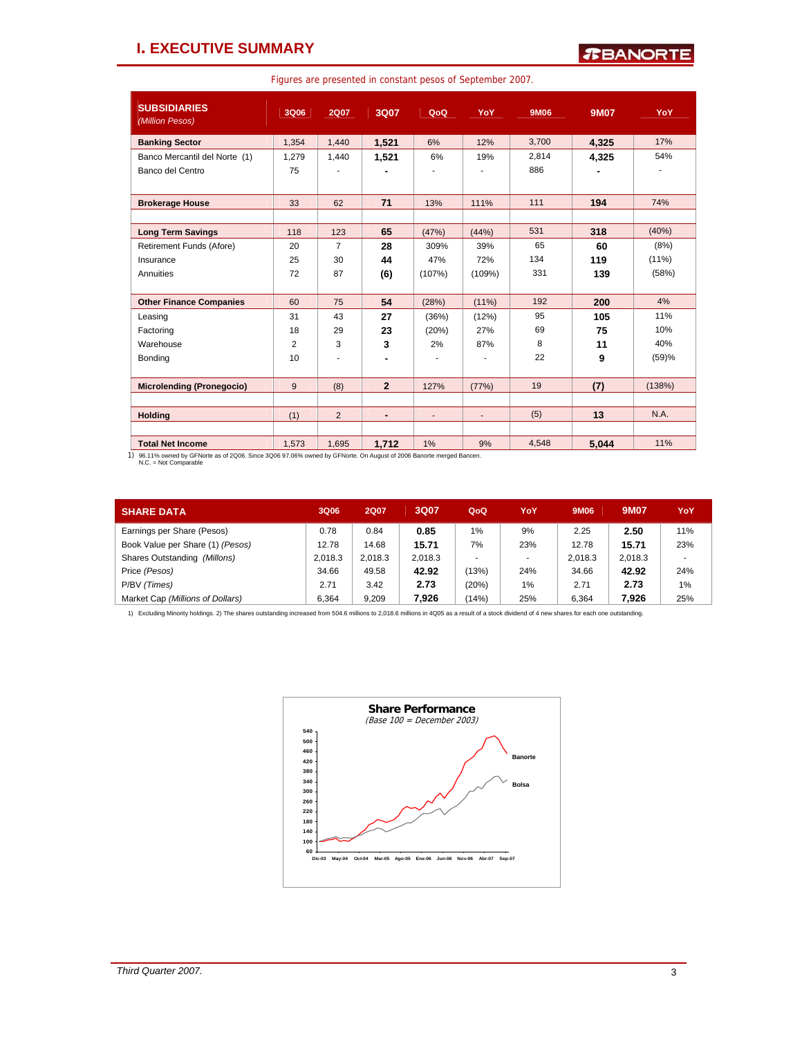# I. EXECUTIVE SUMMARY

Figures are presented in constant pesos of September 2007.

| SUBSIDIARIES *(Million Pesos)* | 3Q06 | 2Q07 | 3Q07 | QoQ | YoY | 9M06 | 9M07 | YoY |
|---|---|---|---|---|---|---|---|---|
| **Banking Sector** | 1,354 | 1,440 | **1,521** | 6% | 12% | 3,700 | **4,325** | 17% |
| Banco Mercantil del Norte (1) | 1,279 | 1,440 | **1,521** | 6% | 19% | 2,814 | **4,325** | 54% |
| Banco del Centro | 75 | - | **-** | - | - | 886 | **-** | - |
| **Brokerage House** | 33 | 62 | **71** | 13% | 111% | 111 | **194** | 74% |
| **Long Term Savings** | 118 | 123 | **65** | (47%) | (44%) | 531 | **318** | (40%) |
| Retirement Funds (Afore) | 20 | 7 | **28** | 309% | 39% | 65 | **60** | (8%) |
| Insurance | 25 | 30 | **44** | 47% | 72% | 134 | **119** | (11%) |
| Annuities | 72 | 87 | **(6)** | (107%) | (109%) | 331 | **139** | (58%) |
| **Other Finance Companies** | 60 | 75 | **54** | (28%) | (11%) | 192 | **200** | 4% |
| Leasing | 31 | 43 | **27** | (36%) | (12%) | 95 | **105** | 11% |
| Factoring | 18 | 29 | **23** | (20%) | 27% | 69 | **75** | 10% |
| Warehouse | 2 | 3 | **3** | 2% | 87% | 8 | **11** | 40% |
| Bonding | 10 | - | **-** | - | - | 22 | **9** | (59)% |
| **Microlending (Pronegocio)** | 9 | (8) | **2** | 127% | (77%) | 19 | **(7)** | (138%) |
| **Holding** | (1) | 2 | **-** | - | - | (5) | **13** | N.A. |
| **Total Net Income** | 1,573 | 1,695 | **1,712** | 1% | 9% | 4,548 | **5,044** | 11% |

1) 96.11% owned by GFNorte as of 2Q06. Since 3Q06 97.06% owned by GFNorte. On August of 2006 Banorte merged Bancen.
N.C. = Not Comparable

| SHARE DATA | 3Q06 | 2Q07 | 3Q07 | QoQ | YoY | 9M06 | 9M07 | YoY |
|---|---|---|---|---|---|---|---|---|
| Earnings per Share (Pesos) | 0.78 | 0.84 | **0.85** | 1% | 9% | 2.25 | **2.50** | 11% |
| Book Value per Share (1) *(Pesos)* | 12.78 | 14.68 | **15.71** | 7% | 23% | 12.78 | **15.71** | 23% |
| Shares Outstanding *(Millons)* | 2,018.3 | 2,018.3 | 2,018.3 | - | - | 2,018.3 | 2,018.3 | - |
| Price *(Pesos)* | 34.66 | 49.58 | **42.92** | (13%) | 24% | 34.66 | **42.92** | 24% |
| P/BV *(Times)* | 2.71 | 3.42 | **2.73** | (20%) | 1% | 2.71 | **2.73** | 1% |
| Market Cap *(Millions of Dollars)* | 6,364 | 9,209 | **7,926** | (14%) | 25% | 6,364 | **7,926** | 25% |

1) Excluding Minority holdings. 2) The shares outstanding increased from 504.6 millions to 2,018.6 millions in 4Q05 as a result of a stock dividend of 4 new shares for each one outstanding.

**Share Performance**
*(Base 100 = December 2003)*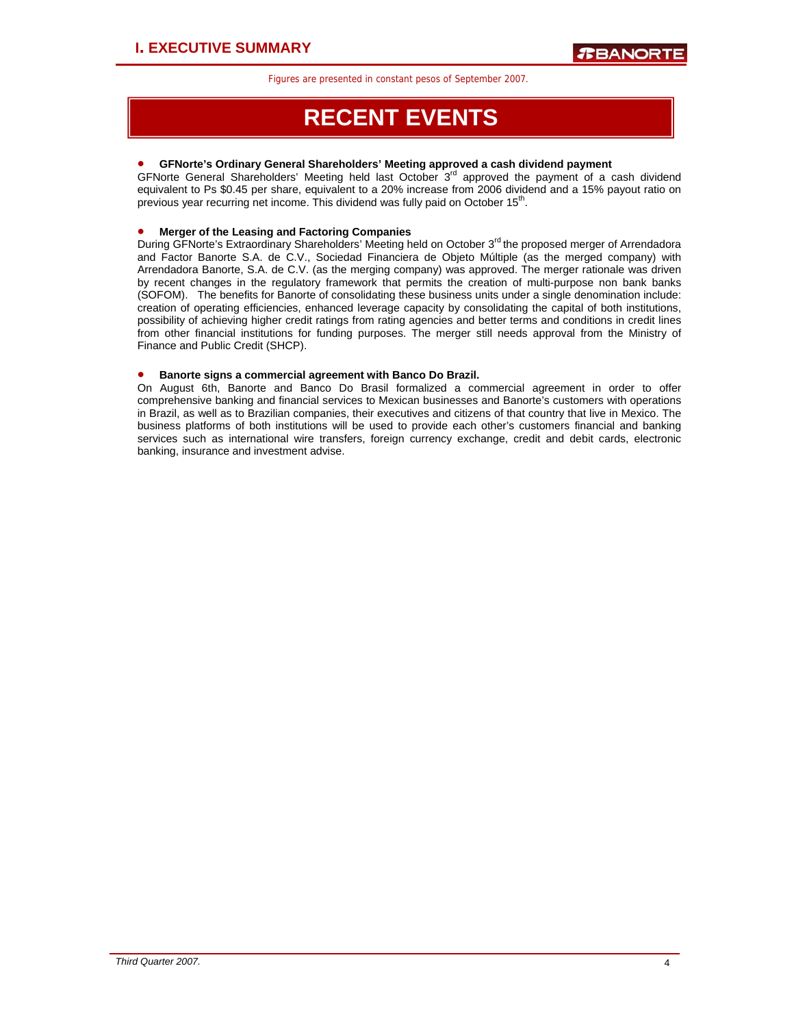Figures are presented in constant pesos of September 2007.

# RECENT EVENTS

- **GFNorte's Ordinary General Shareholders' Meeting approved a cash dividend payment**

GFNorte General Shareholders' Meeting held last October 3rd approved the payment of a cash dividend equivalent to Ps $0.45 per share, equivalent to a 20% increase from 2006 dividend and a 15% payout ratio on previous year recurring net income. This dividend was fully paid on October 15th.

- **Merger of the Leasing and Factoring Companies**

During GFNorte's Extraordinary Shareholders' Meeting held on October 3rd the proposed merger of Arrendadora and Factor Banorte S.A. de C.V., Sociedad Financiera de Objeto Múltiple (as the merged company) with Arrendadora Banorte, S.A. de C.V. (as the merging company) was approved. The merger rationale was driven by recent changes in the regulatory framework that permits the creation of multi-purpose non bank banks (SOFOM). The benefits for Banorte of consolidating these business units under a single denomination include: creation of operating efficiencies, enhanced leverage capacity by consolidating the capital of both institutions, possibility of achieving higher credit ratings from rating agencies and better terms and conditions in credit lines from other financial institutions for funding purposes. The merger still needs approval from the Ministry of Finance and Public Credit (SHCP).

- **Banorte signs a commercial agreement with Banco Do Brazil.**

On August 6th, Banorte and Banco Do Brasil formalized a commercial agreement in order to offer comprehensive banking and financial services to Mexican businesses and Banorte's customers with operations in Brazil, as well as to Brazilian companies, their executives and citizens of that country that live in Mexico. The business platforms of both institutions will be used to provide each other's customers financial and banking services such as international wire transfers, foreign currency exchange, credit and debit cards, electronic banking, insurance and investment advise.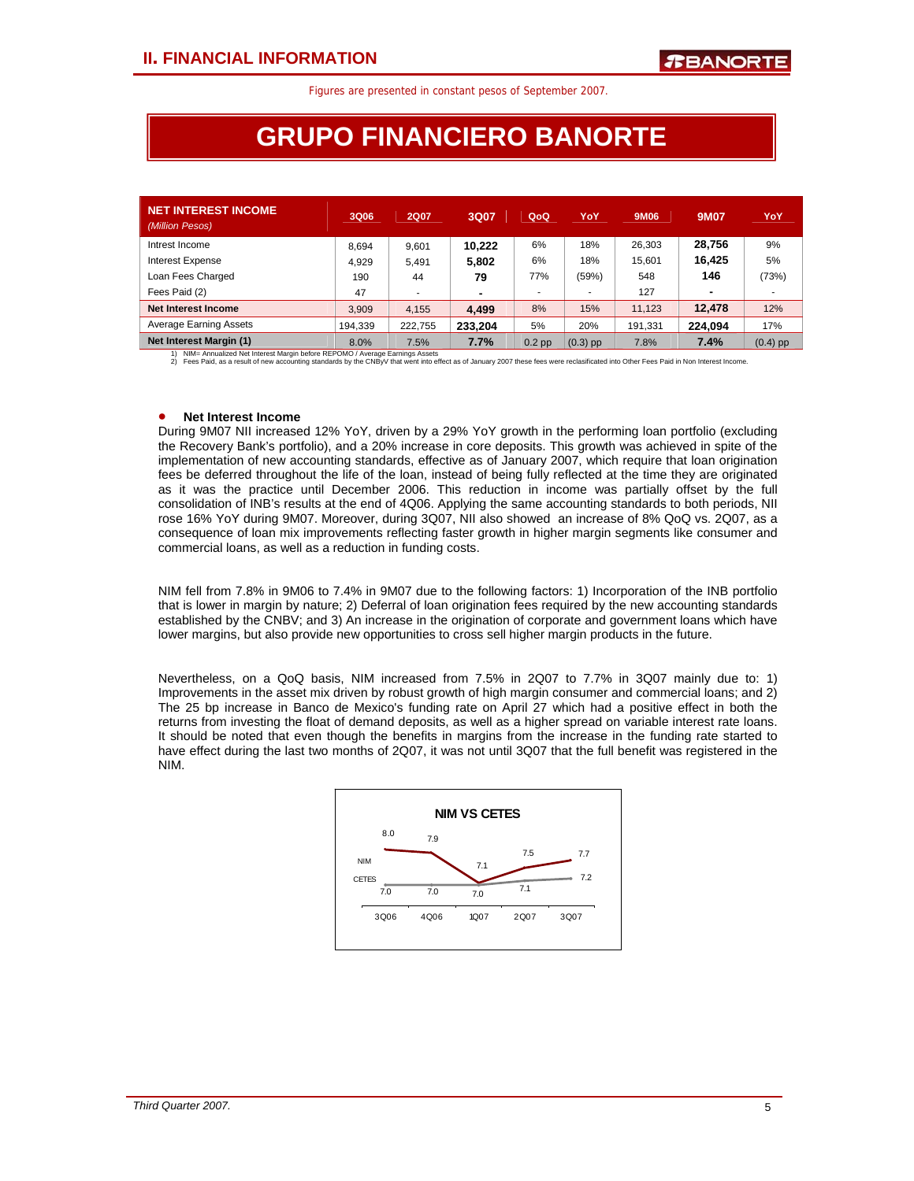Figures are presented in constant pesos of September 2007.

# GRUPO FINANCIERO BANORTE

| NET INTEREST INCOME *(Million Pesos)* | 3Q06 | 2Q07 | 3Q07 | QoQ | YoY | 9M06 | 9M07 | YoY |
|---|---|---|---|---|---|---|---|---|
| Intrest Income | 8,694 | 9,601 | **10,222** | 6% | 18% | 26,303 | **28,756** | 9% |
| Interest Expense | 4,929 | 5,491 | **5,802** | 6% | 18% | 15,601 | **16,425** | 5% |
| Loan Fees Charged | 190 | 44 | **79** | 77% | (59%) | 548 | **146** | (73%) |
| Fees Paid (2) | 47 | - | **-** | - | - | 127 | **-** | - |
| **Net Interest Income** | 3,909 | 4,155 | **4,499** | 8% | 15% | 11,123 | **12,478** | 12% |
| Average Earning Assets | 194,339 | 222,755 | **233,204** | 5% | 20% | 191,331 | **224,094** | 17% |
| **Net Interest Margin (1)** | 8.0% | 7.5% | **7.7%** | 0.2 pp | (0.3) pp | 7.8% | **7.4%** | (0.4) pp |

1) NIM= Annualized Net Interest Margin before REPOMO / Average Earnings Assets
2) Fees Paid, as a result of new accounting standards by the CNByV that went into effect as of January 2007 these fees were reclasificated into Other Fees Paid in Non Interest Income.

- **Net Interest Income**

During 9M07 NII increased 12% YoY, driven by a 29% YoY growth in the performing loan portfolio (excluding the Recovery Bank's portfolio), and a 20% increase in core deposits. This growth was achieved in spite of the implementation of new accounting standards, effective as of January 2007, which require that loan origination fees be deferred throughout the life of the loan, instead of being fully reflected at the time they are originated as it was the practice until December 2006. This reduction in income was partially offset by the full consolidation of INB's results at the end of 4Q06. Applying the same accounting standards to both periods, NII rose 16% YoY during 9M07. Moreover, during 3Q07, NII also showed an increase of 8% QoQ vs. 2Q07, as a consequence of loan mix improvements reflecting faster growth in higher margin segments like consumer and commercial loans, as well as a reduction in funding costs.

NIM fell from 7.8% in 9M06 to 7.4% in 9M07 due to the following factors: 1) Incorporation of the INB portfolio that is lower in margin by nature; 2) Deferral of loan origination fees required by the new accounting standards established by the CNBV; and 3) An increase in the origination of corporate and government loans which have lower margins, but also provide new opportunities to cross sell higher margin products in the future.

Nevertheless, on a QoQ basis, NIM increased from 7.5% in 2Q07 to 7.7% in 3Q07 mainly due to: 1) Improvements in the asset mix driven by robust growth of high margin consumer and commercial loans; and 2) The 25 bp increase in Banco de Mexico's funding rate on April 27 which had a positive effect in both the returns from investing the float of demand deposits, as well as a higher spread on variable interest rate loans. It should be noted that even though the benefits in margins from the increase in the funding rate started to have effect during the last two months of 2Q07, it was not until 3Q07 that the full benefit was registered in the NIM.

**NIM VS CETES**

| | 3Q06 | 4Q06 | 1Q07 | 2Q07 | 3Q07 |
|---|---|---|---|---|---|
| NIM | 8.0 | 7.9 | 7.1 | 7.5 | 7.7 |
| CETES | 7.0 | 7.0 | 7.0 | 7.1 | 7.2 |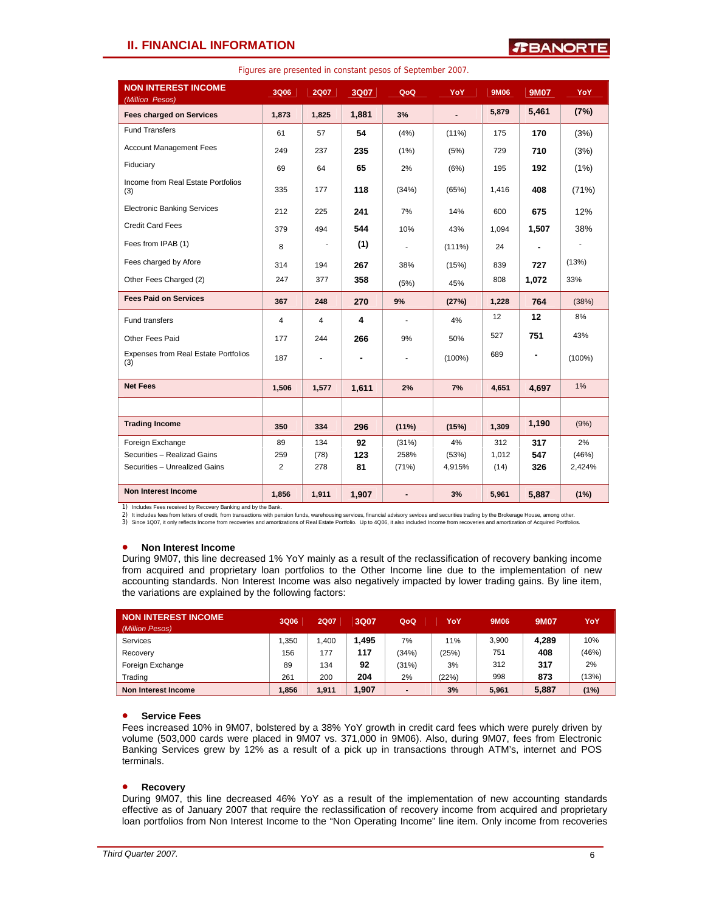## II. FINANCIAL INFORMATION

Figures are presented in constant pesos of September 2007.

| NON INTEREST INCOME (Million Pesos) | 3Q06 | 2Q07 | 3Q07 | QoQ | YoY | 9M06 | 9M07 | YoY |
|---|---|---|---|---|---|---|---|---|
| **Fees charged on Services** | **1,873** | **1,825** | **1,881** | **3%** | **-** | **5,879** | **5,461** | **(7%)** |
| Fund Transfers | 61 | 57 | **54** | (4%) | (11%) | 175 | **170** | (3%) |
| Account Management Fees | 249 | 237 | **235** | (1%) | (5%) | 729 | **710** | (3%) |
| Fiduciary | 69 | 64 | **65** | 2% | (6%) | 195 | **192** | (1%) |
| Income from Real Estate Portfolios (3) | 335 | 177 | **118** | (34%) | (65%) | 1,416 | **408** | (71%) |
| Electronic Banking Services | 212 | 225 | **241** | 7% | 14% | 600 | **675** | 12% |
| Credit Card Fees | 379 | 494 | **544** | 10% | 43% | 1,094 | **1,507** | 38% |
| Fees from IPAB (1) | 8 | - | **(1)** | - | (111%) | 24 | **-** | - |
| Fees charged by Afore | 314 | 194 | **267** | 38% | (15%) | 839 | **727** | (13%) |
| Other Fees Charged (2) | 247 | 377 | **358** | (5%) | 45% | 808 | **1,072** | 33% |
| **Fees Paid on Services** | **367** | **248** | **270** | **9%** | **(27%)** | **1,228** | **764** | (38%) |
| Fund transfers | 4 | 4 | **4** | - | 4% | 12 | **12** | 8% |
| Other Fees Paid | 177 | 244 | **266** | 9% | 50% | 527 | **751** | 43% |
| Expenses from Real Estate Portfolios (3) | 187 | - | **-** | - | (100%) | 689 | **-** | (100%) |
| **Net Fees** | **1,506** | **1,577** | **1,611** | **2%** | **7%** | **4,651** | **4,697** | 1% |
| | | | | | | | | |
| **Trading Income** | **350** | **334** | **296** | **(11%)** | **(15%)** | **1,309** | **1,190** | (9%) |
| Foreign Exchange | 89 | 134 | **92** | (31%) | 4% | 312 | **317** | 2% |
| Securities – Realizad Gains | 259 | (78) | **123** | 258% | (53%) | 1,012 | **547** | (46%) |
| Securities – Unrealized Gains | 2 | 278 | **81** | (71%) | 4,915% | (14) | **326** | 2,424% |
| **Non Interest Income** | **1,856** | **1,911** | **1,907** | **-** | **3%** | **5,961** | **5,887** | **(1%)** |

1) Includes Fees received by Recovery Banking and by the Bank.
2) It includes fees from letters of credit, from transactions with pension funds, warehousing services, financial advisory sevices and securities trading by the Brokerage House, among other.
3) Since 1Q07, it only reflects Income from recoveries and amortizations of Real Estate Portfolio. Up to 4Q06, it also included Income from recoveries and amortization of Acquired Portfolios.

- **Non Interest Income**

During 9M07, this line decreased 1% YoY mainly as a result of the reclassification of recovery banking income from acquired and proprietary loan portfolios to the Other Income line due to the implementation of new accounting standards. Non Interest Income was also negatively impacted by lower trading gains. By line item, the variations are explained by the following factors:

| NON INTEREST INCOME (Million Pesos) | 3Q06 | 2Q07 | 3Q07 | QoQ | YoY | 9M06 | 9M07 | YoY |
|---|---|---|---|---|---|---|---|---|
| Services | 1,350 | 1,400 | **1,495** | 7% | 11% | 3,900 | **4,289** | 10% |
| Recovery | 156 | 177 | **117** | (34%) | (25%) | 751 | **408** | (46%) |
| Foreign Exchange | 89 | 134 | **92** | (31%) | 3% | 312 | **317** | 2% |
| Trading | 261 | 200 | **204** | 2% | (22%) | 998 | **873** | (13%) |
| **Non Interest Income** | **1,856** | **1,911** | **1,907** | **-** | **3%** | **5,961** | **5,887** | **(1%)** |

- **Service Fees**

Fees increased 10% in 9M07, bolstered by a 38% YoY growth in credit card fees which were purely driven by volume (503,000 cards were placed in 9M07 vs. 371,000 in 9M06). Also, during 9M07, fees from Electronic Banking Services grew by 12% as a result of a pick up in transactions through ATM's, internet and POS terminals.

- **Recovery**

During 9M07, this line decreased 46% YoY as a result of the implementation of new accounting standards effective as of January 2007 that require the reclassification of recovery income from acquired and proprietary loan portfolios from Non Interest Income to the "Non Operating Income" line item. Only income from recoveries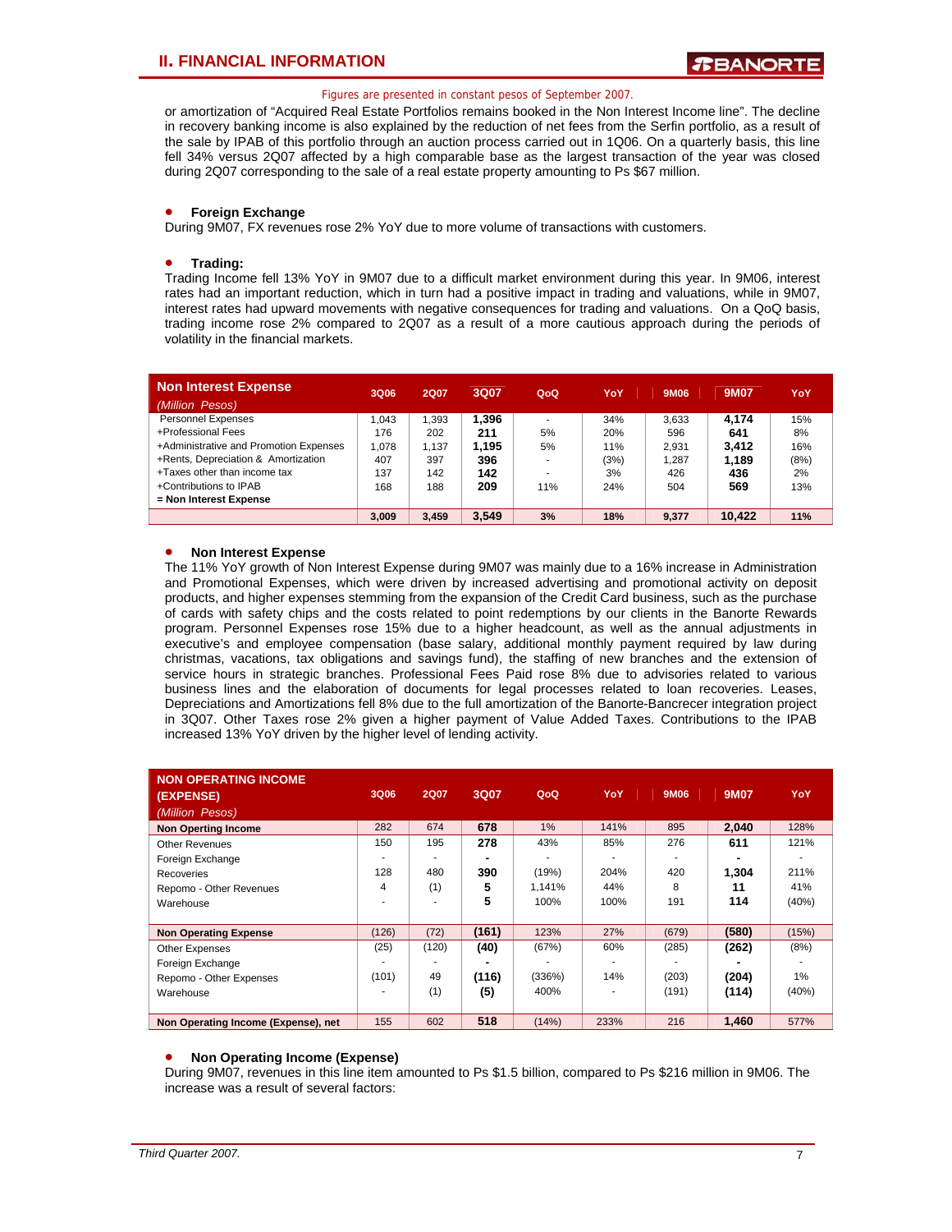Figures are presented in constant pesos of September 2007.

or amortization of "Acquired Real Estate Portfolios remains booked in the Non Interest Income line". The decline in recovery banking income is also explained by the reduction of net fees from the Serfin portfolio, as a result of the sale by IPAB of this portfolio through an auction process carried out in 1Q06. On a quarterly basis, this line fell 34% versus 2Q07 affected by a high comparable base as the largest transaction of the year was closed during 2Q07 corresponding to the sale of a real estate property amounting to Ps $67 million.

- **Foreign Exchange**

During 9M07, FX revenues rose 2% YoY due to more volume of transactions with customers.

- **Trading:**

Trading Income fell 13% YoY in 9M07 due to a difficult market environment during this year. In 9M06, interest rates had an important reduction, which in turn had a positive impact in trading and valuations, while in 9M07, interest rates had upward movements with negative consequences for trading and valuations. On a QoQ basis, trading income rose 2% compared to 2Q07 as a result of a more cautious approach during the periods of volatility in the financial markets.

| **Non Interest Expense** *(Million Pesos)* | 3Q06 | 2Q07 | 3Q07 | QoQ | YoY | 9M06 | 9M07 | YoY |
|---|---|---|---|---|---|---|---|---|
| Personnel Expenses | 1,043 | 1,393 | **1,396** | - | 34% | 3,633 | **4,174** | 15% |
| +Professional Fees | 176 | 202 | **211** | 5% | 20% | 596 | **641** | 8% |
| +Administrative and Promotion Expenses | 1,078 | 1,137 | **1,195** | 5% | 11% | 2,931 | **3,412** | 16% |
| +Rents, Depreciation & Amortization | 407 | 397 | **396** | - | (3%) | 1,287 | **1,189** | (8%) |
| +Taxes other than income tax | 137 | 142 | **142** | - | 3% | 426 | **436** | 2% |
| +Contributions to IPAB | 168 | 188 | **209** | 11% | 24% | 504 | **569** | 13% |
| **= Non Interest Expense** | **3,009** | **3,459** | **3,549** | **3%** | **18%** | **9,377** | **10,422** | **11%** |

- **Non Interest Expense**

The 11% YoY growth of Non Interest Expense during 9M07 was mainly due to a 16% increase in Administration and Promotional Expenses, which were driven by increased advertising and promotional activity on deposit products, and higher expenses stemming from the expansion of the Credit Card business, such as the purchase of cards with safety chips and the costs related to point redemptions by our clients in the Banorte Rewards program. Personnel Expenses rose 15% due to a higher headcount, as well as the annual adjustments in executive's and employee compensation (base salary, additional monthly payment required by law during christmas, vacations, tax obligations and savings fund), the staffing of new branches and the extension of service hours in strategic branches. Professional Fees Paid rose 8% due to advisories related to various business lines and the elaboration of documents for legal processes related to loan recoveries. Leases, Depreciations and Amortizations fell 8% due to the full amortization of the Banorte-Bancrecer integration project in 3Q07. Other Taxes rose 2% given a higher payment of Value Added Taxes. Contributions to the IPAB increased 13% YoY driven by the higher level of lending activity.

| **NON OPERATING INCOME (EXPENSE)** *(Million Pesos)* | 3Q06 | 2Q07 | 3Q07 | QoQ | YoY | 9M06 | 9M07 | YoY |
|---|---|---|---|---|---|---|---|---|
| **Non Operting Income** | 282 | 674 | **678** | 1% | 141% | 895 | **2,040** | 128% |
| Other Revenues | 150 | 195 | **278** | 43% | 85% | 276 | **611** | 121% |
| Foreign Exchange | - | - | **-** | - | - | - | **-** | - |
| Recoveries | 128 | 480 | **390** | (19%) | 204% | 420 | **1,304** | 211% |
| Repomo - Other Revenues | 4 | (1) | **5** | 1,141% | 44% | 8 | **11** | 41% |
| Warehouse | - | - | **5** | 100% | 100% | 191 | **114** | (40%) |
| **Non Operating Expense** | (126) | (72) | **(161)** | 123% | 27% | (679) | **(580)** | (15%) |
| Other Expenses | (25) | (120) | **(40)** | (67%) | 60% | (285) | **(262)** | (8%) |
| Foreign Exchange | - | - | **-** | - | - | - | **-** | - |
| Repomo - Other Expenses | (101) | 49 | **(116)** | (336%) | 14% | (203) | **(204)** | 1% |
| Warehouse | - | (1) | **(5)** | 400% | - | (191) | **(114)** | (40%) |
| **Non Operating Income (Expense), net** | 155 | 602 | **518** | (14%) | 233% | 216 | **1,460** | 577% |

- **Non Operating Income (Expense)**

During 9M07, revenues in this line item amounted to Ps $1.5 billion, compared to Ps $216 million in 9M06. The increase was a result of several factors: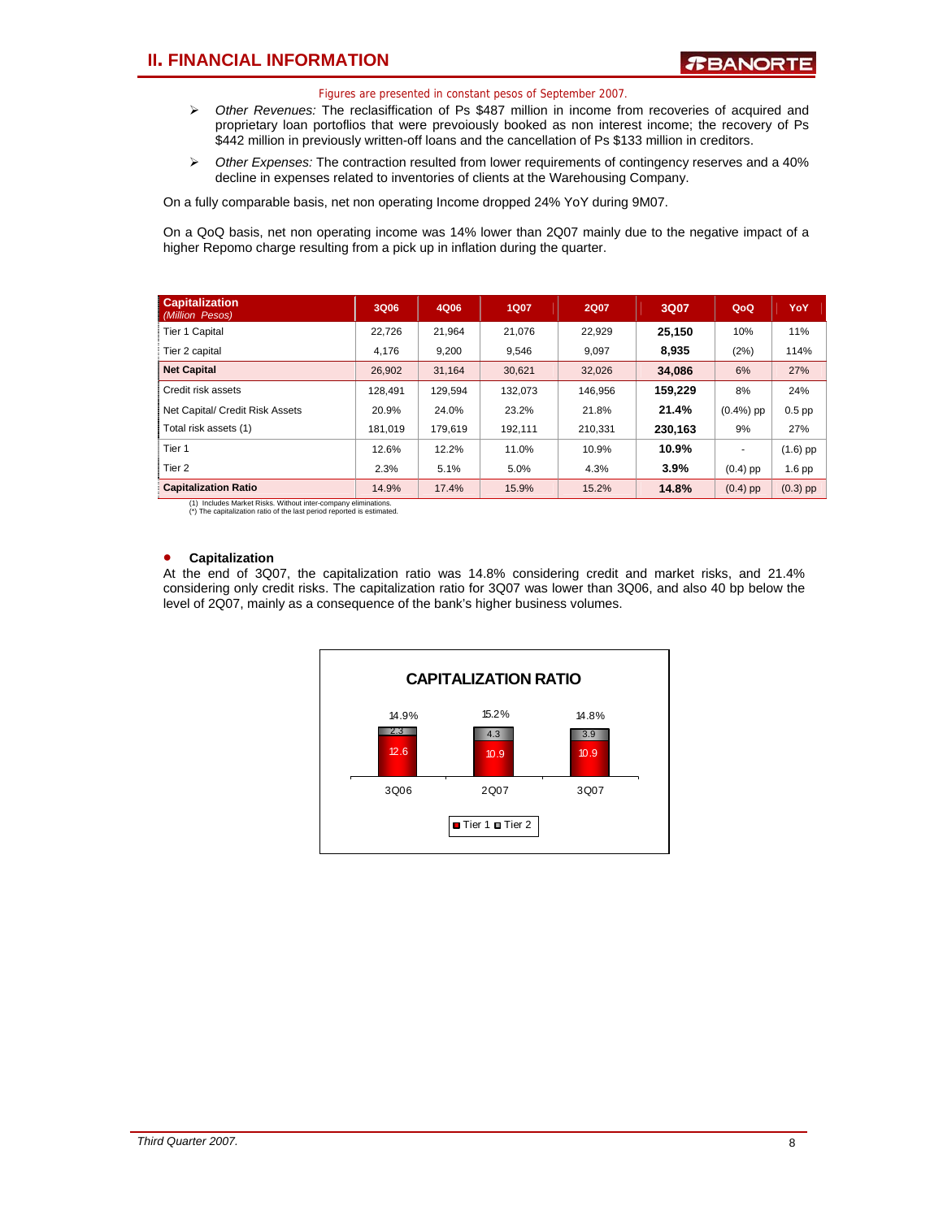Figures are presented in constant pesos of September 2007.

- *Other Revenues:* The reclasiffication of Ps $487 million in income from recoveries of acquired and proprietary loan portoflios that were prevoiously booked as non interest income; the recovery of Ps $442 million in previously written-off loans and the cancellation of Ps $133 million in creditors.
- *Other Expenses:* The contraction resulted from lower requirements of contingency reserves and a 40% decline in expenses related to inventories of clients at the Warehousing Company.

On a fully comparable basis, net non operating Income dropped 24% YoY during 9M07.

On a QoQ basis, net non operating income was 14% lower than 2Q07 mainly due to the negative impact of a higher Repomo charge resulting from a pick up in inflation during the quarter.

| Capitalization *(Million Pesos)* | 3Q06 | 4Q06 | 1Q07 | 2Q07 | 3Q07 | QoQ | YoY |
|---|---|---|---|---|---|---|---|
| Tier 1 Capital | 22,726 | 21,964 | 21,076 | 22,929 | **25,150** | 10% | 11% |
| Tier 2 capital | 4,176 | 9,200 | 9,546 | 9,097 | **8,935** | (2%) | 114% |
| **Net Capital** | 26,902 | 31,164 | 30,621 | 32,026 | **34,086** | 6% | 27% |
| Credit risk assets | 128,491 | 129,594 | 132,073 | 146,956 | **159,229** | 8% | 24% |
| Net Capital/ Credit Risk Assets | 20.9% | 24.0% | 23.2% | 21.8% | **21.4%** | (0.4%) pp | 0.5 pp |
| Total risk assets (1) | 181,019 | 179,619 | 192,111 | 210,331 | **230,163** | 9% | 27% |
| Tier 1 | 12.6% | 12.2% | 11.0% | 10.9% | **10.9%** | - | (1.6) pp |
| Tier 2 | 2.3% | 5.1% | 5.0% | 4.3% | **3.9%** | (0.4) pp | 1.6 pp |
| **Capitalization Ratio** | 14.9% | 17.4% | 15.9% | 15.2% | **14.8%** | (0.4) pp | (0.3) pp |

(1) Includes Market Risks. Without inter-company eliminations.
(*) The capitalization ratio of the last period reported is estimated.

- **Capitalization**

At the end of 3Q07, the capitalization ratio was 14.8% considering credit and market risks, and 21.4% considering only credit risks. The capitalization ratio for 3Q07 was lower than 3Q06, and also 40 bp below the level of 2Q07, mainly as a consequence of the bank's higher business volumes.

**CAPITALIZATION RATIO**

| | 3Q06 | 2Q07 | 3Q07 |
|---|---|---|---|
| Tier 1 | 12.6 | 10.9 | 10.9 |
| Tier 2 | 2.3 | 4.3 | 3.9 |
| Total | 14.9% | 15.2% | 14.8% |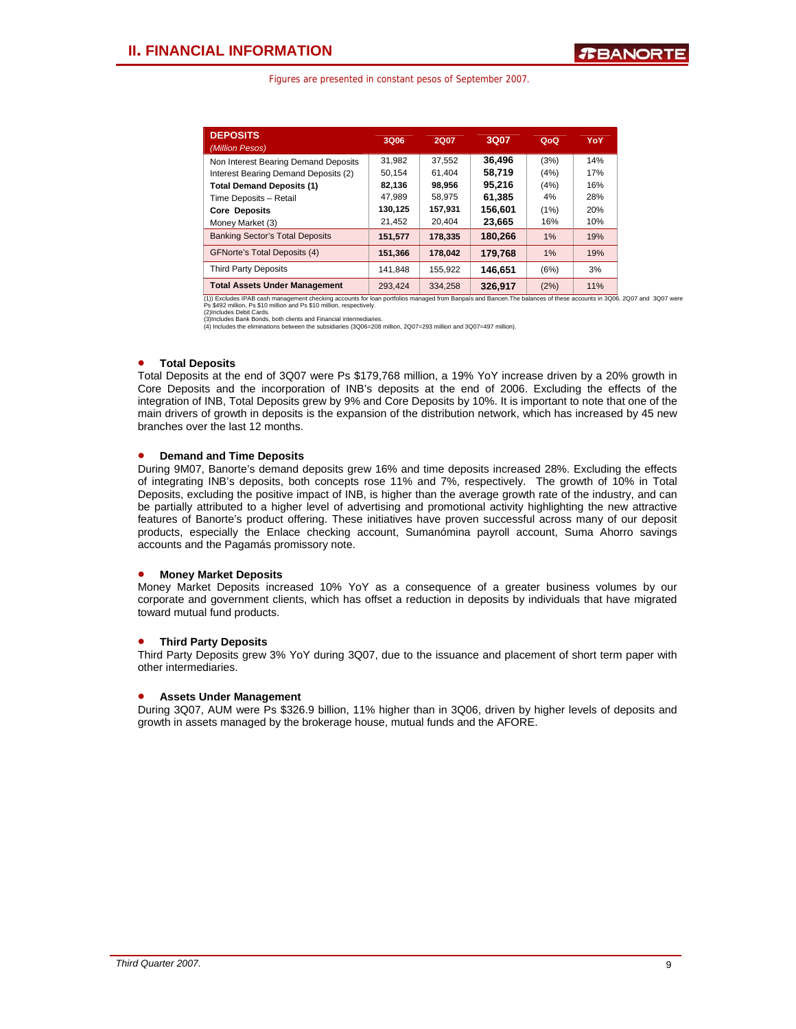## II. FINANCIAL INFORMATION

Figures are presented in constant pesos of September 2007.

| DEPOSITS *(Million Pesos)* | 3Q06 | 2Q07 | 3Q07 | QoQ | YoY |
|---|---|---|---|---|---|
| Non Interest Bearing Demand Deposits | 31,982 | 37,552 | **36,496** | (3%) | 14% |
| Interest Bearing Demand Deposits (2) | 50,154 | 61,404 | **58,719** | (4%) | 17% |
| **Total Demand Deposits (1)** | **82,136** | **98,956** | **95,216** | (4%) | 16% |
| Time Deposits – Retail | 47,989 | 58,975 | **61,385** | 4% | 28% |
| **Core Deposits** | **130,125** | **157,931** | **156,601** | (1%) | 20% |
| Money Market (3) | 21,452 | 20,404 | **23,665** | 16% | 10% |
| Banking Sector's Total Deposits | **151,577** | **178,335** | **180,266** | 1% | 19% |
| GFNorte's Total Deposits (4) | **151,366** | **178,042** | **179,768** | 1% | 19% |
| Third Party Deposits | 141,848 | 155,922 | **146,651** | (6%) | 3% |
| **Total Assets Under Management** | 293,424 | 334,258 | **326,917** | (2%) | 11% |

(1)) Excludes IPAB cash management checking accounts for loan portfolios managed from Banpaís and Bancen.The balances of these accounts in 3Q06. 2Q07 and 3Q07 were Ps $492 million, Ps $10 million and Ps $10 million, respectively.
(2)Includes Debit Cards.
(3)Includes Bank Bonds, both clients and Financial intermediaries.
(4) Includes the eliminations between the subsidiaries (3Q06=208 million, 2Q07=293 million and 3Q07=497 million).

- **Total Deposits**

Total Deposits at the end of 3Q07 were Ps $179,768 million, a 19% YoY increase driven by a 20% growth in Core Deposits and the incorporation of INB's deposits at the end of 2006. Excluding the effects of the integration of INB, Total Deposits grew by 9% and Core Deposits by 10%. It is important to note that one of the main drivers of growth in deposits is the expansion of the distribution network, which has increased by 45 new branches over the last 12 months.

- **Demand and Time Deposits**

During 9M07, Banorte's demand deposits grew 16% and time deposits increased 28%. Excluding the effects of integrating INB's deposits, both concepts rose 11% and 7%, respectively. The growth of 10% in Total Deposits, excluding the positive impact of INB, is higher than the average growth rate of the industry, and can be partially attributed to a higher level of advertising and promotional activity highlighting the new attractive features of Banorte's product offering. These initiatives have proven successful across many of our deposit products, especially the Enlace checking account, Sumanómina payroll account, Suma Ahorro savings accounts and the Pagamás promissory note.

- **Money Market Deposits**

Money Market Deposits increased 10% YoY as a consequence of a greater business volumes by our corporate and government clients, which has offset a reduction in deposits by individuals that have migrated toward mutual fund products.

- **Third Party Deposits**

Third Party Deposits grew 3% YoY during 3Q07, due to the issuance and placement of short term paper with other intermediaries.

- **Assets Under Management**

During 3Q07, AUM were Ps $326.9 billion, 11% higher than in 3Q06, driven by higher levels of deposits and growth in assets managed by the brokerage house, mutual funds and the AFORE.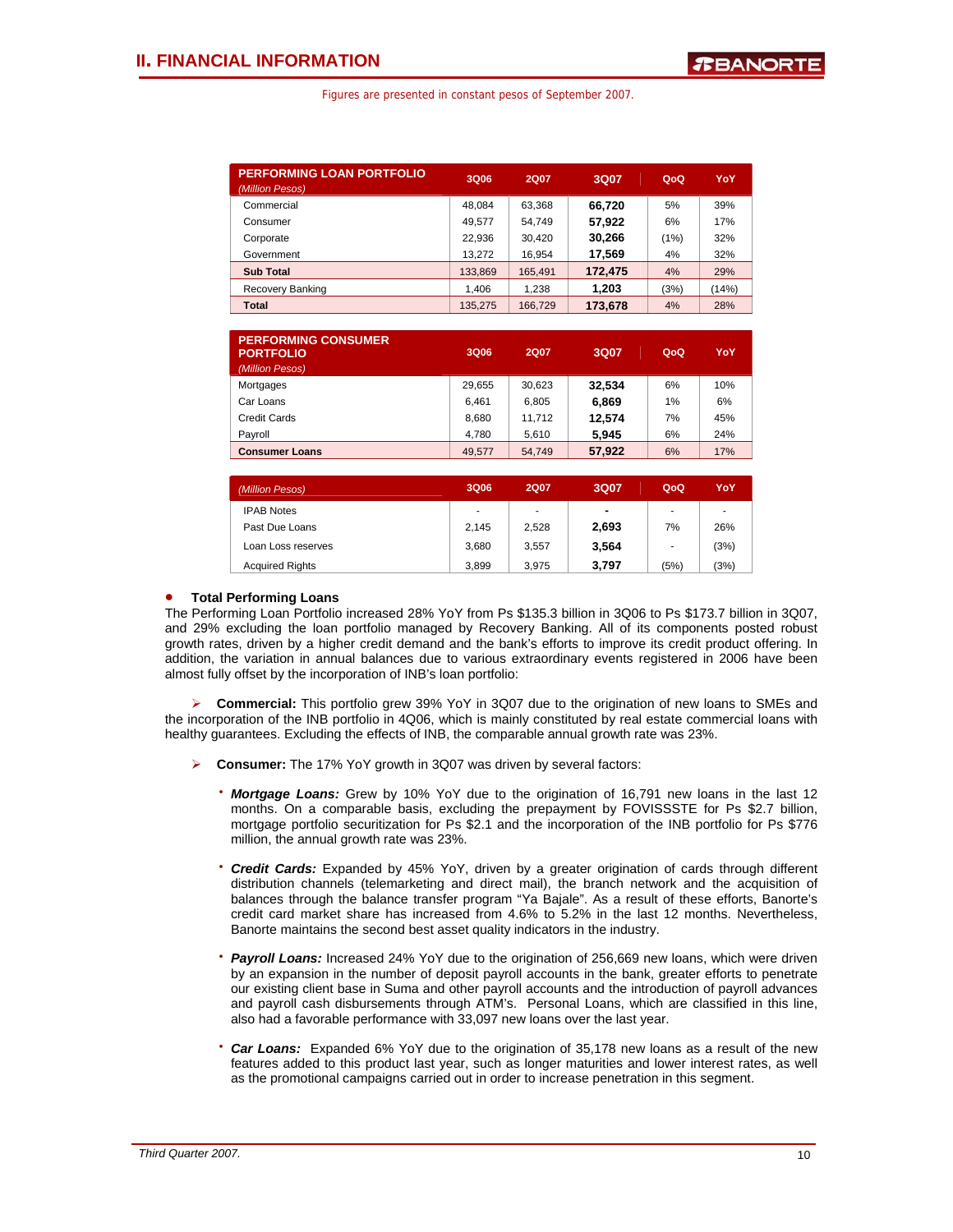## II. FINANCIAL INFORMATION

Figures are presented in constant pesos of September 2007.

| PERFORMING LOAN PORTFOLIO *(Million Pesos)* | 3Q06 | 2Q07 | 3Q07 | QoQ | YoY |
|---|---|---|---|---|---|
| Commercial | 48,084 | 63,368 | **66,720** | 5% | 39% |
| Consumer | 49,577 | 54,749 | **57,922** | 6% | 17% |
| Corporate | 22,936 | 30,420 | **30,266** | (1%) | 32% |
| Government | 13,272 | 16,954 | **17,569** | 4% | 32% |
| **Sub Total** | 133,869 | 165,491 | **172,475** | 4% | 29% |
| Recovery Banking | 1,406 | 1,238 | **1,203** | (3%) | (14%) |
| **Total** | 135,275 | 166,729 | **173,678** | 4% | 28% |

| PERFORMING CONSUMER PORTFOLIO *(Million Pesos)* | 3Q06 | 2Q07 | 3Q07 | QoQ | YoY |
|---|---|---|---|---|---|
| Mortgages | 29,655 | 30,623 | **32,534** | 6% | 10% |
| Car Loans | 6,461 | 6,805 | **6,869** | 1% | 6% |
| Credit Cards | 8,680 | 11,712 | **12,574** | 7% | 45% |
| Payroll | 4,780 | 5,610 | **5,945** | 6% | 24% |
| **Consumer Loans** | 49,577 | 54,749 | **57,922** | 6% | 17% |

| *(Million Pesos)* | 3Q06 | 2Q07 | 3Q07 | QoQ | YoY |
|---|---|---|---|---|---|
| IPAB Notes | - | - | **-** | - | - |
| Past Due Loans | 2,145 | 2,528 | **2,693** | 7% | 26% |
| Loan Loss reserves | 3,680 | 3,557 | **3,564** | - | (3%) |
| Acquired Rights | 3,899 | 3,975 | **3,797** | (5%) | (3%) |

- **Total Performing Loans**

The Performing Loan Portfolio increased 28% YoY from Ps $135.3 billion in 3Q06 to Ps $173.7 billion in 3Q07, and 29% excluding the loan portfolio managed by Recovery Banking. All of its components posted robust growth rates, driven by a higher credit demand and the bank's efforts to improve its credit product offering. In addition, the variation in annual balances due to various extraordinary events registered in 2006 have been almost fully offset by the incorporation of INB's loan portfolio:

- **Commercial:** This portfolio grew 39% YoY in 3Q07 due to the origination of new loans to SMEs and the incorporation of the INB portfolio in 4Q06, which is mainly constituted by real estate commercial loans with healthy guarantees. Excluding the effects of INB, the comparable annual growth rate was 23%.

- **Consumer:** The 17% YoY growth in 3Q07 was driven by several factors:

  - ***Mortgage Loans:*** Grew by 10% YoY due to the origination of 16,791 new loans in the last 12 months. On a comparable basis, excluding the prepayment by FOVISSSTE for Ps $2.7 billion, mortgage portfolio securitization for Ps $2.1 and the incorporation of the INB portfolio for Ps $776 million, the annual growth rate was 23%.

  - ***Credit Cards:*** Expanded by 45% YoY, driven by a greater origination of cards through different distribution channels (telemarketing and direct mail), the branch network and the acquisition of balances through the balance transfer program "Ya Bajale". As a result of these efforts, Banorte's credit card market share has increased from 4.6% to 5.2% in the last 12 months. Nevertheless, Banorte maintains the second best asset quality indicators in the industry.

  - ***Payroll Loans:*** Increased 24% YoY due to the origination of 256,669 new loans, which were driven by an expansion in the number of deposit payroll accounts in the bank, greater efforts to penetrate our existing client base in Suma and other payroll accounts and the introduction of payroll advances and payroll cash disbursements through ATM's. Personal Loans, which are classified in this line, also had a favorable performance with 33,097 new loans over the last year.

  - ***Car Loans:*** Expanded 6% YoY due to the origination of 35,178 new loans as a result of the new features added to this product last year, such as longer maturities and lower interest rates, as well as the promotional campaigns carried out in order to increase penetration in this segment.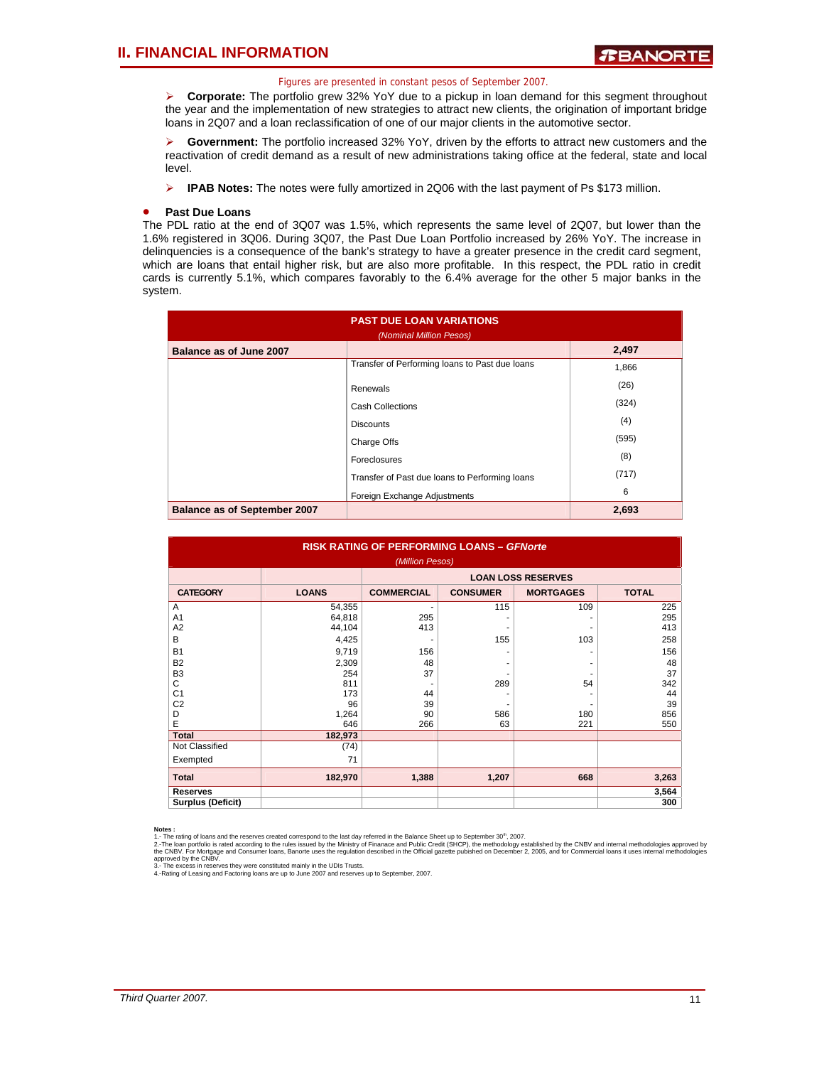## II. FINANCIAL INFORMATION

Figures are presented in constant pesos of September 2007.

- **Corporate:** The portfolio grew 32% YoY due to a pickup in loan demand for this segment throughout the year and the implementation of new strategies to attract new clients, the origination of important bridge loans in 2Q07 and a loan reclassification of one of our major clients in the automotive sector.
- **Government:** The portfolio increased 32% YoY, driven by the efforts to attract new customers and the reactivation of credit demand as a result of new administrations taking office at the federal, state and local level.
- **IPAB Notes:** The notes were fully amortized in 2Q06 with the last payment of Ps $173 million.

- **Past Due Loans**

The PDL ratio at the end of 3Q07 was 1.5%, which represents the same level of 2Q07, but lower than the 1.6% registered in 3Q06. During 3Q07, the Past Due Loan Portfolio increased by 26% YoY. The increase in delinquencies is a consequence of the bank's strategy to have a greater presence in the credit card segment, which are loans that entail higher risk, but are also more profitable. In this respect, the PDL ratio in credit cards is currently 5.1%, which compares favorably to the 6.4% average for the other 5 major banks in the system.

**PAST DUE LOAN VARIATIONS**
*(Nominal Million Pesos)*

| | | |
|---|---|---|
| **Balance as of June 2007** | | **2,497** |
| | Transfer of Performing loans to Past due loans | 1,866 |
| | Renewals | (26) |
| | Cash Collections | (324) |
| | Discounts | (4) |
| | Charge Offs | (595) |
| | Foreclosures | (8) |
| | Transfer of Past due loans to Performing loans | (717) |
| | Foreign Exchange Adjustments | 6 |
| **Balance as of September 2007** | | **2,693** |

**RISK RATING OF PERFORMING LOANS – *GFNorte***
*(Million Pesos)*

| | | LOAN LOSS RESERVES | | | |
|---|---|---|---|---|---|
| **CATEGORY** | **LOANS** | **COMMERCIAL** | **CONSUMER** | **MORTGAGES** | **TOTAL** |
| A | 54,355 | - | 115 | 109 | 225 |
| A1 | 64,818 | 295 | - | - | 295 |
| A2 | 44,104 | 413 | - | - | 413 |
| B | 4,425 | - | 155 | 103 | 258 |
| B1 | 9,719 | 156 | - | - | 156 |
| B2 | 2,309 | 48 | - | - | 48 |
| B3 | 254 | 37 | - | - | 37 |
| C | 811 | - | 289 | 54 | 342 |
| C1 | 173 | 44 | - | - | 44 |
| C2 | 96 | 39 | - | - | 39 |
| D | 1,264 | 90 | 586 | 180 | 856 |
| E | 646 | 266 | 63 | 221 | 550 |
| **Total** | **182,973** | | | | |
| Not Classified | (74) | | | | |
| Exempted | 71 | | | | |
| **Total** | **182,970** | **1,388** | **1,207** | **668** | **3,263** |
| **Reserves** | | | | | **3,564** |
| **Surplus (Deficit)** | | | | | **300** |

**Notes :**
1.- The rating of loans and the reserves created correspond to the last day referred in the Balance Sheet up to September 30th, 2007.
2.-The loan portfolio is rated according to the rules issued by the Ministry of Finanace and Public Credit (SHCP), the methodology established by the CNBV and internal methodologies approved by the CNBV. For Mortgage and Consumer loans, Banorte uses the regulation described in the Official gazette pubished on December 2, 2005, and for Commercial loans it uses internal methodologies approved by the CNBV.
3.- The excess in reserves they were constituted mainly in the UDIs Trusts.
4.-Rating of Leasing and Factoring loans are up to June 2007 and reserves up to September, 2007.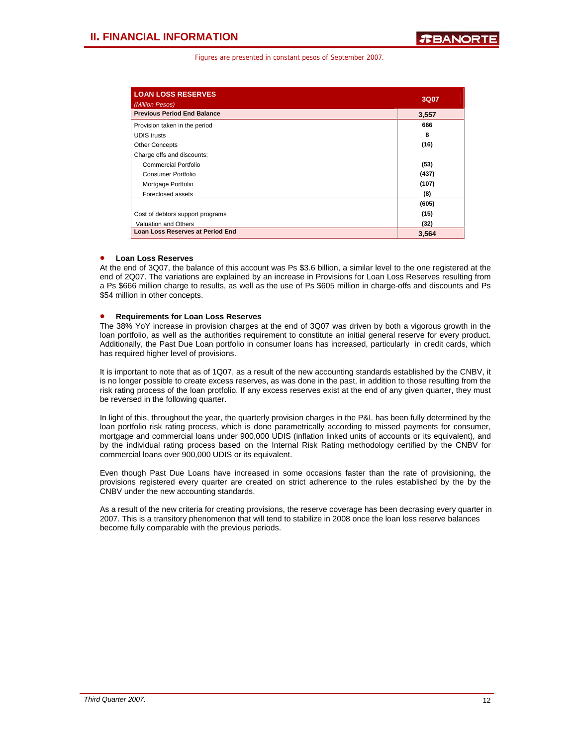Figures are presented in constant pesos of September 2007.

| LOAN LOSS RESERVES *(Million Pesos)* | 3Q07 |
|---|---|
| **Previous Period End Balance** | **3,557** |
| Provision taken in the period | **666** |
| UDIS trusts | **8** |
| Other Concepts | **(16)** |
| Charge offs and discounts: | |
| Commercial Portfolio | **(53)** |
| Consumer Portfolio | **(437)** |
| Mortgage Portfolio | **(107)** |
| Foreclosed assets | **(8)** |
| | **(605)** |
| Cost of debtors support programs | **(15)** |
| Valuation and Others | **(32)** |
| **Loan Loss Reserves at Period End** | **3,564** |

- **Loan Loss Reserves**

At the end of 3Q07, the balance of this account was Ps $3.6 billion, a similar level to the one registered at the end of 2Q07. The variations are explained by an increase in Provisions for Loan Loss Reserves resulting from a Ps $666 million charge to results, as well as the use of Ps $605 million in charge-offs and discounts and Ps $54 million in other concepts.

- **Requirements for Loan Loss Reserves**

The 38% YoY increase in provision charges at the end of 3Q07 was driven by both a vigorous growth in the loan portfolio, as well as the authorities requirement to constitute an initial general reserve for every product. Additionally, the Past Due Loan portfolio in consumer loans has increased, particularly in credit cards, which has required higher level of provisions.

It is important to note that as of 1Q07, as a result of the new accounting standards established by the CNBV, it is no longer possible to create excess reserves, as was done in the past, in addition to those resulting from the risk rating process of the loan protfolio. If any excess reserves exist at the end of any given quarter, they must be reversed in the following quarter.

In light of this, throughout the year, the quarterly provision charges in the P&L has been fully determined by the loan portfolio risk rating process, which is done parametrically according to missed payments for consumer, mortgage and commercial loans under 900,000 UDIS (inflation linked units of accounts or its equivalent), and by the individual rating process based on the Internal Risk Rating methodology certified by the CNBV for commercial loans over 900,000 UDIS or its equivalent.

Even though Past Due Loans have increased in some occasions faster than the rate of provisioning, the provisions registered every quarter are created on strict adherence to the rules established by the by the CNBV under the new accounting standards.

As a result of the new criteria for creating provisions, the reserve coverage has been decrasing every quarter in 2007. This is a transitory phenomenon that will tend to stabilize in 2008 once the loan loss reserve balances become fully comparable with the previous periods.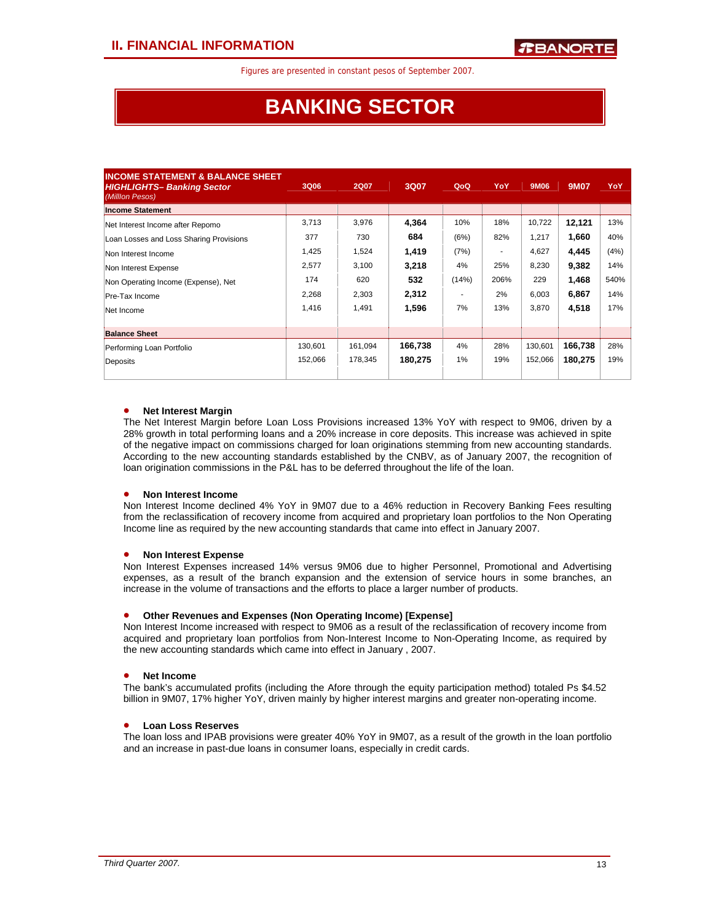Figures are presented in constant pesos of September 2007.

# BANKING SECTOR

| INCOME STATEMENT & BALANCE SHEET *HIGHLIGHTS– Banking Sector* *(Million Pesos)* | 3Q06 | 2Q07 | 3Q07 | QoQ | YoY | 9M06 | 9M07 | YoY |
|---|---|---|---|---|---|---|---|---|
| **Income Statement** | | | | | | | | |
| Net Interest Income after Repomo | 3,713 | 3,976 | **4,364** | 10% | 18% | 10,722 | **12,121** | 13% |
| Loan Losses and Loss Sharing Provisions | 377 | 730 | **684** | (6%) | 82% | 1,217 | **1,660** | 40% |
| Non Interest Income | 1,425 | 1,524 | **1,419** | (7%) | - | 4,627 | **4,445** | (4%) |
| Non Interest Expense | 2,577 | 3,100 | **3,218** | 4% | 25% | 8,230 | **9,382** | 14% |
| Non Operating Income (Expense), Net | 174 | 620 | **532** | (14%) | 206% | 229 | **1,468** | 540% |
| Pre-Tax Income | 2,268 | 2,303 | **2,312** | - | 2% | 6,003 | **6,867** | 14% |
| Net Income | 1,416 | 1,491 | **1,596** | 7% | 13% | 3,870 | **4,518** | 17% |
| **Balance Sheet** | | | | | | | | |
| Performing Loan Portfolio | 130,601 | 161,094 | **166,738** | 4% | 28% | 130,601 | **166,738** | 28% |
| Deposits | 152,066 | 178,345 | **180,275** | 1% | 19% | 152,066 | **180,275** | 19% |

- **Net Interest Margin**
  The Net Interest Margin before Loan Loss Provisions increased 13% YoY with respect to 9M06, driven by a 28% growth in total performing loans and a 20% increase in core deposits. This increase was achieved in spite of the negative impact on commissions charged for loan originations stemming from new accounting standards. According to the new accounting standards established by the CNBV, as of January 2007, the recognition of loan origination commissions in the P&L has to be deferred throughout the life of the loan.

- **Non Interest Income**
  Non Interest Income declined 4% YoY in 9M07 due to a 46% reduction in Recovery Banking Fees resulting from the reclassification of recovery income from acquired and proprietary loan portfolios to the Non Operating Income line as required by the new accounting standards that came into effect in January 2007.

- **Non Interest Expense**
  Non Interest Expenses increased 14% versus 9M06 due to higher Personnel, Promotional and Advertising expenses, as a result of the branch expansion and the extension of service hours in some branches, an increase in the volume of transactions and the efforts to place a larger number of products.

- **Other Revenues and Expenses (Non Operating Income) [Expense]**
  Non Interest Income increased with respect to 9M06 as a result of the reclassification of recovery income from acquired and proprietary loan portfolios from Non-Interest Income to Non-Operating Income, as required by the new accounting standards which came into effect in January , 2007.

- **Net Income**
  The bank's accumulated profits (including the Afore through the equity participation method) totaled Ps $4.52 billion in 9M07, 17% higher YoY, driven mainly by higher interest margins and greater non-operating income.

- **Loan Loss Reserves**
  The loan loss and IPAB provisions were greater 40% YoY in 9M07, as a result of the growth in the loan portfolio and an increase in past-due loans in consumer loans, especially in credit cards.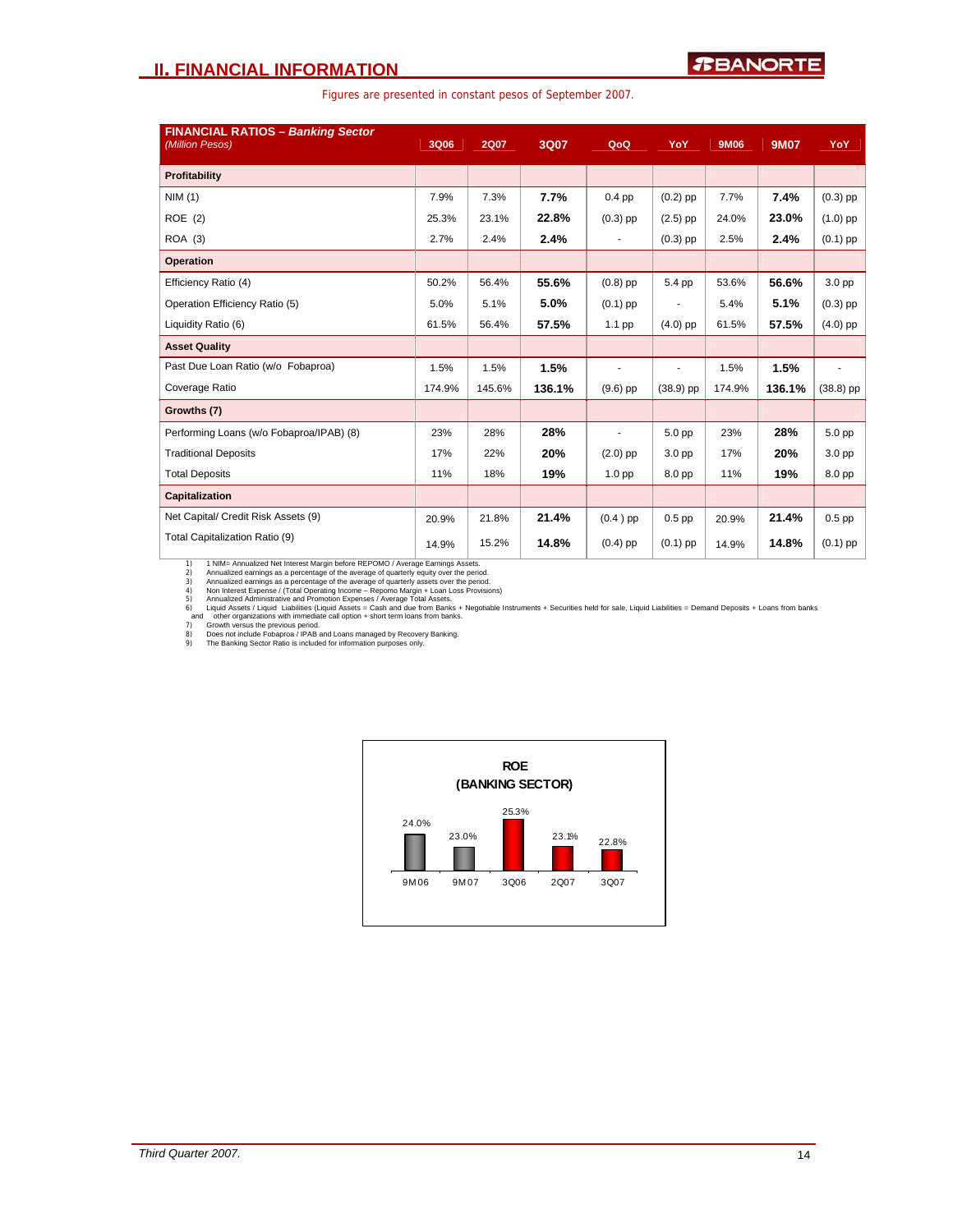## II. FINANCIAL INFORMATION

Figures are presented in constant pesos of September 2007.

| FINANCIAL RATIOS – *Banking Sector* *(Million Pesos)* | 3Q06 | 2Q07 | 3Q07 | QoQ | YoY | 9M06 | 9M07 | YoY |
|---|---|---|---|---|---|---|---|---|
| **Profitability** | | | | | | | | |
| NIM (1) | 7.9% | 7.3% | **7.7%** | 0.4 pp | (0.2) pp | 7.7% | **7.4%** | (0.3) pp |
| ROE (2) | 25.3% | 23.1% | **22.8%** | (0.3) pp | (2.5) pp | 24.0% | **23.0%** | (1.0) pp |
| ROA (3) | 2.7% | 2.4% | **2.4%** | - | (0.3) pp | 2.5% | **2.4%** | (0.1) pp |
| **Operation** | | | | | | | | |
| Efficiency Ratio (4) | 50.2% | 56.4% | **55.6%** | (0.8) pp | 5.4 pp | 53.6% | **56.6%** | 3.0 pp |
| Operation Efficiency Ratio (5) | 5.0% | 5.1% | **5.0%** | (0.1) pp | - | 5.4% | **5.1%** | (0.3) pp |
| Liquidity Ratio (6) | 61.5% | 56.4% | **57.5%** | 1.1 pp | (4.0) pp | 61.5% | **57.5%** | (4.0) pp |
| **Asset Quality** | | | | | | | | |
| Past Due Loan Ratio (w/o Fobaproa) | 1.5% | 1.5% | **1.5%** | - | - | 1.5% | **1.5%** | - |
| Coverage Ratio | 174.9% | 145.6% | **136.1%** | (9.6) pp | (38.9) pp | 174.9% | **136.1%** | (38.8) pp |
| **Growths (7)** | | | | | | | | |
| Performing Loans (w/o Fobaproa/IPAB) (8) | 23% | 28% | **28%** | - | 5.0 pp | 23% | **28%** | 5.0 pp |
| Traditional Deposits | 17% | 22% | **20%** | (2.0) pp | 3.0 pp | 17% | **20%** | 3.0 pp |
| Total Deposits | 11% | 18% | **19%** | 1.0 pp | 8.0 pp | 11% | **19%** | 8.0 pp |
| **Capitalization** | | | | | | | | |
| Net Capital/ Credit Risk Assets (9) | 20.9% | 21.8% | **21.4%** | (0.4 ) pp | 0.5 pp | 20.9% | **21.4%** | 0.5 pp |
| Total Capitalization Ratio (9) | 14.9% | 15.2% | **14.8%** | (0.4) pp | (0.1) pp | 14.9% | **14.8%** | (0.1) pp |

1) 1 NIM= Annualized Net Interest Margin before REPOMO / Average Earnings Assets.
2) Annualized earnings as a percentage of the average of quarterly equity over the period.
3) Annualized earnings as a percentage of the average of quarterly assets over the period.
4) Non Interest Expense / (Total Operating Income – Repomo Margin + Loan Loss Provisions)
5) Annualized Administrative and Promotion Expenses / Average Total Assets.
6) Liquid Assets / Liquid Liabilities (Liquid Assets = Cash and due from Banks + Negotiable Instruments + Securities held for sale, Liquid Liabilities = Demand Deposits + Loans from banks and other organizations with immediate call option + short term loans from banks.
7) Growth versus the previous period.
8) Does not include Fobaproa / IPAB and Loans managed by Recovery Banking.
9) The Banking Sector Ratio is included for information purposes only.

**ROE (BANKING SECTOR)**

| 9M06 | 9M07 | 3Q06 | 2Q07 | 3Q07 |
|---|---|---|---|---|
| 24.0% | 23.0% | 25.3% | 23.1% | 22.8% |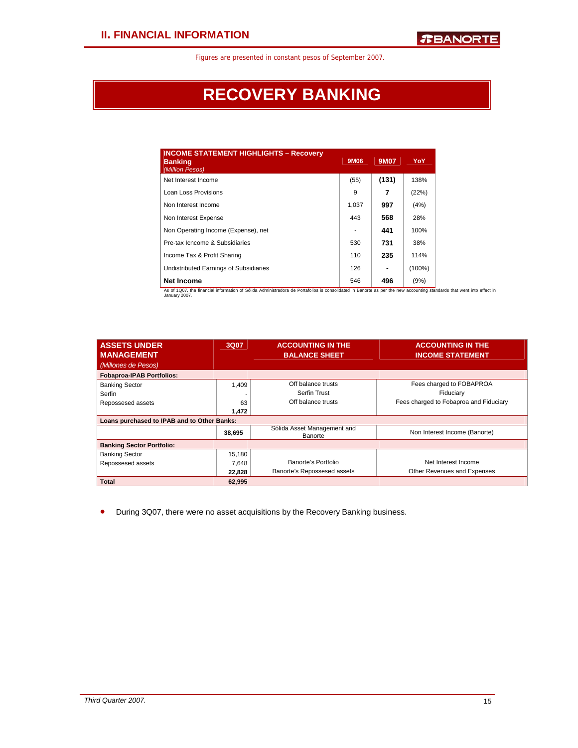# RECOVERY BANKING

Figures are presented in constant pesos of September 2007.

| INCOME STATEMENT HIGHLIGHTS – Recovery Banking *(Million Pesos)* | 9M06 | 9M07 | YoY |
|---|---|---|---|
| Net Interest Income | (55) | **(131)** | 138% |
| Loan Loss Provisions | 9 | **7** | (22%) |
| Non Interest Income | 1,037 | **997** | (4%) |
| Non Interest Expense | 443 | **568** | 28% |
| Non Operating Income (Expense), net | - | **441** | 100% |
| Pre-tax Icncome & Subsidiaries | 530 | **731** | 38% |
| Income Tax & Profit Sharing | 110 | **235** | 114% |
| Undistributed Earnings of Subsidiaries | 126 | **-** | (100%) |
| **Net Income** | 546 | **496** | (9%) |

As of 1Q07, the financial information of Sólida Administradora de Portafolios is consolidated in Banorte as per the new accounting standards that went into effect in January 2007.

| ASSETS UNDER MANAGEMENT *(Millones de Pesos)* | 3Q07 | ACCOUNTING IN THE BALANCE SHEET | ACCOUNTING IN THE INCOME STATEMENT |
|---|---|---|---|
| **Fobaproa-IPAB Portfolios:** | | | |
| Banking Sector | 1,409 | Off balance trusts | Fees charged to FOBAPROA |
| Serfin | - | Serfin Trust | Fiduciary |
| Repossesed assets | 63 | Off balance trusts | Fees charged to Fobaproa and Fiduciary |
| | **1,472** | | |
| **Loans purchased to IPAB and to Other Banks:** | | | |
| | **38,695** | Sólida Asset Management and Banorte | Non Interest Income (Banorte) |
| **Banking Sector Portfolio:** | | | |
| Banking Sector | 15,180 | Banorte's Portfolio | Net Interest Income |
| Repossesed assets | 7,648 | Banorte's Repossesed assets | Other Revenues and Expenses |
| | **22,828** | | |
| **Total** | **62,995** | | |

- During 3Q07, there were no asset acquisitions by the Recovery Banking business.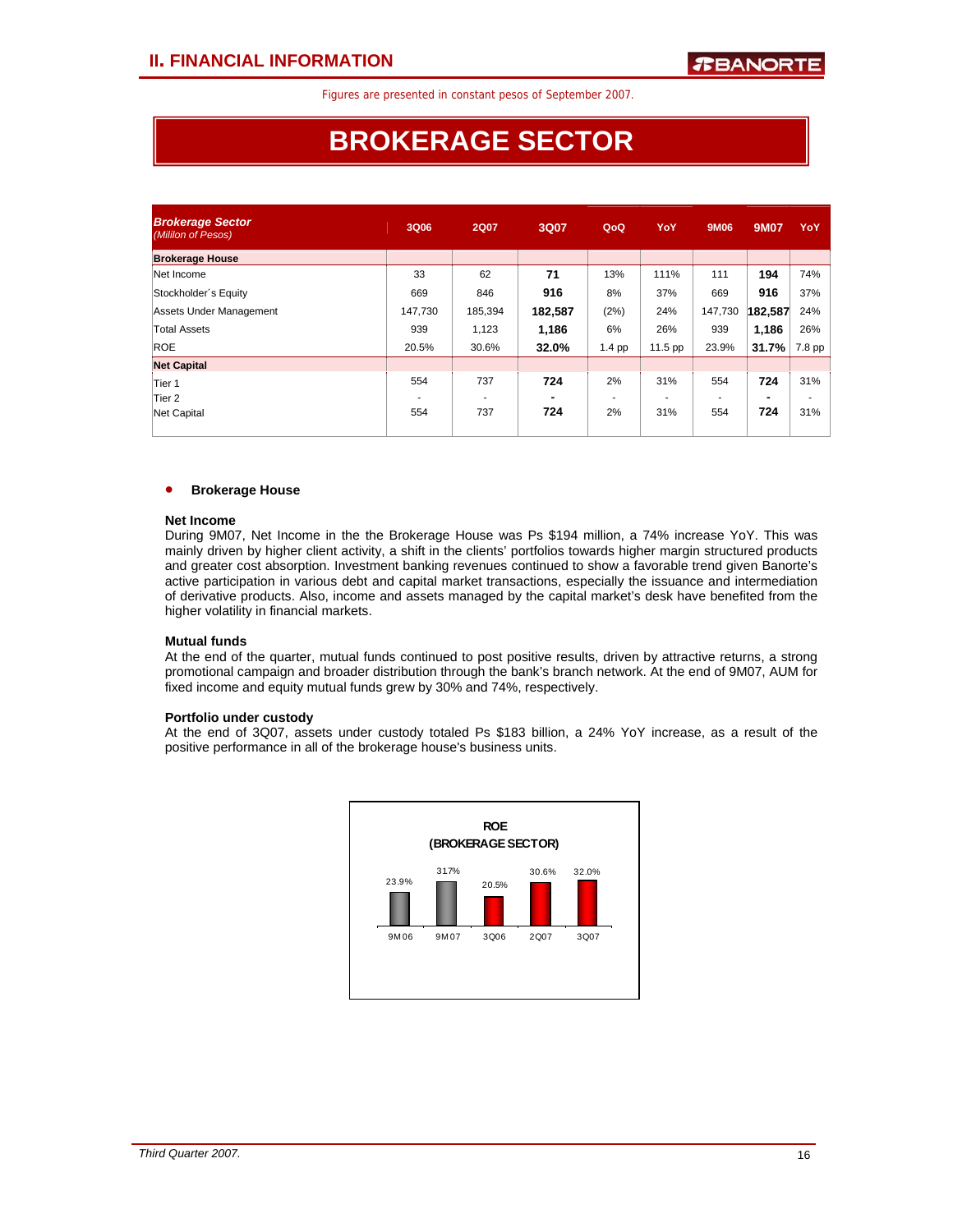Figures are presented in constant pesos of September 2007.

# BROKERAGE SECTOR

| *Brokerage Sector* *(Mililon of Pesos)* | 3Q06 | 2Q07 | 3Q07 | QoQ | YoY | 9M06 | 9M07 | YoY |
|---|---|---|---|---|---|---|---|---|
| **Brokerage House** | | | | | | | | |
| Net Income | 33 | 62 | **71** | 13% | 111% | 111 | **194** | 74% |
| Stockholder´s Equity | 669 | 846 | **916** | 8% | 37% | 669 | **916** | 37% |
| Assets Under Management | 147,730 | 185,394 | **182,587** | (2%) | 24% | 147,730 | **182,587** | 24% |
| Total Assets | 939 | 1,123 | **1,186** | 6% | 26% | 939 | **1,186** | 26% |
| ROE | 20.5% | 30.6% | **32.0%** | 1.4 pp | 11.5 pp | 23.9% | **31.7%** | 7.8 pp |
| **Net Capital** | | | | | | | | |
| Tier 1 | 554 | 737 | **724** | 2% | 31% | 554 | **724** | 31% |
| Tier 2 | - | - | **-** | - | - | - | **-** | - |
| Net Capital | 554 | 737 | **724** | 2% | 31% | 554 | **724** | 31% |

- **Brokerage House**

**Net Income**

During 9M07, Net Income in the the Brokerage House was Ps $194 million, a 74% increase YoY. This was mainly driven by higher client activity, a shift in the clients' portfolios towards higher margin structured products and greater cost absorption. Investment banking revenues continued to show a favorable trend given Banorte's active participation in various debt and capital market transactions, especially the issuance and intermediation of derivative products. Also, income and assets managed by the capital market's desk have benefited from the higher volatility in financial markets.

**Mutual funds**

At the end of the quarter, mutual funds continued to post positive results, driven by attractive returns, a strong promotional campaign and broader distribution through the bank's branch network. At the end of 9M07, AUM for fixed income and equity mutual funds grew by 30% and 74%, respectively.

**Portfolio under custody**

At the end of 3Q07, assets under custody totaled Ps $183 billion, a 24% YoY increase, as a result of the positive performance in all of the brokerage house's business units.

**ROE (BROKERAGE SECTOR)**

| 9M06 | 9M07 | 3Q06 | 2Q07 | 3Q07 |
|---|---|---|---|---|
| 23.9% | 31.7% | 20.5% | 30.6% | 32.0% |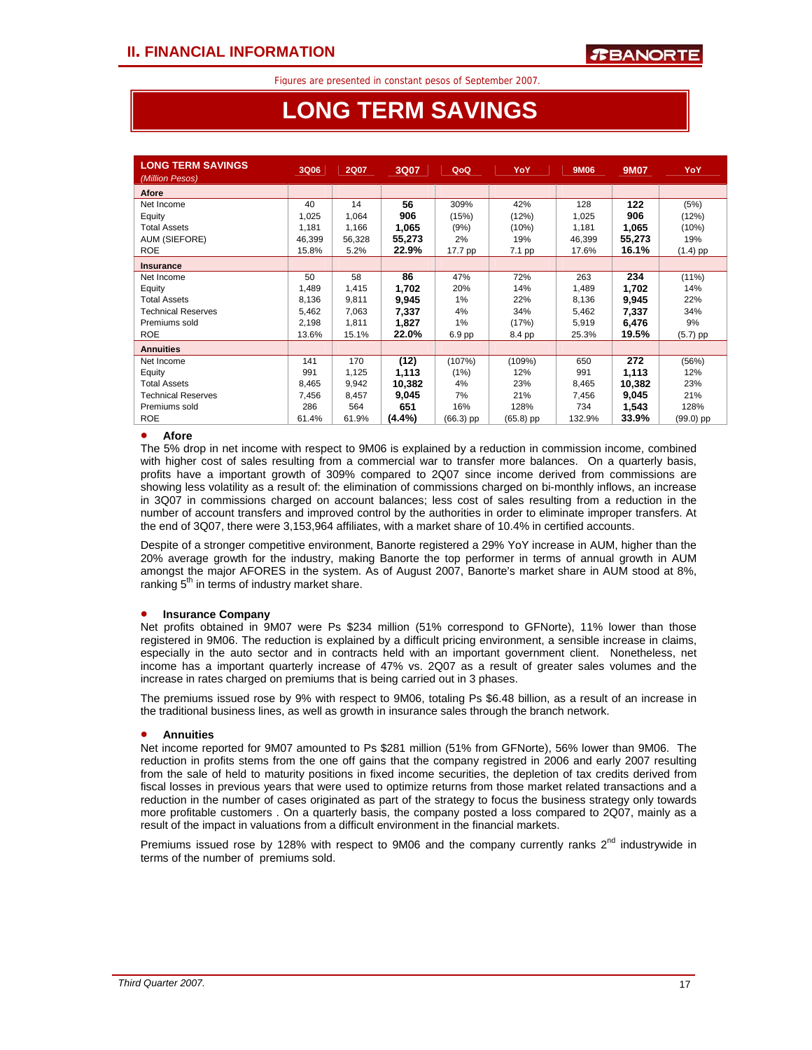Figures are presented in constant pesos of September 2007.

# LONG TERM SAVINGS

| LONG TERM SAVINGS *(Million Pesos)* | 3Q06 | 2Q07 | 3Q07 | QoQ | YoY | 9M06 | 9M07 | YoY |
|---|---|---|---|---|---|---|---|---|
| **Afore** | | | | | | | | |
| Net Income | 40 | 14 | **56** | 309% | 42% | 128 | **122** | (5%) |
| Equity | 1,025 | 1,064 | **906** | (15%) | (12%) | 1,025 | **906** | (12%) |
| Total Assets | 1,181 | 1,166 | **1,065** | (9%) | (10%) | 1,181 | **1,065** | (10%) |
| AUM (SIEFORE) | 46,399 | 56,328 | **55,273** | 2% | 19% | 46,399 | **55,273** | 19% |
| ROE | 15.8% | 5.2% | **22.9%** | 17.7 pp | 7.1 pp | 17.6% | **16.1%** | (1.4) pp |
| **Insurance** | | | | | | | | |
| Net Income | 50 | 58 | **86** | 47% | 72% | 263 | **234** | (11%) |
| Equity | 1,489 | 1,415 | **1,702** | 20% | 14% | 1,489 | **1,702** | 14% |
| Total Assets | 8,136 | 9,811 | **9,945** | 1% | 22% | 8,136 | **9,945** | 22% |
| Technical Reserves | 5,462 | 7,063 | **7,337** | 4% | 34% | 5,462 | **7,337** | 34% |
| Premiums sold | 2,198 | 1,811 | **1,827** | 1% | (17%) | 5,919 | **6,476** | 9% |
| ROE | 13.6% | 15.1% | **22.0%** | 6.9 pp | 8.4 pp | 25.3% | **19.5%** | (5.7) pp |
| **Annuities** | | | | | | | | |
| Net Income | 141 | 170 | **(12)** | (107%) | (109%) | 650 | **272** | (56%) |
| Equity | 991 | 1,125 | **1,113** | (1%) | 12% | 991 | **1,113** | 12% |
| Total Assets | 8,465 | 9,942 | **10,382** | 4% | 23% | 8,465 | **10,382** | 23% |
| Technical Reserves | 7,456 | 8,457 | **9,045** | 7% | 21% | 7,456 | **9,045** | 21% |
| Premiums sold | 286 | 564 | **651** | 16% | 128% | 734 | **1,543** | 128% |
| ROE | 61.4% | 61.9% | **(4.4%)** | (66.3) pp | (65.8) pp | 132.9% | **33.9%** | (99.0) pp |

- **Afore**

The 5% drop in net income with respect to 9M06 is explained by a reduction in commission income, combined with higher cost of sales resulting from a commercial war to transfer more balances. On a quarterly basis, profits have a important growth of 309% compared to 2Q07 since income derived from commissions are showing less volatility as a result of: the elimination of commissions charged on bi-monthly inflows, an increase in 3Q07 in commissions charged on account balances; less cost of sales resulting from a reduction in the number of account transfers and improved control by the authorities in order to eliminate improper transfers. At the end of 3Q07, there were 3,153,964 affiliates, with a market share of 10.4% in certified accounts.

Despite of a stronger competitive environment, Banorte registered a 29% YoY increase in AUM, higher than the 20% average growth for the industry, making Banorte the top performer in terms of annual growth in AUM amongst the major AFORES in the system. As of August 2007, Banorte's market share in AUM stood at 8%, ranking 5th in terms of industry market share.

- **Insurance Company**

Net profits obtained in 9M07 were Ps $234 million (51% correspond to GFNorte), 11% lower than those registered in 9M06. The reduction is explained by a difficult pricing environment, a sensible increase in claims, especially in the auto sector and in contracts held with an important government client. Nonetheless, net income has a important quarterly increase of 47% vs. 2Q07 as a result of greater sales volumes and the increase in rates charged on premiums that is being carried out in 3 phases.

The premiums issued rose by 9% with respect to 9M06, totaling Ps $6.48 billion, as a result of an increase in the traditional business lines, as well as growth in insurance sales through the branch network.

- **Annuities**

Net income reported for 9M07 amounted to Ps $281 million (51% from GFNorte), 56% lower than 9M06. The reduction in profits stems from the one off gains that the company registred in 2006 and early 2007 resulting from the sale of held to maturity positions in fixed income securities, the depletion of tax credits derived from fiscal losses in previous years that were used to optimize returns from those market related transactions and a reduction in the number of cases originated as part of the strategy to focus the business strategy only towards more profitable customers . On a quarterly basis, the company posted a loss compared to 2Q07, mainly as a result of the impact in valuations from a difficult environment in the financial markets.

Premiums issued rose by 128% with respect to 9M06 and the company currently ranks 2nd industrywide in terms of the number of premiums sold.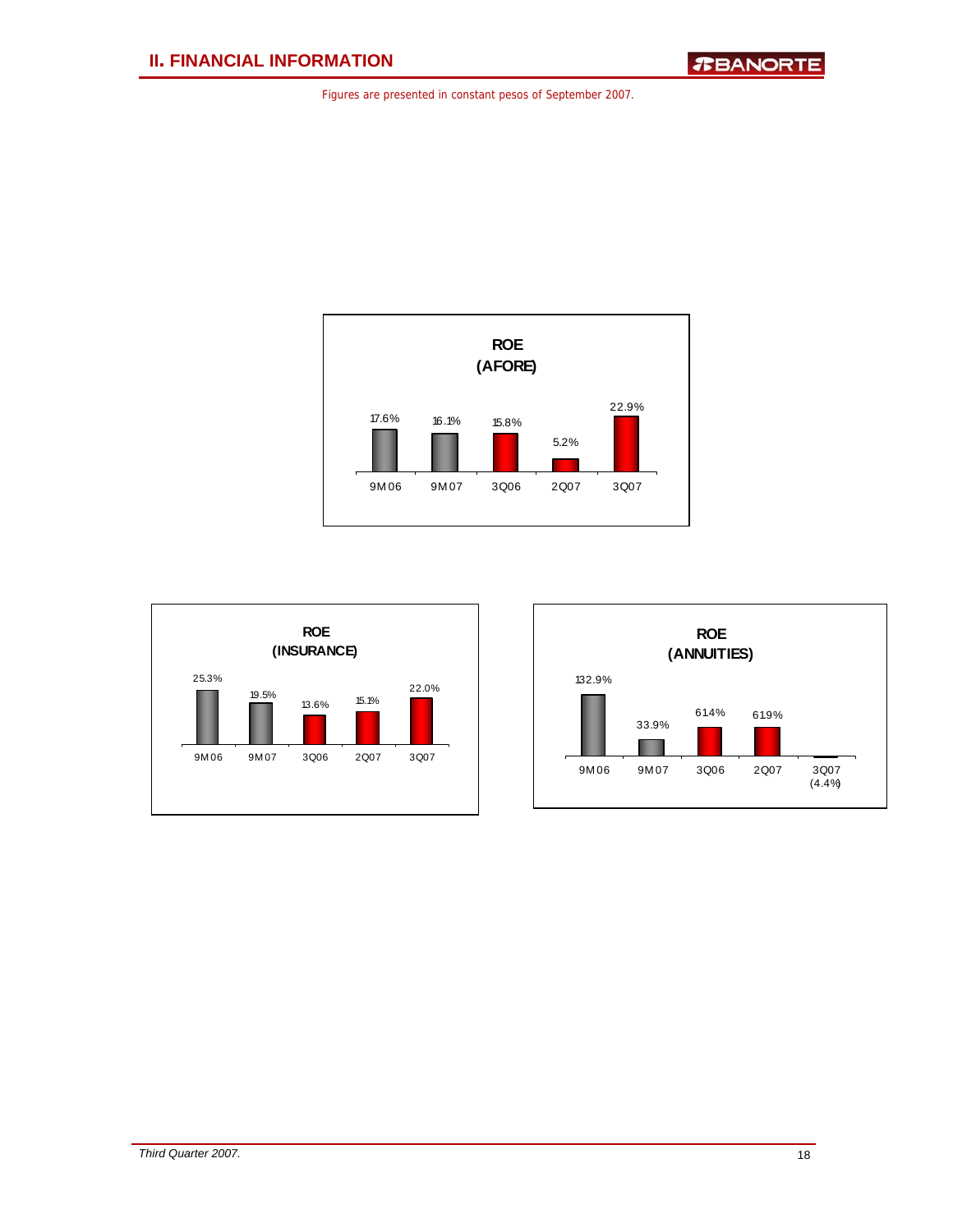Figures are presented in constant pesos of September 2007.

**ROE (AFORE)**

| 9M06 | 9M07 | 3Q06 | 2Q07 | 3Q07 |
|---|---|---|---|---|
| 17.6% | 16.1% | 15.8% | 5.2% | 22.9% |

**ROE (INSURANCE)**

| 9M06 | 9M07 | 3Q06 | 2Q07 | 3Q07 |
|---|---|---|---|---|
| 25.3% | 19.5% | 13.6% | 15.1% | 22.0% |

**ROE (ANNUITIES)**

| 9M06 | 9M07 | 3Q06 | 2Q07 | 3Q07 |
|---|---|---|---|---|
| 132.9% | 33.9% | 61.4% | 61.9% | (4.4%) |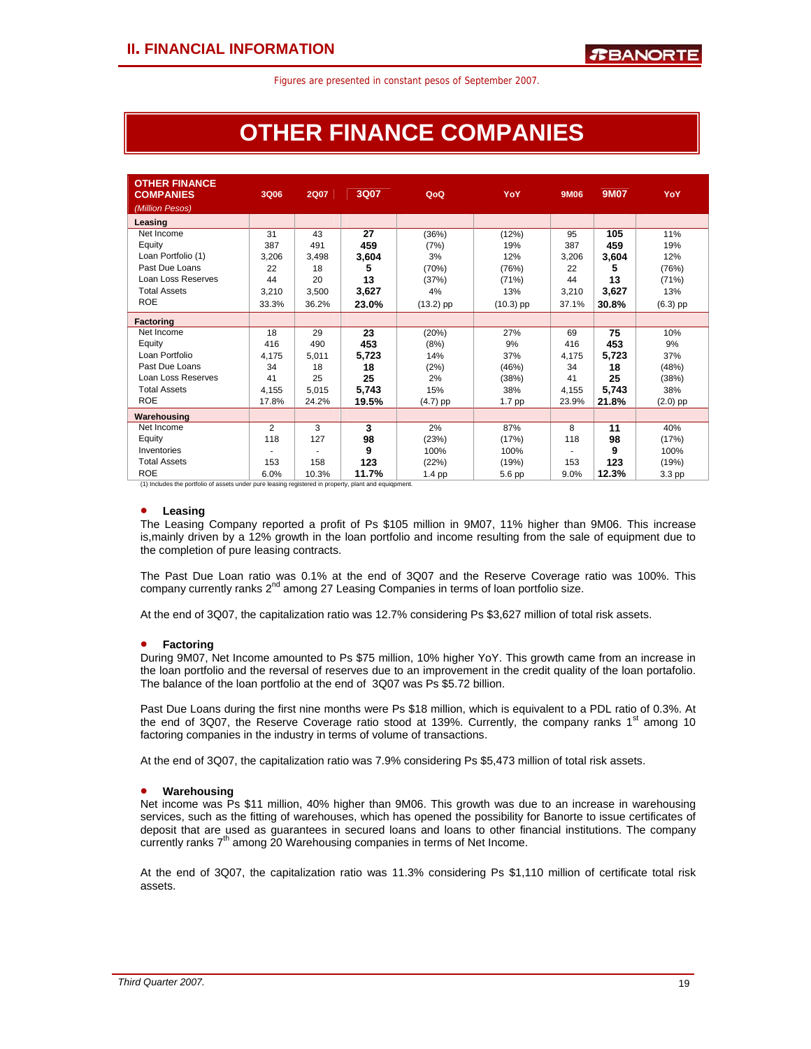Figures are presented in constant pesos of September 2007.

# OTHER FINANCE COMPANIES

| OTHER FINANCE COMPANIES *(Million Pesos)* | 3Q06 | 2Q07 | 3Q07 | QoQ | YoY | 9M06 | 9M07 | YoY |
|---|---|---|---|---|---|---|---|---|
| **Leasing** | | | | | | | | |
| Net Income | 31 | 43 | **27** | (36%) | (12%) | 95 | **105** | 11% |
| Equity | 387 | 491 | **459** | (7%) | 19% | 387 | **459** | 19% |
| Loan Portfolio (1) | 3,206 | 3,498 | **3,604** | 3% | 12% | 3,206 | **3,604** | 12% |
| Past Due Loans | 22 | 18 | **5** | (70%) | (76%) | 22 | **5** | (76%) |
| Loan Loss Reserves | 44 | 20 | **13** | (37%) | (71%) | 44 | **13** | (71%) |
| Total Assets | 3,210 | 3,500 | **3,627** | 4% | 13% | 3,210 | **3,627** | 13% |
| ROE | 33.3% | 36.2% | **23.0%** | (13.2) pp | (10.3) pp | 37.1% | **30.8%** | (6.3) pp |
| **Factoring** | | | | | | | | |
| Net Income | 18 | 29 | **23** | (20%) | 27% | 69 | **75** | 10% |
| Equity | 416 | 490 | **453** | (8%) | 9% | 416 | **453** | 9% |
| Loan Portfolio | 4,175 | 5,011 | **5,723** | 14% | 37% | 4,175 | **5,723** | 37% |
| Past Due Loans | 34 | 18 | **18** | (2%) | (46%) | 34 | **18** | (48%) |
| Loan Loss Reserves | 41 | 25 | **25** | 2% | (38%) | 41 | **25** | (38%) |
| Total Assets | 4,155 | 5,015 | **5,743** | 15% | 38% | 4,155 | **5,743** | 38% |
| ROE | 17.8% | 24.2% | **19.5%** | (4.7) pp | 1.7 pp | 23.9% | **21.8%** | (2.0) pp |
| **Warehousing** | | | | | | | | |
| Net Income | 2 | 3 | **3** | 2% | 87% | 8 | **11** | 40% |
| Equity | 118 | 127 | **98** | (23%) | (17%) | 118 | **98** | (17%) |
| Inventories | - | - | **9** | 100% | 100% | - | **9** | 100% |
| Total Assets | 153 | 158 | **123** | (22%) | (19%) | 153 | **123** | (19%) |
| ROE | 6.0% | 10.3% | **11.7%** | 1.4 pp | 5.6 pp | 9.0% | **12.3%** | 3.3 pp |

(1) Includes the portfolio of assets under pure leasing registered in property, plant and equiqpment.

- **Leasing**

The Leasing Company reported a profit of Ps $105 million in 9M07, 11% higher than 9M06. This increase is,mainly driven by a 12% growth in the loan portfolio and income resulting from the sale of equipment due to the completion of pure leasing contracts.

The Past Due Loan ratio was 0.1% at the end of 3Q07 and the Reserve Coverage ratio was 100%. This company currently ranks 2nd among 27 Leasing Companies in terms of loan portfolio size.

At the end of 3Q07, the capitalization ratio was 12.7% considering Ps $3,627 million of total risk assets.

- **Factoring**

During 9M07, Net Income amounted to Ps $75 million, 10% higher YoY. This growth came from an increase in the loan portfolio and the reversal of reserves due to an improvement in the credit quality of the loan portafolio. The balance of the loan portfolio at the end of 3Q07 was Ps $5.72 billion.

Past Due Loans during the first nine months were Ps $18 million, which is equivalent to a PDL ratio of 0.3%. At the end of 3Q07, the Reserve Coverage ratio stood at 139%. Currently, the company ranks 1st among 10 factoring companies in the industry in terms of volume of transactions.

At the end of 3Q07, the capitalization ratio was 7.9% considering Ps $5,473 million of total risk assets.

- **Warehousing**

Net income was Ps $11 million, 40% higher than 9M06. This growth was due to an increase in warehousing services, such as the fitting of warehouses, which has opened the possibility for Banorte to issue certificates of deposit that are used as guarantees in secured loans and loans to other financial institutions. The company currently ranks 7th among 20 Warehousing companies in terms of Net Income.

At the end of 3Q07, the capitalization ratio was 11.3% considering Ps $1,110 million of certificate total risk assets.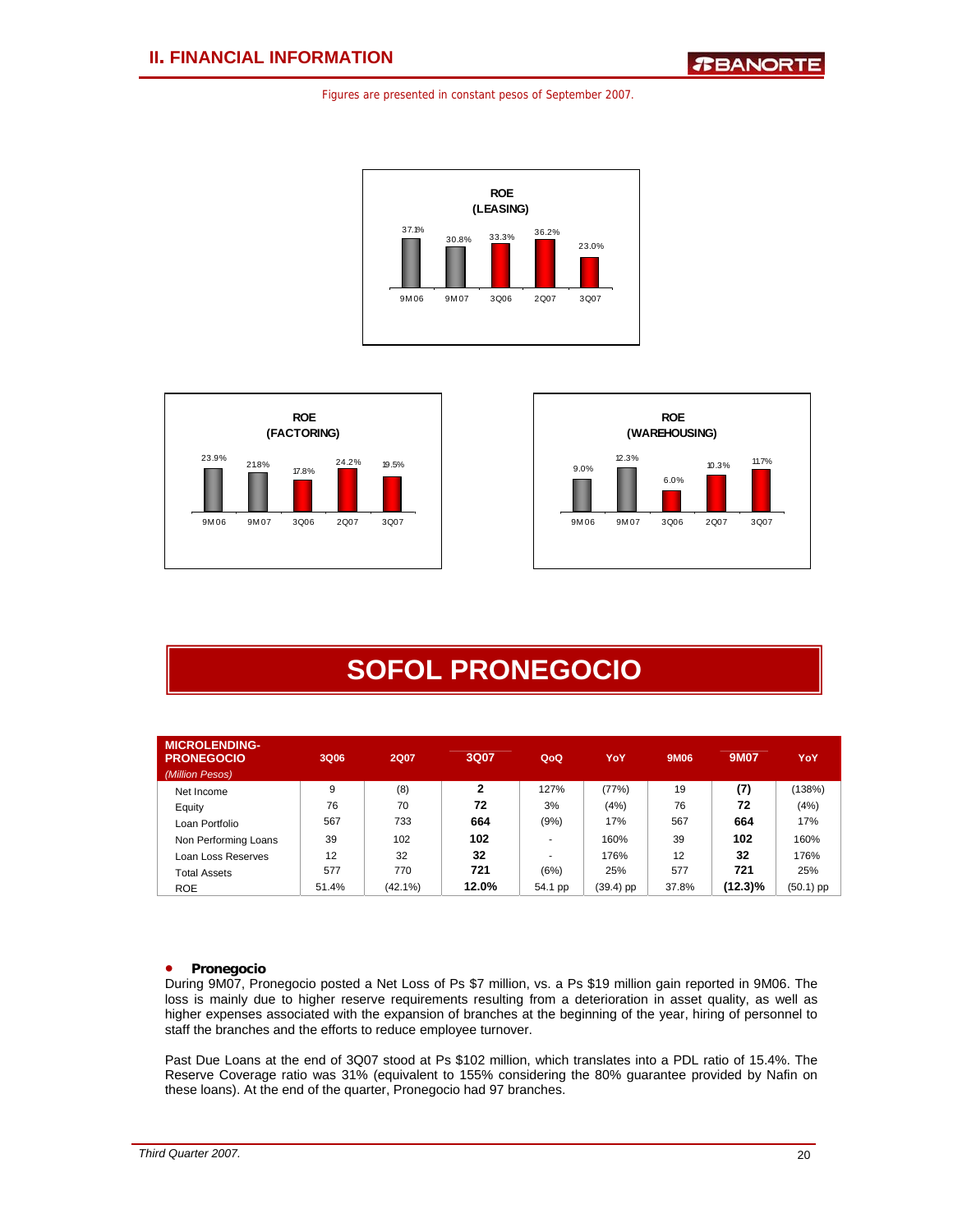Figures are presented in constant pesos of September 2007.

**ROE (LEASING)**

| 9M06 | 9M07 | 3Q06 | 2Q07 | 3Q07 |
|---|---|---|---|---|
| 37.1% | 30.8% | 33.3% | 36.2% | 23.0% |

**ROE (FACTORING)**

| 9M06 | 9M07 | 3Q06 | 2Q07 | 3Q07 |
|---|---|---|---|---|
| 23.9% | 21.8% | 17.8% | 24.2% | 19.5% |

**ROE (WAREHOUSING)**

| 9M06 | 9M07 | 3Q06 | 2Q07 | 3Q07 |
|---|---|---|---|---|
| 9.0% | 12.3% | 6.0% | 10.3% | 11.7% |

# SOFOL PRONEGOCIO

| MICROLENDING-PRONEGOCIO *(Million Pesos)* | 3Q06 | 2Q07 | 3Q07 | QoQ | YoY | 9M06 | 9M07 | YoY |
|---|---|---|---|---|---|---|---|---|
| Net Income | 9 | (8) | **2** | 127% | (77%) | 19 | **(7)** | (138%) |
| Equity | 76 | 70 | **72** | 3% | (4%) | 76 | **72** | (4%) |
| Loan Portfolio | 567 | 733 | **664** | (9%) | 17% | 567 | **664** | 17% |
| Non Performing Loans | 39 | 102 | **102** | - | 160% | 39 | **102** | 160% |
| Loan Loss Reserves | 12 | 32 | **32** | - | 176% | 12 | **32** | 176% |
| Total Assets | 577 | 770 | **721** | (6%) | 25% | 577 | **721** | 25% |
| ROE | 51.4% | (42.1%) | **12.0%** | 54.1 pp | (39.4) pp | 37.8% | **(12.3)%** | (50.1) pp |

- **Pronegocio**

During 9M07, Pronegocio posted a Net Loss of Ps $7 million, vs. a Ps $19 million gain reported in 9M06. The loss is mainly due to higher reserve requirements resulting from a deterioration in asset quality, as well as higher expenses associated with the expansion of branches at the beginning of the year, hiring of personnel to staff the branches and the efforts to reduce employee turnover.

Past Due Loans at the end of 3Q07 stood at Ps $102 million, which translates into a PDL ratio of 15.4%. The Reserve Coverage ratio was 31% (equivalent to 155% considering the 80% guarantee provided by Nafin on these loans). At the end of the quarter, Pronegocio had 97 branches.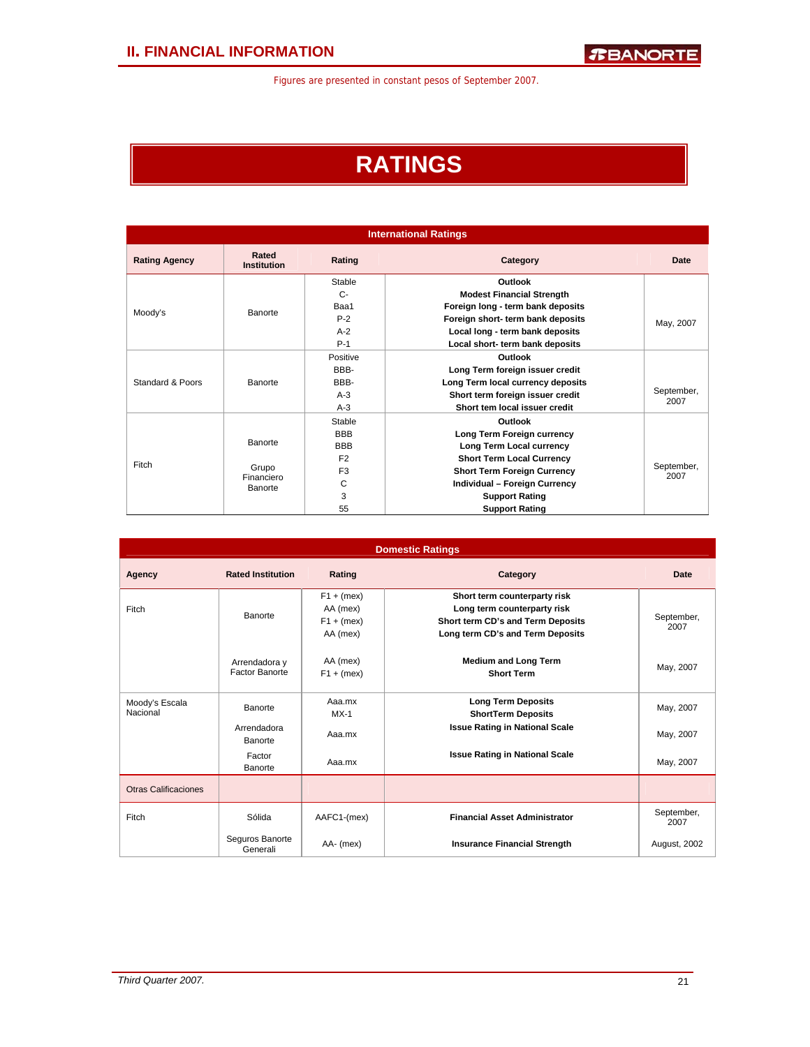Figures are presented in constant pesos of September 2007.

# RATINGS

| International Ratings | | | | |
|---|---|---|---|---|
| **Rating Agency** | **Rated Institution** | **Rating** | **Category** | **Date** |
| Moody's | Banorte | Stable | **Outlook** | May, 2007 |
| | | C- | **Modest Financial Strength** | |
| | | Baa1 | **Foreign long - term bank deposits** | |
| | | P-2 | **Foreign short- term bank deposits** | |
| | | A-2 | **Local long - term bank deposits** | |
| | | P-1 | **Local short- term bank deposits** | |
| Standard & Poors | Banorte | Positive | **Outlook** | September, 2007 |
| | | BBB- | **Long Term foreign issuer credit** | |
| | | BBB- | **Long Term local currency deposits** | |
| | | A-3 | **Short term foreign issuer credit** | |
| | | A-3 | **Short tem local issuer credit** | |
| Fitch | Banorte | Stable | **Outlook** | September, 2007 |
| | | BBB | **Long Term Foreign currency** | |
| | | BBB | **Long Term Local currency** | |
| | | F2 | **Short Term Local Currency** | |
| | | F3 | **Short Term Foreign Currency** | |
| | | C | **Individual – Foreign Currency** | |
| | | 3 | **Support Rating** | |
| | Grupo Financiero Banorte | 55 | **Support Rating** | |

| Domestic Ratings | | | | |
|---|---|---|---|---|
| **Agency** | **Rated Institution** | **Rating** | **Category** | **Date** |
| Fitch | Banorte | F1 + (mex) | **Short term counterparty risk** | September, 2007 |
| | | AA (mex) | **Long term counterparty risk** | |
| | | F1 + (mex) | **Short term CD's and Term Deposits** | |
| | | AA (mex) | **Long term CD's and Term Deposits** | |
| | Arrendadora y Factor Banorte | AA (mex) | **Medium and Long Term** | May, 2007 |
| | | F1 + (mex) | **Short Term** | |
| Moody's Escala Nacional | Banorte | Aaa.mx | **Long Term Deposits** | May, 2007 |
| | | MX-1 | **ShortTerm Deposits** | |
| | Arrendadora Banorte | Aaa.mx | **Issue Rating in National Scale** | May, 2007 |
| | Factor Banorte | Aaa.mx | **Issue Rating in National Scale** | May, 2007 |
| Otras Calificaciones | | | | |
| Fitch | Sólida | AAFC1-(mex) | **Financial Asset Administrator** | September, 2007 |
| | Seguros Banorte Generali | AA- (mex) | **Insurance Financial Strength** | August, 2002 |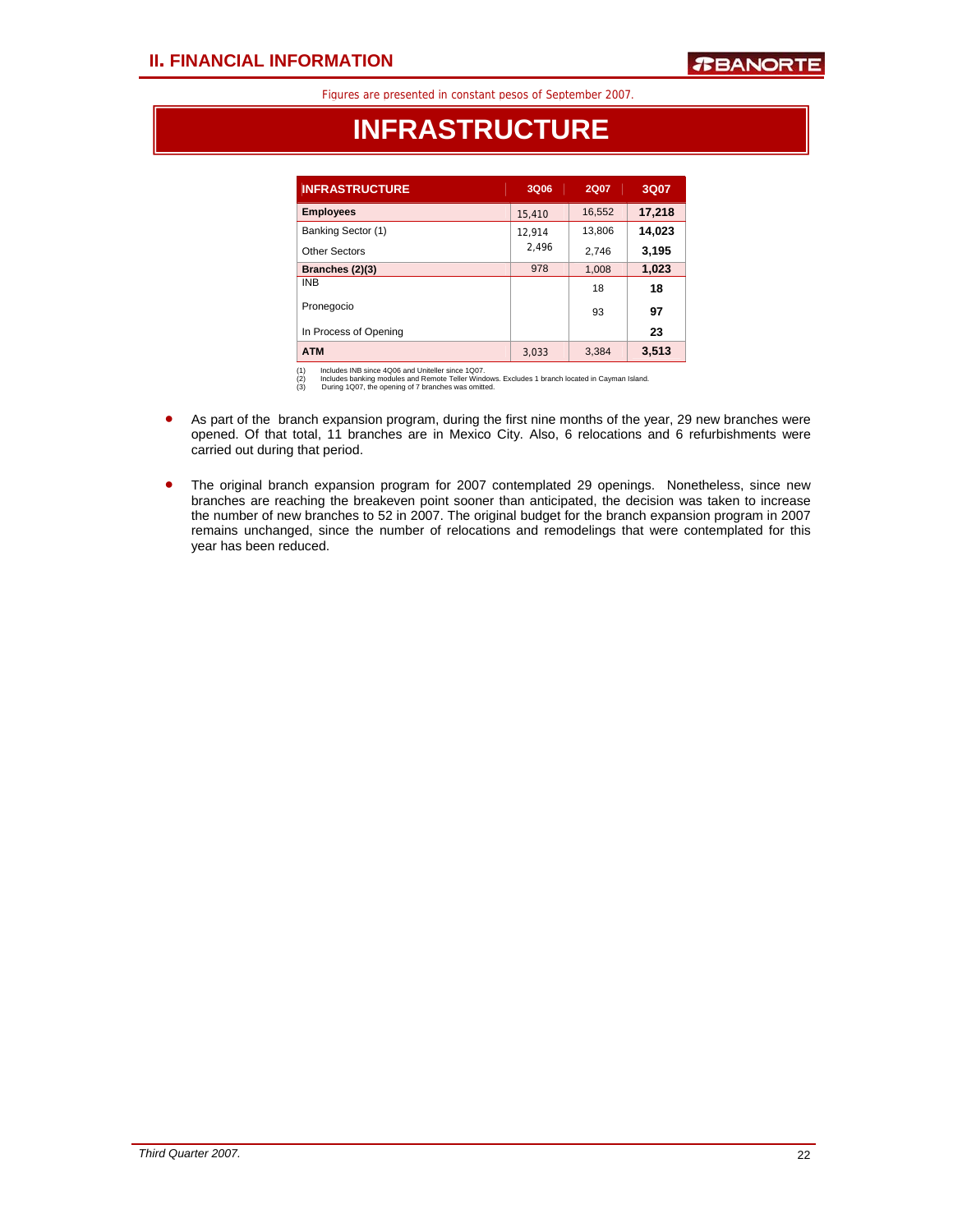Figures are presented in constant pesos of September 2007.

# INFRASTRUCTURE

| INFRASTRUCTURE | 3Q06 | 2Q07 | 3Q07 |
|---|---|---|---|
| **Employees** | 15,410 | 16,552 | **17,218** |
| Banking Sector (1) | 12,914 | 13,806 | **14,023** |
| Other Sectors | 2,496 | 2,746 | **3,195** |
| **Branches (2)(3)** | 978 | 1,008 | **1,023** |
| INB | | 18 | **18** |
| Pronegocio | | 93 | **97** |
| In Process of Opening | | | **23** |
| **ATM** | 3,033 | 3,384 | **3,513** |

(1) Includes INB since 4Q06 and Uniteller since 1Q07.
(2) Includes banking modules and Remote Teller Windows. Excludes 1 branch located in Cayman Island.
(3) During 1Q07, the opening of 7 branches was omitted.

- As part of the branch expansion program, during the first nine months of the year, 29 new branches were opened. Of that total, 11 branches are in Mexico City. Also, 6 relocations and 6 refurbishments were carried out during that period.

- The original branch expansion program for 2007 contemplated 29 openings. Nonetheless, since new branches are reaching the breakeven point sooner than anticipated, the decision was taken to increase the number of new branches to 52 in 2007. The original budget for the branch expansion program in 2007 remains unchanged, since the number of relocations and remodelings that were contemplated for this year has been reduced.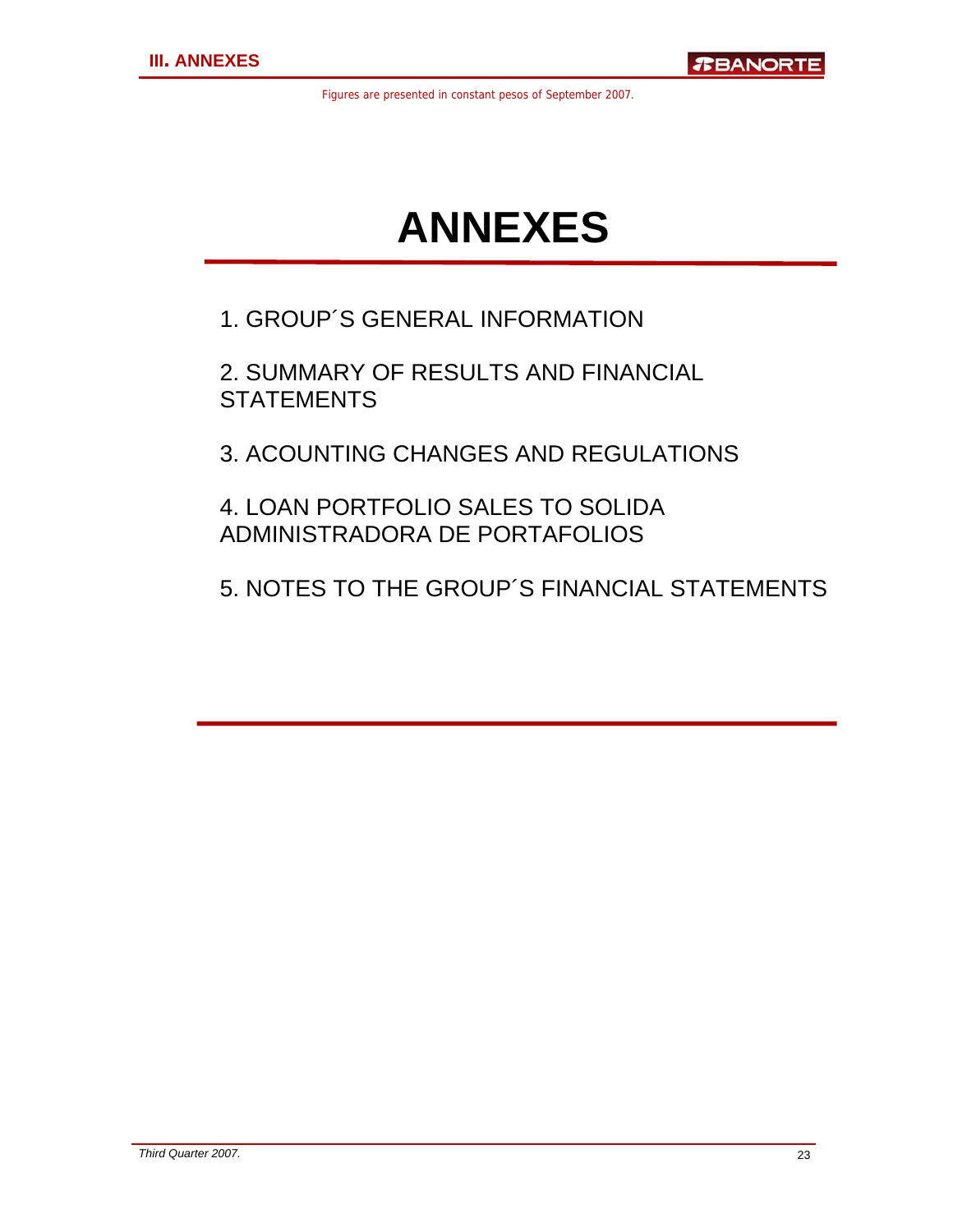Figures are presented in constant pesos of September 2007.

# ANNEXES

1. GROUP´S GENERAL INFORMATION

2. SUMMARY OF RESULTS AND FINANCIAL STATEMENTS

3. ACOUNTING CHANGES AND REGULATIONS

4. LOAN PORTFOLIO SALES TO SOLIDA ADMINISTRADORA DE PORTAFOLIOS

5. NOTES TO THE GROUP´S FINANCIAL STATEMENTS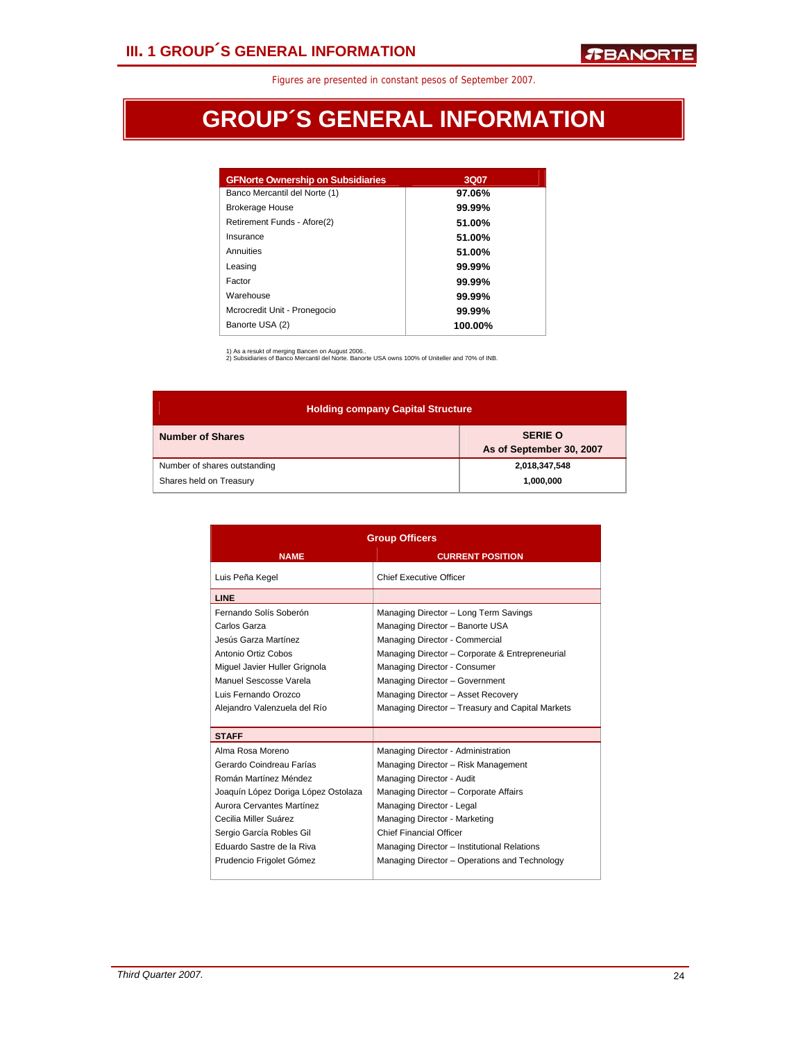Figures are presented in constant pesos of September 2007.

# GROUP´S GENERAL INFORMATION

| GFNorte Ownership on Subsidiaries | 3Q07 |
|---|---|
| Banco Mercantil del Norte (1) | **97.06%** |
| Brokerage House | **99.99%** |
| Retirement Funds - Afore(2) | **51.00%** |
| Insurance | **51.00%** |
| Annuities | **51.00%** |
| Leasing | **99.99%** |
| Factor | **99.99%** |
| Warehouse | **99.99%** |
| Mcrocredit Unit - Pronegocio | **99.99%** |
| Banorte USA (2) | **100.00%** |

1) As a resukt of merging Bancen on August 2006..
2) Subsidiaries of Banco Mercantil del Norte. Banorte USA owns 100% of Uniteller and 70% of INB.

| Holding company Capital Structure | |
|---|---|
| **Number of Shares** | **SERIE O As of September 30, 2007** |
| Number of shares outstanding | **2,018,347,548** |
| Shares held on Treasury | **1,000,000** |

| Group Officers | |
|---|---|
| **NAME** | **CURRENT POSITION** |
| Luis Peña Kegel | Chief Executive Officer |
| **LINE** | |
| Fernando Solís Soberón | Managing Director – Long Term Savings |
| Carlos Garza | Managing Director – Banorte USA |
| Jesús Garza Martínez | Managing Director - Commercial |
| Antonio Ortiz Cobos | Managing Director – Corporate & Entrepreneurial |
| Miguel Javier Huller Grignola | Managing Director - Consumer |
| Manuel Sescosse Varela | Managing Director – Government |
| Luis Fernando Orozco | Managing Director – Asset Recovery |
| Alejandro Valenzuela del Río | Managing Director – Treasury and Capital Markets |
| **STAFF** | |
| Alma Rosa Moreno | Managing Director - Administration |
| Gerardo Coindreau Farías | Managing Director – Risk Management |
| Román Martínez Méndez | Managing Director - Audit |
| Joaquín López Doriga López Ostolaza | Managing Director – Corporate Affairs |
| Aurora Cervantes Martínez | Managing Director - Legal |
| Cecilia Miller Suárez | Managing Director - Marketing |
| Sergio García Robles Gil | Chief Financial Officer |
| Eduardo Sastre de la Riva | Managing Director – Institutional Relations |
| Prudencio Frigolet Gómez | Managing Director – Operations and Technology |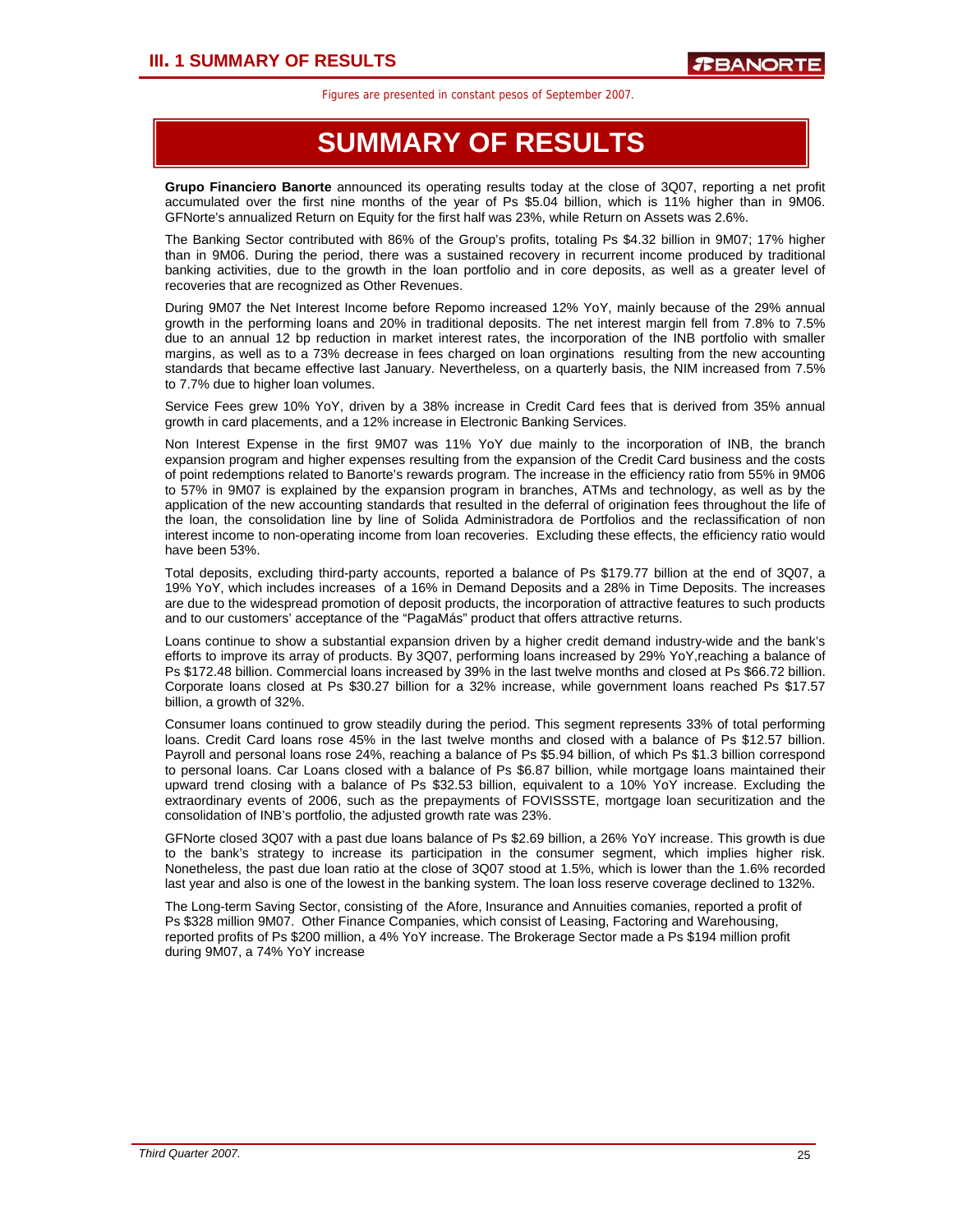Figures are presented in constant pesos of September 2007.

# SUMMARY OF RESULTS

**Grupo Financiero Banorte** announced its operating results today at the close of 3Q07, reporting a net profit accumulated over the first nine months of the year of Ps $5.04 billion, which is 11% higher than in 9M06. GFNorte's annualized Return on Equity for the first half was 23%, while Return on Assets was 2.6%.

The Banking Sector contributed with 86% of the Group's profits, totaling Ps $4.32 billion in 9M07; 17% higher than in 9M06. During the period, there was a sustained recovery in recurrent income produced by traditional banking activities, due to the growth in the loan portfolio and in core deposits, as well as a greater level of recoveries that are recognized as Other Revenues.

During 9M07 the Net Interest Income before Repomo increased 12% YoY, mainly because of the 29% annual growth in the performing loans and 20% in traditional deposits. The net interest margin fell from 7.8% to 7.5% due to an annual 12 bp reduction in market interest rates, the incorporation of the INB portfolio with smaller margins, as well as to a 73% decrease in fees charged on loan orginations resulting from the new accounting standards that became effective last January. Nevertheless, on a quarterly basis, the NIM increased from 7.5% to 7.7% due to higher loan volumes.

Service Fees grew 10% YoY, driven by a 38% increase in Credit Card fees that is derived from 35% annual growth in card placements, and a 12% increase in Electronic Banking Services.

Non Interest Expense in the first 9M07 was 11% YoY due mainly to the incorporation of INB, the branch expansion program and higher expenses resulting from the expansion of the Credit Card business and the costs of point redemptions related to Banorte's rewards program. The increase in the efficiency ratio from 55% in 9M06 to 57% in 9M07 is explained by the expansion program in branches, ATMs and technology, as well as by the application of the new accounting standards that resulted in the deferral of origination fees throughout the life of the loan, the consolidation line by line of Solida Administradora de Portfolios and the reclassification of non interest income to non-operating income from loan recoveries. Excluding these effects, the efficiency ratio would have been 53%.

Total deposits, excluding third-party accounts, reported a balance of Ps $179.77 billion at the end of 3Q07, a 19% YoY, which includes increases of a 16% in Demand Deposits and a 28% in Time Deposits. The increases are due to the widespread promotion of deposit products, the incorporation of attractive features to such products and to our customers' acceptance of the "PagaMás" product that offers attractive returns.

Loans continue to show a substantial expansion driven by a higher credit demand industry-wide and the bank's efforts to improve its array of products. By 3Q07, performing loans increased by 29% YoY,reaching a balance of Ps $172.48 billion. Commercial loans increased by 39% in the last twelve months and closed at Ps $66.72 billion. Corporate loans closed at Ps $30.27 billion for a 32% increase, while government loans reached Ps $17.57 billion, a growth of 32%.

Consumer loans continued to grow steadily during the period. This segment represents 33% of total performing loans. Credit Card loans rose 45% in the last twelve months and closed with a balance of Ps $12.57 billion. Payroll and personal loans rose 24%, reaching a balance of Ps $5.94 billion, of which Ps $1.3 billion correspond to personal loans. Car Loans closed with a balance of Ps $6.87 billion, while mortgage loans maintained their upward trend closing with a balance of Ps $32.53 billion, equivalent to a 10% YoY increase. Excluding the extraordinary events of 2006, such as the prepayments of FOVISSSTE, mortgage loan securitization and the consolidation of INB's portfolio, the adjusted growth rate was 23%.

GFNorte closed 3Q07 with a past due loans balance of Ps $2.69 billion, a 26% YoY increase. This growth is due to the bank's strategy to increase its participation in the consumer segment, which implies higher risk. Nonetheless, the past due loan ratio at the close of 3Q07 stood at 1.5%, which is lower than the 1.6% recorded last year and also is one of the lowest in the banking system. The loan loss reserve coverage declined to 132%.

The Long-term Saving Sector, consisting of the Afore, Insurance and Annuities comanies, reported a profit of Ps $328 million 9M07. Other Finance Companies, which consist of Leasing, Factoring and Warehousing, reported profits of Ps $200 million, a 4% YoY increase. The Brokerage Sector made a Ps $194 million profit during 9M07, a 74% YoY increase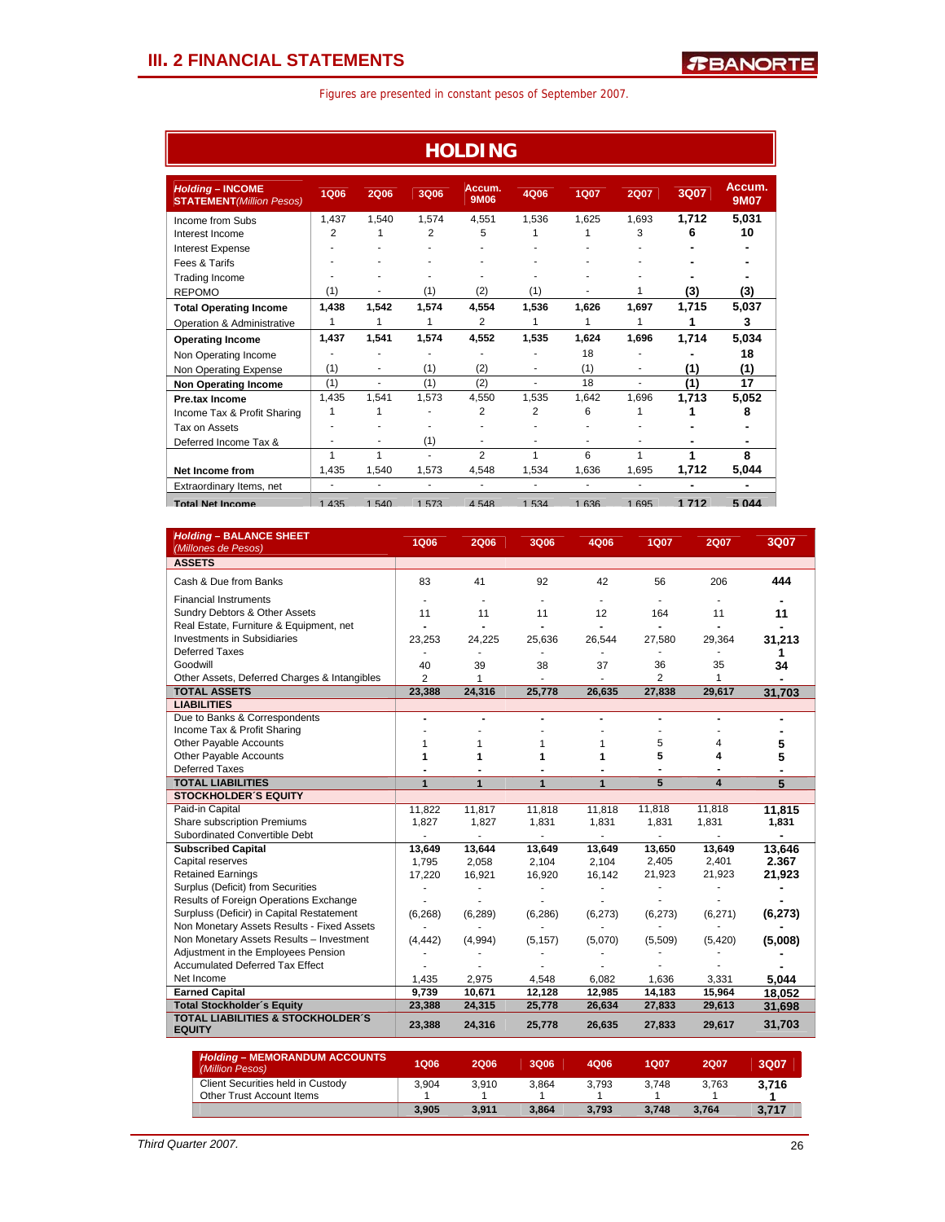## III. 2 FINANCIAL STATEMENTS

Figures are presented in constant pesos of September 2007.

# HOLDING

| Holding – INCOME STATEMENT (Million Pesos) | 1Q06 | 2Q06 | 3Q06 | Accum. 9M06 | 4Q06 | 1Q07 | 2Q07 | 3Q07 | Accum. 9M07 |
|---|---|---|---|---|---|---|---|---|---|
| Income from Subs | 1,437 | 1,540 | 1,574 | 4,551 | 1,536 | 1,625 | 1,693 | **1,712** | **5,031** |
| Interest Income | 2 | 1 | 2 | 5 | 1 | 1 | 3 | **6** | **10** |
| Interest Expense | - | - | - | - | - | - | - | **-** | **-** |
| Fees & Tarifs | - | - | - | - | - | - | - | **-** | **-** |
| Trading Income | - | - | - | - | - | - | - | **-** | **-** |
| REPOMO | (1) | - | (1) | (2) | (1) | - | 1 | **(3)** | **(3)** |
| **Total Operating Income** | **1,438** | **1,542** | **1,574** | **4,554** | **1,536** | **1,626** | **1,697** | **1,715** | **5,037** |
| Operation & Administrative | 1 | 1 | 1 | 2 | 1 | 1 | 1 | **1** | **3** |
| **Operating Income** | **1,437** | **1,541** | **1,574** | **4,552** | **1,535** | **1,624** | **1,696** | **1,714** | **5,034** |
| Non Operating Income | - | - | - | - | - | 18 | - | **-** | **18** |
| Non Operating Expense | (1) | - | (1) | (2) | - | (1) | - | **(1)** | **(1)** |
| **Non Operating Income** | (1) | - | (1) | (2) | - | 18 | - | **(1)** | **17** |
| **Pre.tax Income** | 1,435 | 1,541 | 1,573 | 4,550 | 1,535 | 1,642 | 1,696 | **1,713** | **5,052** |
| Income Tax & Profit Sharing | 1 | 1 | - | 2 | 2 | 6 | 1 | **1** | **8** |
| Tax on Assets | - | - | - | - | - | - | - | **-** | **-** |
| Deferred Income Tax & | - | - | (1) | - | - | - | - | **-** | **-** |
| | 1 | 1 | - | 2 | 1 | 6 | 1 | **1** | **8** |
| **Net Income from** | 1,435 | 1,540 | 1,573 | 4,548 | 1,534 | 1,636 | 1,695 | **1,712** | **5,044** |
| Extraordinary Items, net | - | - | - | - | - | - | - | **-** | **-** |
| **Total Net Income** | 1,435 | 1,540 | 1,573 | 4,548 | 1,534 | 1,636 | 1,695 | **1,712** | **5,044** |

| Holding – BALANCE SHEET (Millones de Pesos) | 1Q06 | 2Q06 | 3Q06 | 4Q06 | 1Q07 | 2Q07 | 3Q07 |
|---|---|---|---|---|---|---|---|
| **ASSETS** | | | | | | | |
| Cash & Due from Banks | 83 | 41 | 92 | 42 | 56 | 206 | **444** |
| Financial Instruments | - | - | - | - | - | - | **-** |
| Sundry Debtors & Other Assets | 11 | 11 | 11 | 12 | 164 | 11 | **11** |
| Real Estate, Furniture & Equipment, net | - | - | - | - | - | - | **-** |
| Investments in Subsidiaries | 23,253 | 24,225 | 25,636 | 26,544 | 27,580 | 29,364 | **31,213** |
| Deferred Taxes | - | - | - | - | - | - | **1** |
| Goodwill | 40 | 39 | 38 | 37 | 36 | 35 | **34** |
| Other Assets, Deferred Charges & Intangibles | 2 | 1 | - | - | 2 | 1 | **-** |
| **TOTAL ASSETS** | **23,388** | **24,316** | **25,778** | **26,635** | **27,838** | **29,617** | **31,703** |
| **LIABILITIES** | | | | | | | |
| Due to Banks & Correspondents | - | - | - | - | - | - | **-** |
| Income Tax & Profit Sharing | - | - | - | - | - | - | **-** |
| Other Payable Accounts | 1 | 1 | 1 | 1 | 5 | 4 | **5** |
| Other Payable Accounts | **1** | **1** | **1** | **1** | **5** | **4** | **5** |
| Deferred Taxes | - | - | - | - | - | - | **-** |
| **TOTAL LIABILITIES** | **1** | **1** | **1** | **1** | **5** | **4** | **5** |
| **STOCKHOLDER´S EQUITY** | | | | | | | |
| Paid-in Capital | 11,822 | 11,817 | 11,818 | 11,818 | 11,818 | 11,818 | **11,815** |
| Share subscription Premiums | 1,827 | 1,827 | 1,831 | 1,831 | 1,831 | 1,831 | **1,831** |
| Subordinated Convertible Debt | - | - | - | - | - | - | **-** |
| **Subscribed Capital** | **13,649** | **13,644** | **13,649** | **13,649** | **13,650** | **13,649** | **13,646** |
| Capital reserves | 1,795 | 2,058 | 2,104 | 2,104 | 2,405 | 2,401 | **2.367** |
| Retained Earnings | 17,220 | 16,921 | 16,920 | 16,142 | 21,923 | 21,923 | **21,923** |
| Surplus (Deficit) from Securities | - | - | - | - | - | - | **-** |
| Results of Foreign Operations Exchange | - | - | - | - | - | - | **-** |
| Surplus (Deficit) in Capital Restatement | (6,268) | (6,289) | (6,286) | (6,273) | (6,273) | (6,271) | **(6,273)** |
| Non Monetary Assets Results - Fixed Assets | - | - | - | - | - | - | **-** |
| Non Monetary Assets Results – Investment | (4,442) | (4,994) | (5,157) | (5,070) | (5,509) | (5,420) | **(5,008)** |
| Adjustment in the Employees Pension | - | - | - | - | - | - | **-** |
| Accumulated Deferred Tax Effect | - | - | - | - | - | - | **-** |
| Net Income | 1,435 | 2,975 | 4,548 | 6,082 | 1,636 | 3,331 | **5,044** |
| **Earned Capital** | **9,739** | **10,671** | **12,128** | **12,985** | **14,183** | **15,964** | **18,052** |
| **Total Stockholder´s Equity** | **23,388** | **24,315** | **25,778** | **26,634** | **27,833** | **29,613** | **31,698** |
| **TOTAL LIABILITIES & STOCKHOLDER´S EQUITY** | **23,388** | **24,316** | **25,778** | **26,635** | **27,833** | **29,617** | **31,703** |

| Holding – MEMORANDUM ACCOUNTS (Million Pesos) | 1Q06 | 2Q06 | 3Q06 | 4Q06 | 1Q07 | 2Q07 | 3Q07 |
|---|---|---|---|---|---|---|---|
| Client Securities held in Custody | 3,904 | 3,910 | 3,864 | 3,793 | 3,748 | 3,763 | **3,716** |
| Other Trust Account Items | 1 | 1 | 1 | 1 | 1 | 1 | **1** |
| | **3,905** | **3,911** | **3,864** | **3,793** | **3,748** | **3,764** | **3,717** |

*Third Quarter 2007.*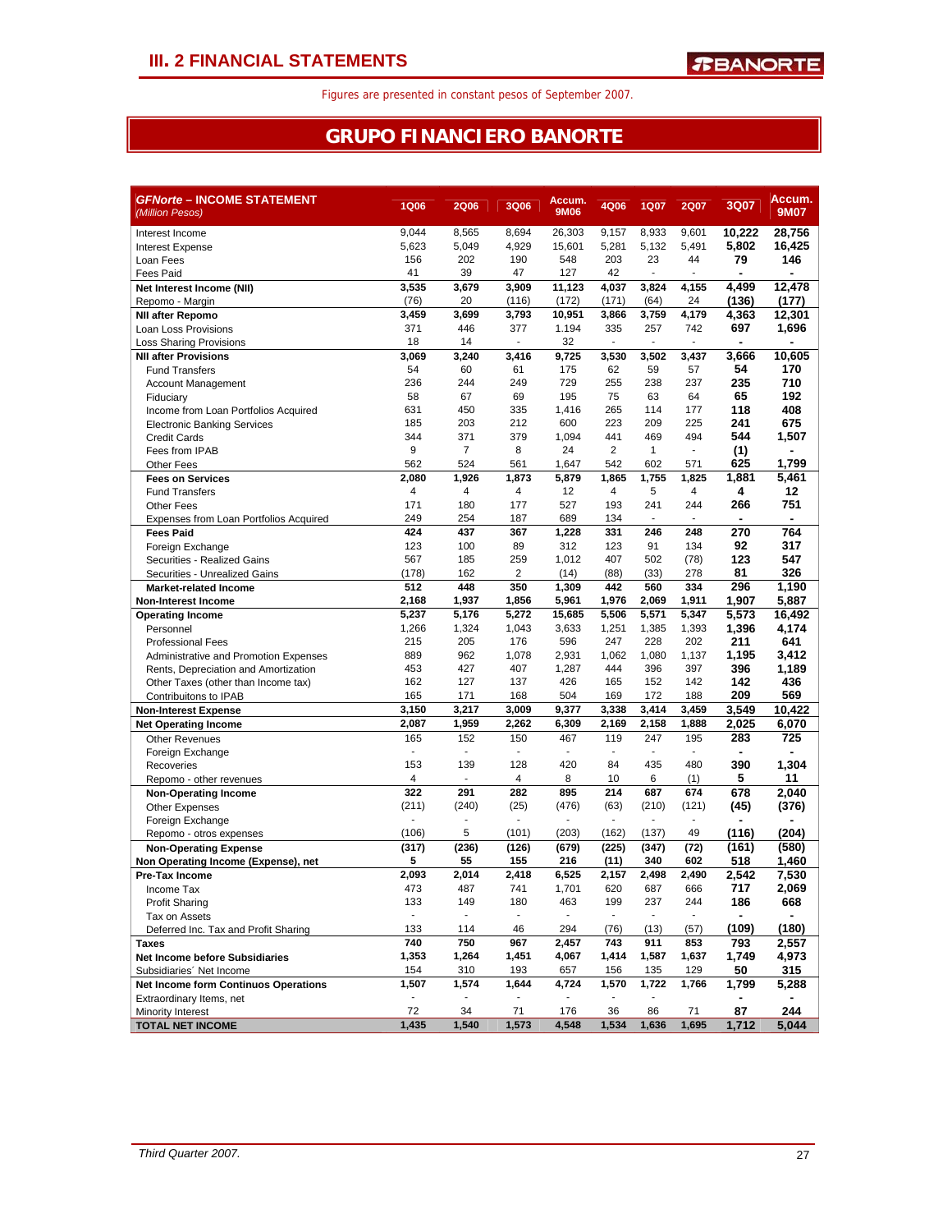# III. 2 FINANCIAL STATEMENTS

Figures are presented in constant pesos of September 2007.

## GRUPO FINANCIERO BANORTE

| *GFNorte* – INCOME STATEMENT *(Million Pesos)* | 1Q06 | 2Q06 | 3Q06 | Accum. 9M06 | 4Q06 | 1Q07 | 2Q07 | 3Q07 | Accum. 9M07 |
|---|---|---|---|---|---|---|---|---|---|
| Interest Income | 9,044 | 8,565 | 8,694 | 26,303 | 9,157 | 8,933 | 9,601 | **10,222** | **28,756** |
| Interest Expense | 5,623 | 5,049 | 4,929 | 15,601 | 5,281 | 5,132 | 5,491 | **5,802** | **16,425** |
| Loan Fees | 156 | 202 | 190 | 548 | 203 | 23 | 44 | **79** | **146** |
| Fees Paid | 41 | 39 | 47 | 127 | 42 | - | - | **-** | **-** |
| **Net Interest Income (NII)** | **3,535** | **3,679** | **3,909** | **11,123** | **4,037** | **3,824** | **4,155** | **4,499** | **12,478** |
| Repomo - Margin | (76) | 20 | (116) | (172) | (171) | (64) | 24 | **(136)** | **(177)** |
| **NII after Repomo** | **3,459** | **3,699** | **3,793** | **10,951** | **3,866** | **3,759** | **4,179** | **4,363** | **12,301** |
| Loan Loss Provisions | 371 | 446 | 377 | 1.194 | 335 | 257 | 742 | **697** | **1,696** |
| Loss Sharing Provisions | 18 | 14 | - | 32 | - | - | - | **-** | **-** |
| **NII after Provisions** | **3,069** | **3,240** | **3,416** | **9,725** | **3,530** | **3,502** | **3,437** | **3,666** | **10,605** |
| Fund Transfers | 54 | 60 | 61 | 175 | 62 | 59 | 57 | **54** | **170** |
| Account Management | 236 | 244 | 249 | 729 | 255 | 238 | 237 | **235** | **710** |
| Fiduciary | 58 | 67 | 69 | 195 | 75 | 63 | 64 | **65** | **192** |
| Income from Loan Portfolios Acquired | 631 | 450 | 335 | 1,416 | 265 | 114 | 177 | **118** | **408** |
| Electronic Banking Services | 185 | 203 | 212 | 600 | 223 | 209 | 225 | **241** | **675** |
| Credit Cards | 344 | 371 | 379 | 1,094 | 441 | 469 | 494 | **544** | **1,507** |
| Fees from IPAB | 9 | 7 | 8 | 24 | 2 | 1 | - | **(1)** | **-** |
| Other Fees | 562 | 524 | 561 | 1,647 | 542 | 602 | 571 | **625** | **1,799** |
| **Fees on Services** | **2,080** | **1,926** | **1,873** | **5,879** | **1,865** | **1,755** | **1,825** | **1,881** | **5,461** |
| Fund Transfers | 4 | 4 | 4 | 12 | 4 | 5 | 4 | **4** | **12** |
| Other Fees | 171 | 180 | 177 | 527 | 193 | 241 | 244 | **266** | **751** |
| Expenses from Loan Portfolios Acquired | 249 | 254 | 187 | 689 | 134 | - | - | **-** | **-** |
| **Fees Paid** | **424** | **437** | **367** | **1,228** | **331** | **246** | **248** | **270** | **764** |
| Foreign Exchange | 123 | 100 | 89 | 312 | 123 | 91 | 134 | **92** | **317** |
| Securities - Realized Gains | 567 | 185 | 259 | 1,012 | 407 | 502 | (78) | **123** | **547** |
| Securities - Unrealized Gains | (178) | 162 | 2 | (14) | (88) | (33) | 278 | **81** | **326** |
| **Market-related Income** | **512** | **448** | **350** | **1,309** | **442** | **560** | **334** | **296** | **1,190** |
| **Non-Interest Income** | **2,168** | **1,937** | **1,856** | **5,961** | **1,976** | **2,069** | **1,911** | **1,907** | **5,887** |
| **Operating Income** | **5,237** | **5,176** | **5,272** | **15,685** | **5,506** | **5,571** | **5,347** | **5,573** | **16,492** |
| Personnel | 1,266 | 1,324 | 1,043 | 3,633 | 1,251 | 1,385 | 1,393 | **1,396** | **4,174** |
| Professional Fees | 215 | 205 | 176 | 596 | 247 | 228 | 202 | **211** | **641** |
| Administrative and Promotion Expenses | 889 | 962 | 1,078 | 2,931 | 1,062 | 1,080 | 1,137 | **1,195** | **3,412** |
| Rents, Depreciation and Amortization | 453 | 427 | 407 | 1,287 | 444 | 396 | 397 | **396** | **1,189** |
| Other Taxes (other than Income tax) | 162 | 127 | 137 | 426 | 165 | 152 | 142 | **142** | **436** |
| Contribuitons to IPAB | 165 | 171 | 168 | 504 | 169 | 172 | 188 | **209** | **569** |
| **Non-Interest Expense** | **3,150** | **3,217** | **3,009** | **9,377** | **3,338** | **3,414** | **3,459** | **3,549** | **10,422** |
| **Net Operating Income** | **2,087** | **1,959** | **2,262** | **6,309** | **2,169** | **2,158** | **1,888** | **2,025** | **6,070** |
| Other Revenues | 165 | 152 | 150 | 467 | 119 | 247 | 195 | **283** | **725** |
| Foreign Exchange | - | - | - | - | - | - | - | **-** | **-** |
| Recoveries | 153 | 139 | 128 | 420 | 84 | 435 | 480 | **390** | **1,304** |
| Repomo - other revenues | 4 | - | 4 | 8 | 10 | 6 | (1) | **5** | **11** |
| **Non-Operating Income** | **322** | **291** | **282** | **895** | **214** | **687** | **674** | **678** | **2,040** |
| Other Expenses | (211) | (240) | (25) | (476) | (63) | (210) | (121) | **(45)** | **(376)** |
| Foreign Exchange | - | - | - | - | - | - | - | **-** | **-** |
| Repomo - otros expenses | (106) | 5 | (101) | (203) | (162) | (137) | 49 | **(116)** | **(204)** |
| **Non-Operating Expense** | **(317)** | **(236)** | **(126)** | **(679)** | **(225)** | **(347)** | **(72)** | **(161)** | **(580)** |
| **Non Operating Income (Expense), net** | **5** | **55** | **155** | **216** | **(11)** | **340** | **602** | **518** | **1,460** |
| **Pre-Tax Income** | **2,093** | **2,014** | **2,418** | **6,525** | **2,157** | **2,498** | **2,490** | **2,542** | **7,530** |
| Income Tax | 473 | 487 | 741 | 1,701 | 620 | 687 | 666 | **717** | **2,069** |
| Profit Sharing | 133 | 149 | 180 | 463 | 199 | 237 | 244 | **186** | **668** |
| Tax on Assets | - | - | - | - | - | - | - | **-** | **-** |
| Deferred Inc. Tax and Profit Sharing | 133 | 114 | 46 | 294 | (76) | (13) | (57) | **(109)** | **(180)** |
| **Taxes** | **740** | **750** | **967** | **2,457** | **743** | **911** | **853** | **793** | **2,557** |
| **Net Income before Subsidiaries** | **1,353** | **1,264** | **1,451** | **4,067** | **1,414** | **1,587** | **1,637** | **1,749** | **4,973** |
| Subsidiaries´ Net Income | 154 | 310 | 193 | 657 | 156 | 135 | 129 | **50** | **315** |
| **Net Income form Continuos Operations** | **1,507** | **1,574** | **1,644** | **4,724** | **1,570** | **1,722** | **1,766** | **1,799** | **5,288** |
| Extraordinary Items, net | - | - | - | - | - | - | - | **-** | **-** |
| Minority Interest | 72 | 34 | 71 | 176 | 36 | 86 | 71 | **87** | **244** |
| **TOTAL NET INCOME** | **1,435** | **1,540** | **1,573** | **4,548** | **1,534** | **1,636** | **1,695** | **1,712** | **5,044** |

*Third Quarter 2007.*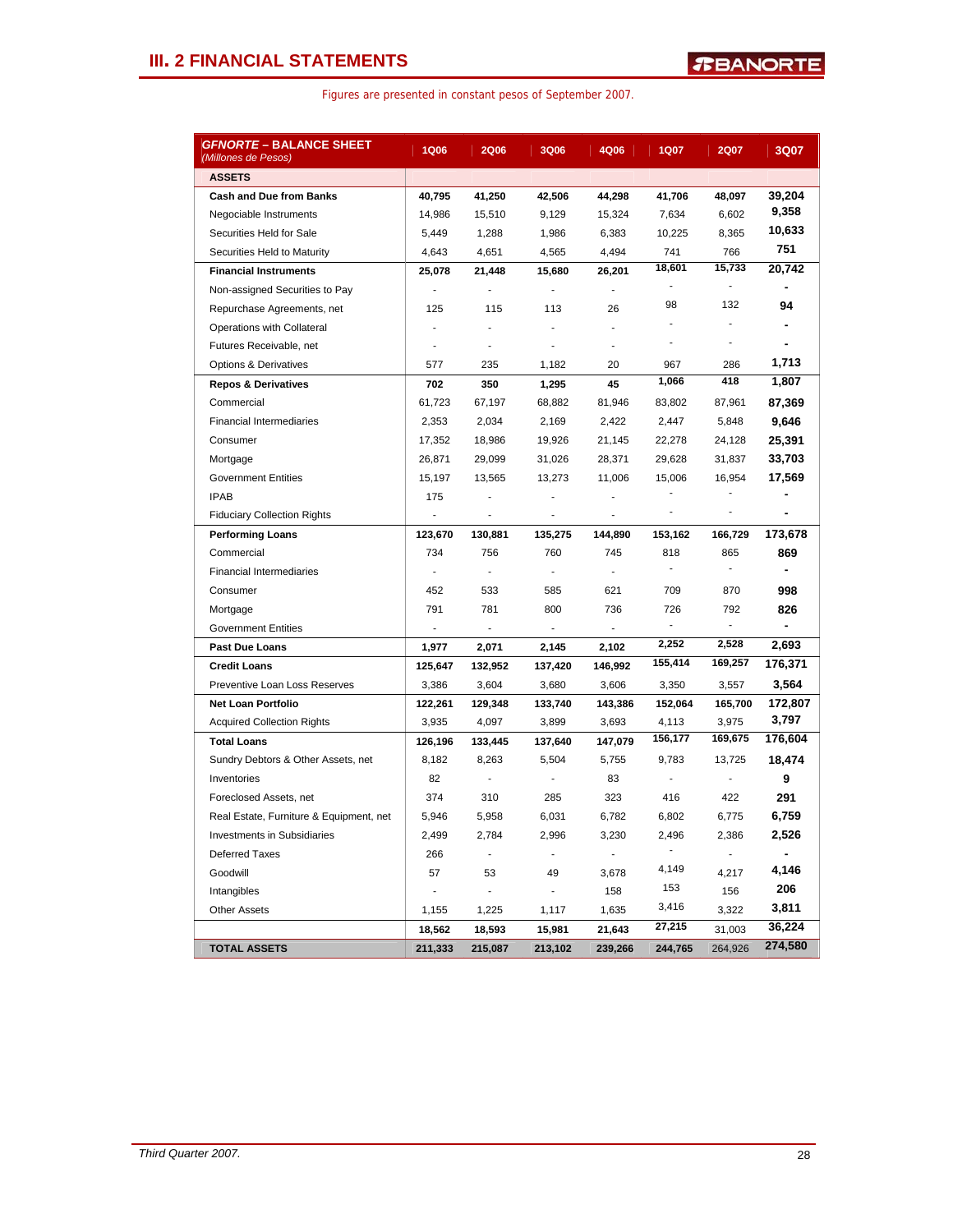## III. 2 FINANCIAL STATEMENTS

Figures are presented in constant pesos of September 2007.

| *GFNORTE* – BALANCE SHEET *(Millones de Pesos)* | 1Q06 | 2Q06 | 3Q06 | 4Q06 | 1Q07 | 2Q07 | 3Q07 |
|---|---|---|---|---|---|---|---|
| **ASSETS** | | | | | | | |
| **Cash and Due from Banks** | **40,795** | **41,250** | **42,506** | **44,298** | **41,706** | **48,097** | **39,204** |
| Negociable Instruments | 14,986 | 15,510 | 9,129 | 15,324 | 7,634 | 6,602 | **9,358** |
| Securities Held for Sale | 5,449 | 1,288 | 1,986 | 6,383 | 10,225 | 8,365 | **10,633** |
| Securities Held to Maturity | 4,643 | 4,651 | 4,565 | 4,494 | 741 | 766 | **751** |
| **Financial Instruments** | **25,078** | **21,448** | **15,680** | **26,201** | **18,601** | **15,733** | **20,742** |
| Non-assigned Securities to Pay | - | - | - | - | - | - | **-** |
| Repurchase Agreements, net | 125 | 115 | 113 | 26 | 98 | 132 | **94** |
| Operations with Collateral | - | - | - | - | - | - | **-** |
| Futures Receivable, net | - | - | - | - | - | - | **-** |
| Options & Derivatives | 577 | 235 | 1,182 | 20 | 967 | 286 | **1,713** |
| **Repos & Derivatives** | **702** | **350** | **1,295** | **45** | **1,066** | **418** | **1,807** |
| Commercial | 61,723 | 67,197 | 68,882 | 81,946 | 83,802 | 87,961 | **87,369** |
| Financial Intermediaries | 2,353 | 2,034 | 2,169 | 2,422 | 2,447 | 5,848 | **9,646** |
| Consumer | 17,352 | 18,986 | 19,926 | 21,145 | 22,278 | 24,128 | **25,391** |
| Mortgage | 26,871 | 29,099 | 31,026 | 28,371 | 29,628 | 31,837 | **33,703** |
| Government Entities | 15,197 | 13,565 | 13,273 | 11,006 | 15,006 | 16,954 | **17,569** |
| IPAB | 175 | - | - | - | - | - | **-** |
| Fiduciary Collection Rights | - | - | - | - | - | - | **-** |
| **Performing Loans** | **123,670** | **130,881** | **135,275** | **144,890** | **153,162** | **166,729** | **173,678** |
| Commercial | 734 | 756 | 760 | 745 | 818 | 865 | **869** |
| Financial Intermediaries | - | - | - | - | - | - | **-** |
| Consumer | 452 | 533 | 585 | 621 | 709 | 870 | **998** |
| Mortgage | 791 | 781 | 800 | 736 | 726 | 792 | **826** |
| Government Entities | - | - | - | - | - | - | **-** |
| **Past Due Loans** | **1,977** | **2,071** | **2,145** | **2,102** | **2,252** | **2,528** | **2,693** |
| **Credit Loans** | **125,647** | **132,952** | **137,420** | **146,992** | **155,414** | **169,257** | **176,371** |
| Preventive Loan Loss Reserves | 3,386 | 3,604 | 3,680 | 3,606 | 3,350 | 3,557 | **3,564** |
| **Net Loan Portfolio** | **122,261** | **129,348** | **133,740** | **143,386** | **152,064** | **165,700** | **172,807** |
| Acquired Collection Rights | 3,935 | 4,097 | 3,899 | 3,693 | 4,113 | 3,975 | **3,797** |
| **Total Loans** | **126,196** | **133,445** | **137,640** | **147,079** | **156,177** | **169,675** | **176,604** |
| Sundry Debtors & Other Assets, net | 8,182 | 8,263 | 5,504 | 5,755 | 9,783 | 13,725 | **18,474** |
| Inventories | 82 | - | - | 83 | - | - | **9** |
| Foreclosed Assets, net | 374 | 310 | 285 | 323 | 416 | 422 | **291** |
| Real Estate, Furniture & Equipment, net | 5,946 | 5,958 | 6,031 | 6,782 | 6,802 | 6,775 | **6,759** |
| Investments in Subsidiaries | 2,499 | 2,784 | 2,996 | 3,230 | 2,496 | 2,386 | **2,526** |
| Deferred Taxes | 266 | - | - | - | - | - | **-** |
| Goodwill | 57 | 53 | 49 | 3,678 | 4,149 | 4,217 | **4,146** |
| Intangibles | - | - | - | 158 | 153 | 156 | **206** |
| Other Assets | 1,155 | 1,225 | 1,117 | 1,635 | 3,416 | 3,322 | **3,811** |
| | **18,562** | **18,593** | **15,981** | **21,643** | **27,215** | 31,003 | **36,224** |
| **TOTAL ASSETS** | **211,333** | **215,087** | **213,102** | **239,266** | **244,765** | 264,926 | **274,580** |

*Third Quarter 2007.*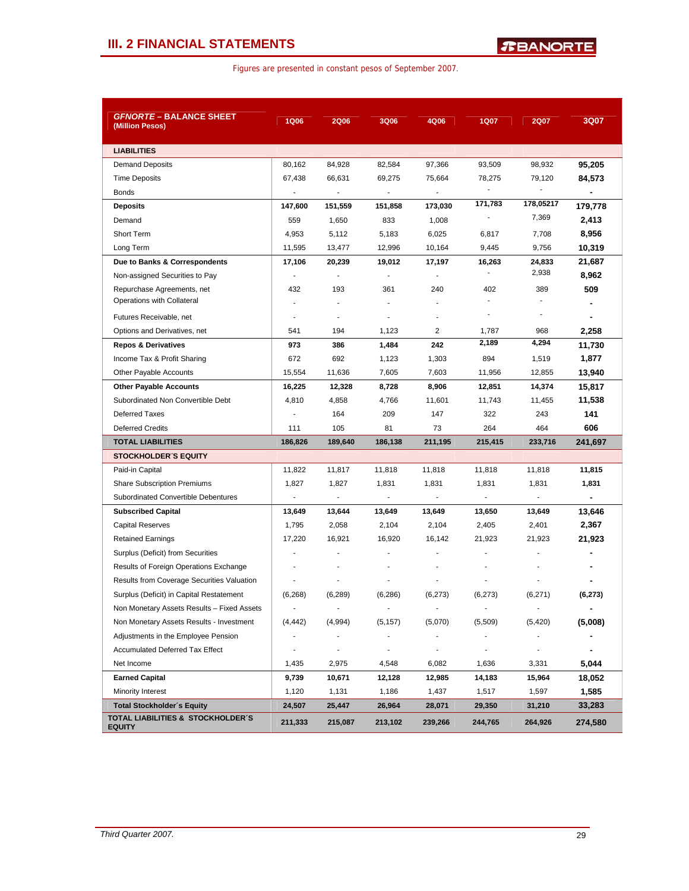## III. 2 FINANCIAL STATEMENTS

Figures are presented in constant pesos of September 2007.

| *GFNORTE* – BALANCE SHEET (Million Pesos) | 1Q06 | 2Q06 | 3Q06 | 4Q06 | 1Q07 | 2Q07 | 3Q07 |
|---|---|---|---|---|---|---|---|
| **LIABILITIES** | | | | | | | |
| Demand Deposits | 80,162 | 84,928 | 82,584 | 97,366 | 93,509 | 98,932 | **95,205** |
| Time Deposits | 67,438 | 66,631 | 69,275 | 75,664 | 78,275 | 79,120 | **84,573** |
| Bonds | - | - | - | - | - | - | **-** |
| **Deposits** | **147,600** | **151,559** | **151,858** | **173,030** | **171,783** | **178,05217** | **179,778** |
| Demand | 559 | 1,650 | 833 | 1,008 | - | 7,369 | **2,413** |
| Short Term | 4,953 | 5,112 | 5,183 | 6,025 | 6,817 | 7,708 | **8,956** |
| Long Term | 11,595 | 13,477 | 12,996 | 10,164 | 9,445 | 9,756 | **10,319** |
| **Due to Banks & Correspondents** | **17,106** | **20,239** | **19,012** | **17,197** | **16,263** | **24,833** | **21,687** |
| Non-assigned Securities to Pay | - | - | - | - | - | 2,938 | **8,962** |
| Repurchase Agreements, net | 432 | 193 | 361 | 240 | 402 | 389 | **509** |
| Operations with Collateral | - | - | - | - | - | - | **-** |
| Futures Receivable, net | - | - | - | - | - | - | **-** |
| Options and Derivatives, net | 541 | 194 | 1,123 | 2 | 1,787 | 968 | **2,258** |
| **Repos & Derivatives** | **973** | **386** | **1,484** | **242** | **2,189** | **4,294** | **11,730** |
| Income Tax & Profit Sharing | 672 | 692 | 1,123 | 1,303 | 894 | 1,519 | **1,877** |
| Other Payable Accounts | 15,554 | 11,636 | 7,605 | 7,603 | 11,956 | 12,855 | **13,940** |
| **Other Payable Accounts** | **16,225** | **12,328** | **8,728** | **8,906** | **12,851** | **14,374** | **15,817** |
| Subordinated Non Convertible Debt | 4,810 | 4,858 | 4,766 | 11,601 | 11,743 | 11,455 | **11,538** |
| Deferred Taxes | - | 164 | 209 | 147 | 322 | 243 | **141** |
| Deferred Credits | 111 | 105 | 81 | 73 | 264 | 464 | **606** |
| **TOTAL LIABILITIES** | **186,826** | **189,640** | **186,138** | **211,195** | **215,415** | **233,716** | **241,697** |
| **STOCKHOLDER´S EQUITY** | | | | | | | |
| Paid-in Capital | 11,822 | 11,817 | 11,818 | 11,818 | 11,818 | 11,818 | **11,815** |
| Share Subscription Premiums | 1,827 | 1,827 | 1,831 | 1,831 | 1,831 | 1,831 | **1,831** |
| Subordinated Convertible Debentures | - | - | - | - | - | - | **-** |
| **Subscribed Capital** | **13,649** | **13,644** | **13,649** | **13,649** | **13,650** | **13,649** | **13,646** |
| Capital Reserves | 1,795 | 2,058 | 2,104 | 2,104 | 2,405 | 2,401 | **2,367** |
| Retained Earnings | 17,220 | 16,921 | 16,920 | 16,142 | 21,923 | 21,923 | **21,923** |
| Surplus (Deficit) from Securities | - | - | - | - | - | - | **-** |
| Results of Foreign Operations Exchange | - | - | - | - | - | - | **-** |
| Results from Coverage Securities Valuation | - | - | - | - | - | - | **-** |
| Surplus (Deficit) in Capital Restatement | (6,268) | (6,289) | (6,286) | (6,273) | (6,273) | (6,271) | **(6,273)** |
| Non Monetary Assets Results – Fixed Assets | - | - | - | - | - | - | **-** |
| Non Monetary Assets Results - Investment | (4,442) | (4,994) | (5,157) | (5,070) | (5,509) | (5,420) | **(5,008)** |
| Adjustments in the Employee Pension | - | - | - | - | - | - | **-** |
| Accumulated Deferred Tax Effect | - | - | - | - | - | - | **-** |
| Net Income | 1,435 | 2,975 | 4,548 | 6,082 | 1,636 | 3,331 | **5,044** |
| **Earned Capital** | **9,739** | **10,671** | **12,128** | **12,985** | **14,183** | **15,964** | **18,052** |
| Minority Interest | 1,120 | 1,131 | 1,186 | 1,437 | 1,517 | 1,597 | **1,585** |
| **Total Stockholder´s Equity** | **24,507** | **25,447** | **26,964** | **28,071** | **29,350** | **31,210** | **33,283** |
| **TOTAL LIABILITIES & STOCKHOLDER´S EQUITY** | **211,333** | **215,087** | **213,102** | **239,266** | **244,765** | **264,926** | **274,580** |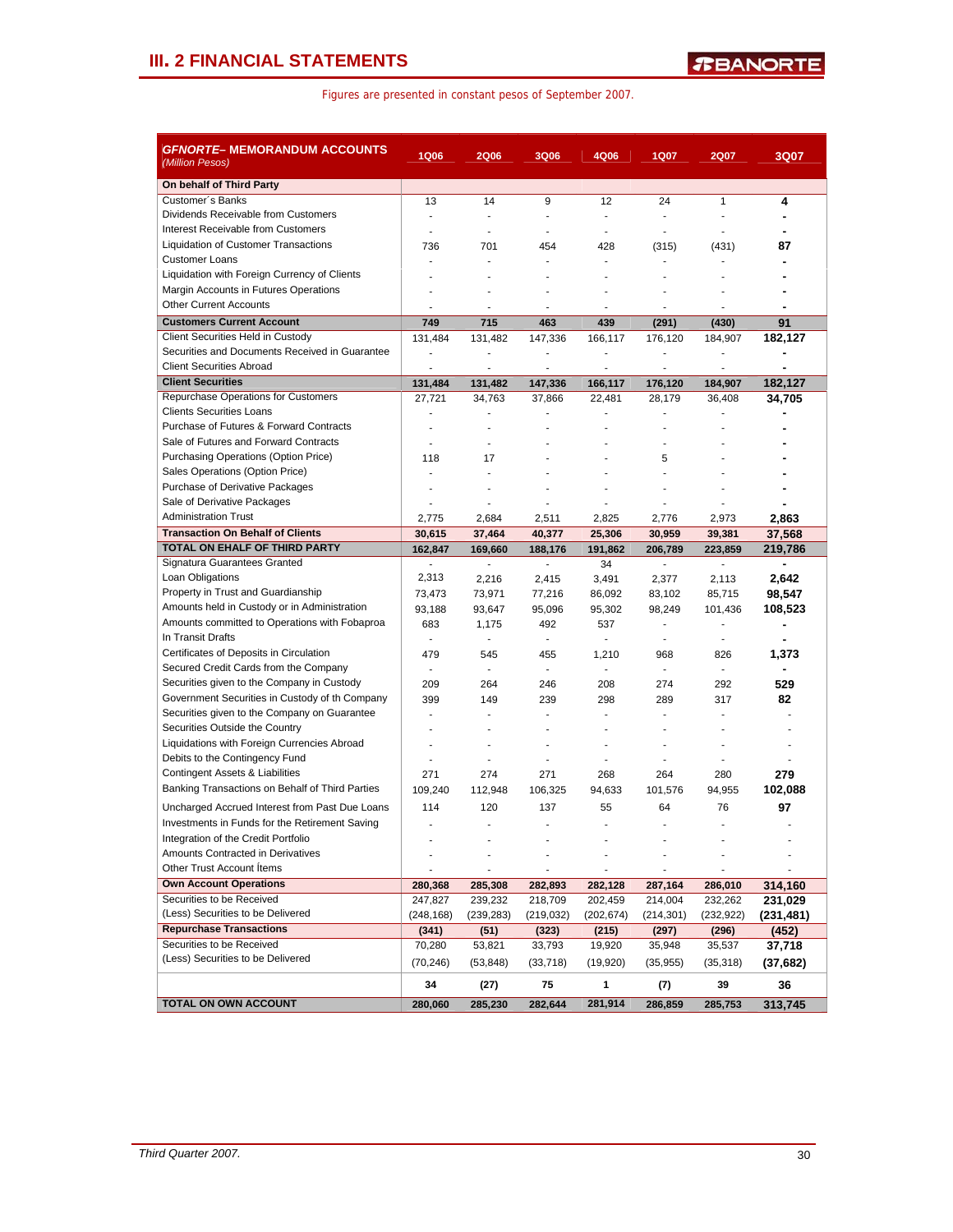## III. 2 FINANCIAL STATEMENTS

Figures are presented in constant pesos of September 2007.

| ***GFNORTE*– MEMORANDUM ACCOUNTS** *(Million Pesos)* | 1Q06 | 2Q06 | 3Q06 | 4Q06 | 1Q07 | 2Q07 | 3Q07 |
|---|---|---|---|---|---|---|---|
| **On behalf of Third Party** | | | | | | | |
| Customer´s Banks | 13 | 14 | 9 | 12 | 24 | 1 | **4** |
| Dividends Receivable from Customers | - | - | - | - | - | - | **-** |
| Interest Receivable from Customers | - | - | - | - | - | - | **-** |
| Liquidation of Customer Transactions | 736 | 701 | 454 | 428 | (315) | (431) | **87** |
| Customer Loans | - | - | - | - | - | - | **-** |
| Liquidation with Foreign Currency of Clients | - | - | - | - | - | - | **-** |
| Margin Accounts in Futures Operations | - | - | - | - | - | - | **-** |
| Other Current Accounts | - | - | - | - | - | - | **-** |
| **Customers Current Account** | **749** | **715** | **463** | **439** | **(291)** | **(430)** | **91** |
| Client Securities Held in Custody | 131,484 | 131,482 | 147,336 | 166,117 | 176,120 | 184,907 | **182,127** |
| Securities and Documents Received in Guarantee | - | - | - | - | - | - | **-** |
| Client Securities Abroad | - | - | - | - | - | - | **-** |
| **Client Securities** | **131,484** | **131,482** | **147,336** | **166,117** | **176,120** | **184,907** | **182,127** |
| Repurchase Operations for Customers | 27,721 | 34,763 | 37,866 | 22,481 | 28,179 | 36,408 | **34,705** |
| Clients Securities Loans | - | - | - | - | - | - | **-** |
| Purchase of Futures & Forward Contracts | - | - | - | - | - | - | **-** |
| Sale of Futures and Forward Contracts | - | - | - | - | - | - | **-** |
| Purchasing Operations (Option Price) | 118 | 17 | - | - | 5 | - | **-** |
| Sales Operations (Option Price) | - | - | - | - | - | - | **-** |
| Purchase of Derivative Packages | - | - | - | - | - | - | **-** |
| Sale of Derivative Packages | - | - | - | - | - | - | **-** |
| Administration Trust | 2,775 | 2,684 | 2,511 | 2,825 | 2,776 | 2,973 | **2,863** |
| **Transaction On Behalf of Clients** | **30,615** | **37,464** | **40,377** | **25,306** | **30,959** | **39,381** | **37,568** |
| **TOTAL ON EHALF OF THIRD PARTY** | **162,847** | **169,660** | **188,176** | **191,862** | **206,789** | **223,859** | **219,786** |
| Signatura Guarantees Granted | - | - | - | 34 | - | - | **-** |
| Loan Obligations | 2,313 | 2,216 | 2,415 | 3,491 | 2,377 | 2,113 | **2,642** |
| Property in Trust and Guardianship | 73,473 | 73,971 | 77,216 | 86,092 | 83,102 | 85,715 | **98,547** |
| Amounts held in Custody or in Administration | 93,188 | 93,647 | 95,096 | 95,302 | 98,249 | 101,436 | **108,523** |
| Amounts committed to Operations with Fobaproa | 683 | 1,175 | 492 | 537 | - | - | **-** |
| In Transit Drafts | - | - | - | - | - | - | **-** |
| Certificates of Deposits in Circulation | 479 | 545 | 455 | 1,210 | 968 | 826 | **1,373** |
| Secured Credit Cards from the Company | - | - | - | - | - | - | **-** |
| Securities given to the Company in Custody | 209 | 264 | 246 | 208 | 274 | 292 | **529** |
| Government Securities in Custody of th Company | 399 | 149 | 239 | 298 | 289 | 317 | **82** |
| Securities given to the Company on Guarantee | - | - | - | - | - | - | - |
| Securities Outside the Country | - | - | - | - | - | - | - |
| Liquidations with Foreign Currencies Abroad | - | - | - | - | - | - | - |
| Debits to the Contingency Fund | - | - | - | - | - | - | - |
| Contingent Assets & Liabilities | 271 | 274 | 271 | 268 | 264 | 280 | **279** |
| Banking Transactions on Behalf of Third Parties | 109,240 | 112,948 | 106,325 | 94,633 | 101,576 | 94,955 | **102,088** |
| Uncharged Accrued Interest from Past Due Loans | 114 | 120 | 137 | 55 | 64 | 76 | **97** |
| Investments in Funds for the Retirement Saving | - | - | - | - | - | - | - |
| Integration of the Credit Portfolio | - | - | - | - | - | - | - |
| Amounts Contracted in Derivatives | - | - | - | - | - | - | - |
| Other Trust Account Ítems | - | - | - | - | - | - | - |
| **Own Account Operations** | **280,368** | **285,308** | **282,893** | **282,128** | **287,164** | **286,010** | **314,160** |
| Securities to be Received | 247,827 | 239,232 | 218,709 | 202,459 | 214,004 | 232,262 | **231,029** |
| (Less) Securities to be Delivered | (248,168) | (239,283) | (219,032) | (202,674) | (214,301) | (232,922) | **(231,481)** |
| **Repurchase Transactions** | **(341)** | **(51)** | **(323)** | **(215)** | **(297)** | **(296)** | **(452)** |
| Securities to be Received | 70,280 | 53,821 | 33,793 | 19,920 | 35,948 | 35,537 | **37,718** |
| (Less) Securities to be Delivered | (70,246) | (53,848) | (33,718) | (19,920) | (35,955) | (35,318) | **(37,682)** |
| | **34** | **(27)** | **75** | **1** | **(7)** | **39** | **36** |
| **TOTAL ON OWN ACCOUNT** | **280,060** | **285,230** | **282,644** | **281,914** | **286,859** | **285,753** | **313,745** |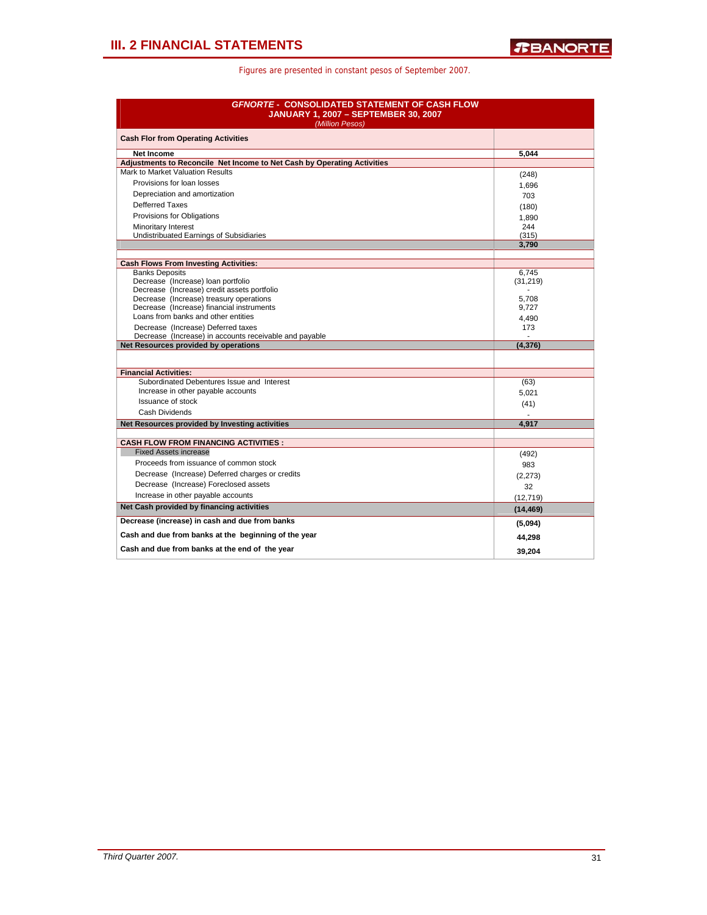## III. 2 FINANCIAL STATEMENTS

Figures are presented in constant pesos of September 2007.

| ***GFNORTE*** **- CONSOLIDATED STATEMENT OF CASH FLOW JANUARY 1, 2007 – SEPTEMBER 30, 2007** *(Million Pesos)* | |
|---|---|
| **Cash Flor from Operating Activities** | |
| **Net Income** | **5,044** |
| **Adjustments to Reconcile Net Income to Net Cash by Operating Activities** | |
| Mark to Market Valuation Results | (248) |
| Provisions for loan losses | 1,696 |
| Depreciation and amortization | 703 |
| Defferred Taxes | (180) |
| Provisions for Obligations | 1,890 |
| Minoritary Interest | 244 |
| Undistribuated Earnings of Subsidiaries | (315) |
| | **3,790** |
| **Cash Flows From Investing Activities:** | |
| Banks Deposits | 6,745 |
| Decrease (Increase) loan portfolio | (31,219) |
| Decrease (Increase) credit assets portfolio | - |
| Decrease (Increase) treasury operations | 5,708 |
| Decrease (Increase) financial instruments | 9,727 |
| Loans from banks and other entities | 4,490 |
| Decrease (Increase) Deferred taxes | 173 |
| Decrease (Increase) in accounts receivable and payable | - |
| **Net Resources provided by operations** | **(4,376)** |
| **Financial Activities:** | |
| Subordinated Debentures Issue and Interest | (63) |
| Increase in other payable accounts | 5,021 |
| Issuance of stock | (41) |
| Cash Dividends | - |
| **Net Resources provided by Investing activities** | **4,917** |
| **CASH FLOW FROM FINANCING ACTIVITIES :** | |
| Fixed Assets increase | (492) |
| Proceeds from issuance of common stock | 983 |
| Decrease (Increase) Deferred charges or credits | (2,273) |
| Decrease (Increase) Foreclosed assets | 32 |
| Increase in other payable accounts | (12,719) |
| **Net Cash provided by financing activities** | **(14,469)** |
| **Decrease (increase) in cash and due from banks** | **(5,094)** |
| **Cash and due from banks at the beginning of the year** | **44,298** |
| **Cash and due from banks at the end of the year** | **39,204** |

*Third Quarter 2007.*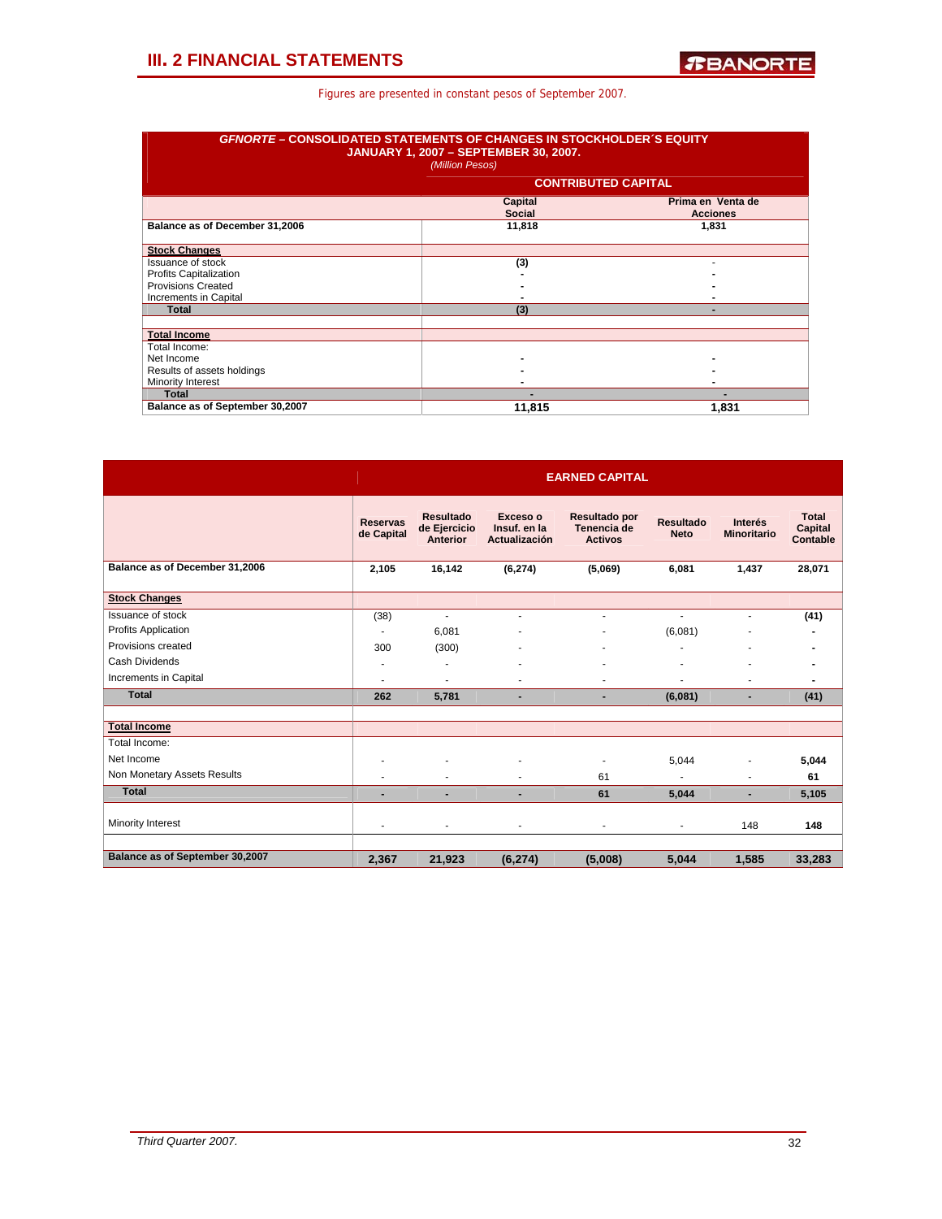## III. 2 FINANCIAL STATEMENTS

Figures are presented in constant pesos of September 2007.

**GFNORTE – CONSOLIDATED STATEMENTS OF CHANGES IN STOCKHOLDER´S EQUITY**
**JANUARY 1, 2007 – SEPTEMBER 30, 2007.**
*(Million Pesos)*

| | CONTRIBUTED CAPITAL | |
|---|---|---|
| | Capital Social | Prima en Venta de Acciones |
| **Balance as of December 31,2006** | 11,818 | 1,831 |
| **Stock Changes** | | |
| Issuance of stock | (3) | - |
| Profits Capitalization | - | - |
| Provisions Created | - | - |
| Increments in Capital | - | - |
| **Total** | (3) | - |
| **Total Income** | | |
| Total Income: | | |
| Net Income | - | - |
| Results of assets holdings | - | - |
| Minority Interest | - | - |
| **Total** | - | - |
| **Balance as of September 30,2007** | 11,815 | 1,831 |

| | EARNED CAPITAL | | | | | | |
|---|---|---|---|---|---|---|---|
| | Reservas de Capital | Resultado de Ejercicio Anterior | Exceso o Insuf. en la Actualización | Resultado por Tenencia de Activos | Resultado Neto | Interés Minoritario | Total Capital Contable |
| **Balance as of December 31,2006** | 2,105 | 16,142 | (6,274) | (5,069) | 6,081 | 1,437 | 28,071 |
| **Stock Changes** | | | | | | | |
| Issuance of stock | (38) | - | - | - | - | - | (41) |
| Profits Application | - | 6,081 | - | - | (6,081) | - | - |
| Provisions created | 300 | (300) | - | - | - | - | - |
| Cash Dividends | - | - | - | - | - | - | - |
| Increments in Capital | - | - | - | - | - | - | - |
| **Total** | 262 | 5,781 | - | - | (6,081) | - | (41) |
| **Total Income** | | | | | | | |
| Total Income: | | | | | | | |
| Net Income | - | - | - | - | 5,044 | - | 5,044 |
| Non Monetary Assets Results | - | - | - | 61 | - | - | 61 |
| **Total** | - | - | - | 61 | 5,044 | - | 5,105 |
| Minority Interest | - | - | - | - | - | 148 | 148 |
| **Balance as of September 30,2007** | 2,367 | 21,923 | (6,274) | (5,008) | 5,044 | 1,585 | 33,283 |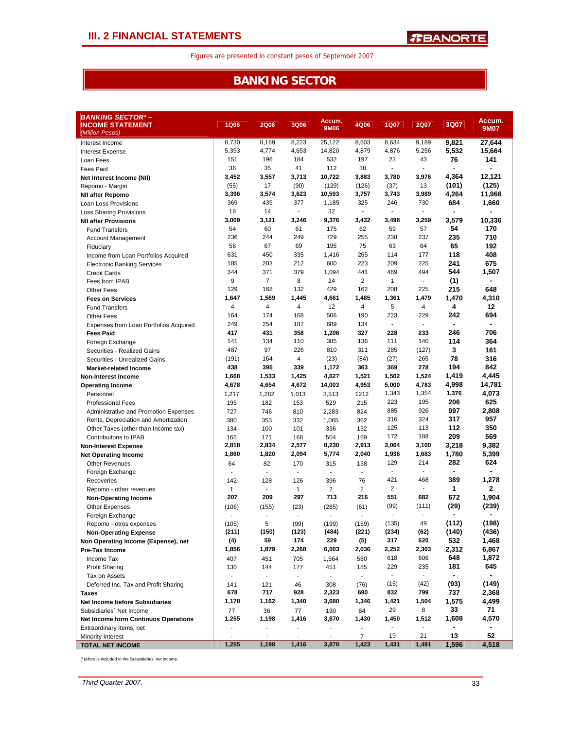# III. 2 FINANCIAL STATEMENTS

Figures are presented in constant pesos of September 2007.

## BANKING SECTOR

| BANKING SECTOR* – INCOME STATEMENT (Million Pesos) | 1Q06 | 2Q06 | 3Q06 | Accum. 9M06 | 4Q06 | 1Q07 | 2Q07 | 3Q07 | Accum. 9M07 |
|---|---|---|---|---|---|---|---|---|---|
| Interest Income | 8,730 | 8,169 | 8,223 | 25,122 | 8,603 | 8,634 | 9,189 | **9,821** | **27,644** |
| Interest Expense | 5,393 | 4,774 | 4,653 | 14,820 | 4,879 | 4,876 | 5,256 | **5,532** | **15,664** |
| Loan Fees | 151 | 196 | 184 | 532 | 197 | 23 | 43 | **76** | **141** |
| Fees Paid | 36 | 35 | 41 | 112 | 38 | - | - | **-** | **-** |
| **Net Interest Income (NII)** | **3,452** | **3,557** | **3,713** | **10,722** | **3,883** | **3,780** | **3,976** | **4,364** | **12,121** |
| Repomo - Margin | (55) | 17 | (90) | (129) | (126) | (37) | 13 | **(101)** | **(125)** |
| **NII after Repomo** | **3,396** | **3,574** | **3,623** | **10,593** | **3,757** | **3,743** | **3,989** | **4,264** | **11,966** |
| Loan Loss Provisions | 369 | 439 | 377 | 1,185 | 325 | 246 | 730 | **684** | **1,660** |
| Loss Sharing Provisions | 18 | 14 | - | 32 | - | - | - | **-** | **-** |
| **NII after Provisions** | **3,009** | **3,121** | **3,246** | **9,376** | **3,432** | **3,498** | **3,259** | **3,579** | **10,336** |
| Fund Transfers | 54 | 60 | 61 | 175 | 62 | 59 | 57 | **54** | **170** |
| Account Management | 236 | 244 | 249 | 729 | 255 | 238 | 237 | **235** | **710** |
| Fiduciary | 58 | 67 | 69 | 195 | 75 | 63 | 64 | **65** | **192** |
| Income from Loan Portfolios Acquired | 631 | 450 | 335 | 1,416 | 265 | 114 | 177 | **118** | **408** |
| Electronic Banking Services | 185 | 203 | 212 | 600 | 223 | 209 | 225 | **241** | **675** |
| Credit Cards | 344 | 371 | 379 | 1,094 | 441 | 469 | 494 | **544** | **1,507** |
| Fees from IPAB | 9 | 7 | 8 | 24 | 2 | 1 | - | **(1)** | **-** |
| Other Fees | 129 | 168 | 132 | 429 | 162 | 208 | 225 | **215** | **648** |
| **Fees on Services** | **1,647** | **1,569** | **1,445** | **4,661** | **1,485** | **1,361** | **1,479** | **1,470** | **4,310** |
| Fund Transfers | 4 | 4 | 4 | 12 | 4 | 5 | 4 | **4** | **12** |
| Other Fees | 164 | 174 | 168 | 506 | 190 | 223 | 229 | **242** | **694** |
| Expenses from Loan Portfolios Acquired | 249 | 254 | 187 | 689 | 134 | - | - | **-** | **-** |
| **Fees Paid** | **417** | **431** | **358** | **1,206** | **327** | **228** | **233** | **246** | **706** |
| Foreign Exchange | 141 | 134 | 110 | 385 | 136 | 111 | 140 | **114** | **364** |
| Securities - Realized Gains | 487 | 97 | 226 | 810 | 311 | 285 | (127) | **3** | **161** |
| Securities - Unrealized Gains | (191) | 164 | 4 | (23) | (84) | (27) | 265 | **78** | **316** |
| **Market-related Income** | **438** | **395** | **339** | **1,172** | **363** | **369** | **278** | **194** | **842** |
| **Non-Interest Income** | **1,668** | **1,533** | **1,425** | **4,627** | **1,521** | **1,502** | **1,524** | **1,419** | **4,445** |
| **Operating Income** | **4,678** | **4,654** | **4,672** | **14,003** | **4,953** | **5,000** | **4,783** | **4,998** | **14,781** |
| Personnel | 1,217 | 1,282 | 1,013 | 3,513 | 1212 | 1,343 | 1,354 | **1,376** | **4,073** |
| Professional Fees | 195 | 182 | 153 | 529 | 215 | 223 | 195 | **206** | **625** |
| Administrative and Promotion Expenses | 727 | 746 | 810 | 2,283 | 824 | 885 | 926 | **997** | **2,808** |
| Rents, Depreciation and Amortization | 380 | 353 | 332 | 1,065 | 362 | 316 | 324 | **317** | **957** |
| Other Taxes (other than Income tax) | 134 | 100 | 101 | 336 | 132 | 125 | 113 | **112** | **350** |
| Contribuitons to IPAB | 165 | 171 | 168 | 504 | 169 | 172 | 188 | **209** | **569** |
| **Non-Interest Expense** | **2,818** | **2,834** | **2,577** | **8,230** | **2,913** | **3,064** | **3,100** | **3,218** | **9,382** |
| **Net Operating Income** | **1,860** | **1,820** | **2,094** | **5,774** | **2,040** | **1,936** | **1,683** | **1,780** | **5,399** |
| Other Revenues | 64 | 82 | 170 | 315 | 138 | 129 | 214 | **282** | **624** |
| Foreign Exchange | - | - | - | - | - | - | - | **-** | **-** |
| Recoveries | 142 | 128 | 126 | 396 | 76 | 421 | 468 | **389** | **1,278** |
| Repomo - other revenues | 1 | - | 1 | 2 | 2 | 2 | - | **1** | **2** |
| **Non-Operating Income** | **207** | **209** | **297** | **713** | **216** | **551** | **682** | **672** | **1,904** |
| Other Expenses | (106) | (155) | (23) | (285) | (61) | (99) | (111) | **(29)** | **(239)** |
| Foreign Exchange | - | - | - | - | - | - | - | **-** | **-** |
| Repomo - otros expenses | (105) | 5 | (99) | (199) | (159) | (135) | 49 | **(112)** | **(198)** |
| **Non-Operating Expense** | **(211)** | **(150)** | **(123)** | **(484)** | **(221)** | **(234)** | **(62)** | **(140)** | **(436)** |
| **Non Operating Income (Expense), net** | **(4)** | **59** | **174** | **229** | **(5)** | **317** | **620** | **532** | **1,468** |
| **Pre-Tax Income** | **1,856** | **1,879** | **2,268** | **6,003** | **2,036** | **2,252** | **2,303** | **2,312** | **6,867** |
| Income Tax | 407 | 451 | 705 | 1,564 | 580 | 618 | 606 | **648** | **1,872** |
| Profit Sharing | 130 | 144 | 177 | 451 | 185 | 229 | 235 | **181** | **645** |
| Tax on Assets | - | - | - | - | - | - | - | **-** | **-** |
| Deferred Inc. Tax and Profit Sharing | 141 | 121 | 46 | 308 | (76) | (15) | (42) | **(93)** | **(149)** |
| **Taxes** | **678** | **717** | **928** | **2,323** | **690** | **832** | **799** | **737** | **2,368** |
| **Net Income before Subsidiaries** | **1,178** | **1,162** | **1,340** | **3,680** | **1,346** | **1,421** | **1,504** | **1,575** | **4,499** |
| Subsidiaries´ Net Income | 77 | 36 | 77 | 190 | 84 | 29 | 8 | **33** | **71** |
| **Net Income form Continuos Operations** | **1,255** | **1,198** | **1,416** | **3,870** | **1,430** | **1,450** | **1,512** | **1,608** | **4,570** |
| Extraordinary Items, net | - | - | - | - | - | - | - | **-** | **-** |
| Minority Interest | - | - | - | - | 7 | 19 | 21 | **13** | **52** |
| **TOTAL NET INCOME** | **1,255** | **1,198** | **1,416** | **3,870** | **1,423** | **1,431** | **1,491** | **1,596** | **4,518** |

(*)Afore is included in the Subsidiaries' net income.

*Third Quarter 2007.*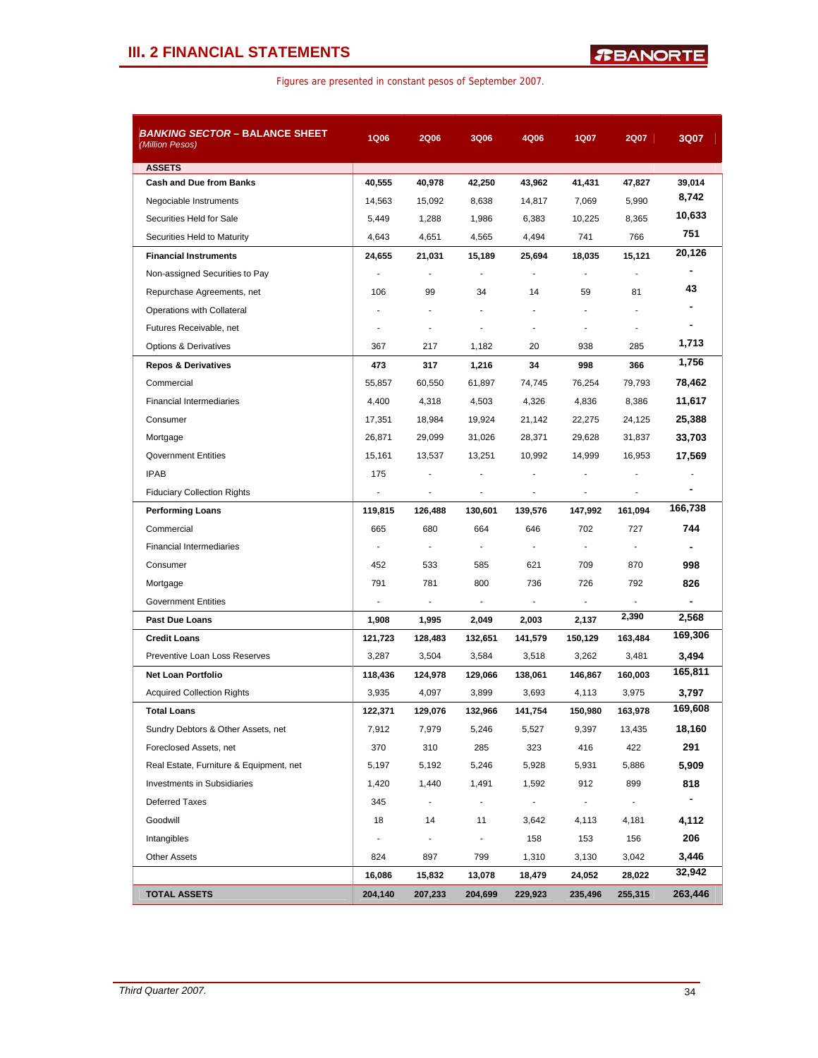## III. 2 FINANCIAL STATEMENTS

Figures are presented in constant pesos of September 2007.

| ***BANKING SECTOR – BALANCE SHEET*** *(Million Pesos)* | 1Q06 | 2Q06 | 3Q06 | 4Q06 | 1Q07 | 2Q07 | 3Q07 |
|---|---|---|---|---|---|---|---|
| **ASSETS** | | | | | | | |
| **Cash and Due from Banks** | **40,555** | **40,978** | **42,250** | **43,962** | **41,431** | **47,827** | **39,014** |
| Negociable Instruments | 14,563 | 15,092 | 8,638 | 14,817 | 7,069 | 5,990 | **8,742** |
| Securities Held for Sale | 5,449 | 1,288 | 1,986 | 6,383 | 10,225 | 8,365 | **10,633** |
| Securities Held to Maturity | 4,643 | 4,651 | 4,565 | 4,494 | 741 | 766 | **751** |
| **Financial Instruments** | **24,655** | **21,031** | **15,189** | **25,694** | **18,035** | **15,121** | **20,126** |
| Non-assigned Securities to Pay | - | - | - | - | - | - | **-** |
| Repurchase Agreements, net | 106 | 99 | 34 | 14 | 59 | 81 | **43** |
| Operations with Collateral | - | - | - | - | - | - | **-** |
| Futures Receivable, net | - | - | - | - | - | - | **-** |
| Options & Derivatives | 367 | 217 | 1,182 | 20 | 938 | 285 | **1,713** |
| **Repos & Derivatives** | **473** | **317** | **1,216** | **34** | **998** | **366** | **1,756** |
| Commercial | 55,857 | 60,550 | 61,897 | 74,745 | 76,254 | 79,793 | **78,462** |
| Financial Intermediaries | 4,400 | 4,318 | 4,503 | 4,326 | 4,836 | 8,386 | **11,617** |
| Consumer | 17,351 | 18,984 | 19,924 | 21,142 | 22,275 | 24,125 | **25,388** |
| Mortgage | 26,871 | 29,099 | 31,026 | 28,371 | 29,628 | 31,837 | **33,703** |
| Qovernment Entities | 15,161 | 13,537 | 13,251 | 10,992 | 14,999 | 16,953 | **17,569** |
| IPAB | 175 | - | - | - | - | - | - |
| Fiduciary Collection Rights | - | - | - | - | - | - | **-** |
| **Performing Loans** | **119,815** | **126,488** | **130,601** | **139,576** | **147,992** | **161,094** | **166,738** |
| Commercial | 665 | 680 | 664 | 646 | 702 | 727 | **744** |
| Financial Intermediaries | - | - | - | - | - | - | **-** |
| Consumer | 452 | 533 | 585 | 621 | 709 | 870 | **998** |
| Mortgage | 791 | 781 | 800 | 736 | 726 | 792 | **826** |
| Government Entities | - | - | - | - | - | - | **-** |
| **Past Due Loans** | **1,908** | **1,995** | **2,049** | **2,003** | **2,137** | **2,390** | **2,568** |
| **Credit Loans** | **121,723** | **128,483** | **132,651** | **141,579** | **150,129** | **163,484** | **169,306** |
| Preventive Loan Loss Reserves | 3,287 | 3,504 | 3,584 | 3,518 | 3,262 | 3,481 | **3,494** |
| **Net Loan Portfolio** | **118,436** | **124,978** | **129,066** | **138,061** | **146,867** | **160,003** | **165,811** |
| Acquired Collection Rights | 3,935 | 4,097 | 3,899 | 3,693 | 4,113 | 3,975 | **3,797** |
| **Total Loans** | **122,371** | **129,076** | **132,966** | **141,754** | **150,980** | **163,978** | **169,608** |
| Sundry Debtors & Other Assets, net | 7,912 | 7,979 | 5,246 | 5,527 | 9,397 | 13,435 | **18,160** |
| Foreclosed Assets, net | 370 | 310 | 285 | 323 | 416 | 422 | **291** |
| Real Estate, Furniture & Equipment, net | 5,197 | 5,192 | 5,246 | 5,928 | 5,931 | 5,886 | **5,909** |
| Investments in Subsidiaries | 1,420 | 1,440 | 1,491 | 1,592 | 912 | 899 | **818** |
| Deferred Taxes | 345 | - | - | - | - | - | **-** |
| Goodwill | 18 | 14 | 11 | 3,642 | 4,113 | 4,181 | **4,112** |
| Intangibles | - | - | - | 158 | 153 | 156 | **206** |
| Other Assets | 824 | 897 | 799 | 1,310 | 3,130 | 3,042 | **3,446** |
| | **16,086** | **15,832** | **13,078** | **18,479** | **24,052** | **28,022** | **32,942** |
| **TOTAL ASSETS** | **204,140** | **207,233** | **204,699** | **229,923** | **235,496** | **255,315** | **263,446** |

*Third Quarter 2007.*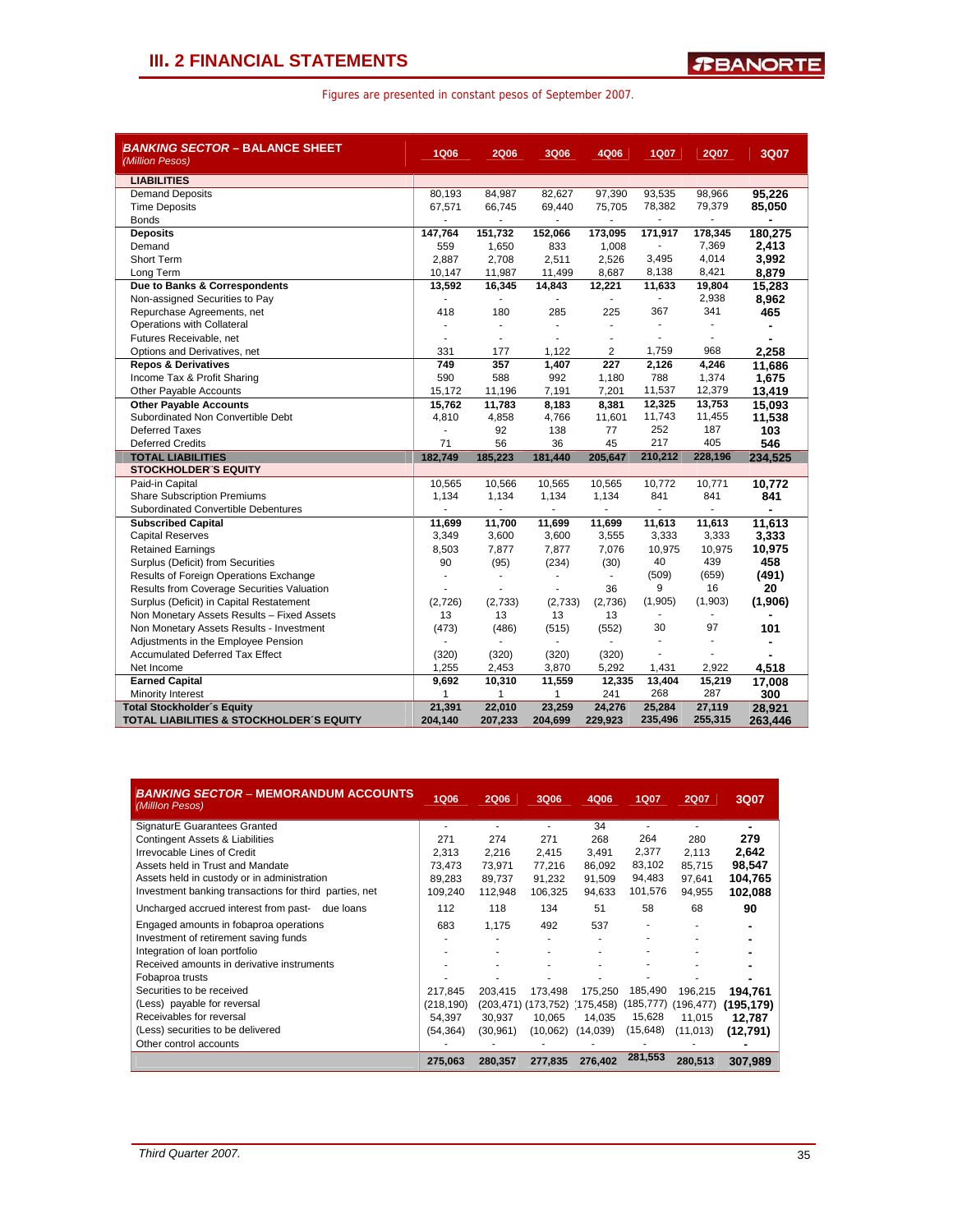# III. 2 FINANCIAL STATEMENTS

Figures are presented in constant pesos of September 2007.

| **BANKING SECTOR – BALANCE SHEET** *(Million Pesos)* | 1Q06 | 2Q06 | 3Q06 | 4Q06 | 1Q07 | 2Q07 | 3Q07 |
|---|---|---|---|---|---|---|---|
| **LIABILITIES** | | | | | | | |
| Demand Deposits | 80,193 | 84,987 | 82,627 | 97,390 | 93,535 | 98,966 | **95,226** |
| Time Deposits | 67,571 | 66,745 | 69,440 | 75,705 | 78,382 | 79,379 | **85,050** |
| Bonds | - | - | - | - | - | - | **-** |
| **Deposits** | **147,764** | **151,732** | **152,066** | **173,095** | **171,917** | **178,345** | **180,275** |
| Demand | 559 | 1,650 | 833 | 1,008 | - | 7,369 | **2,413** |
| Short Term | 2,887 | 2,708 | 2,511 | 2,526 | 3,495 | 4,014 | **3,992** |
| Long Term | 10,147 | 11,987 | 11,499 | 8,687 | 8,138 | 8,421 | **8,879** |
| **Due to Banks & Correspondents** | **13,592** | **16,345** | **14,843** | **12,221** | **11,633** | **19,804** | **15,283** |
| Non-assigned Securities to Pay | - | - | - | - | - | 2,938 | **8,962** |
| Repurchase Agreements, net | 418 | 180 | 285 | 225 | 367 | 341 | **465** |
| Operations with Collateral | - | - | - | - | - | - | **-** |
| Futures Receivable, net | - | - | - | - | - | - | **-** |
| Options and Derivatives, net | 331 | 177 | 1,122 | 2 | 1,759 | 968 | **2,258** |
| **Repos & Derivatives** | **749** | **357** | **1,407** | **227** | **2,126** | **4,246** | **11,686** |
| Income Tax & Profit Sharing | 590 | 588 | 992 | 1,180 | 788 | 1,374 | **1,675** |
| Other Payable Accounts | 15,172 | 11,196 | 7,191 | 7,201 | 11,537 | 12,379 | **13,419** |
| **Other Payable Accounts** | **15,762** | **11,783** | **8,183** | **8,381** | **12,325** | **13,753** | **15,093** |
| Subordinated Non Convertible Debt | 4,810 | 4,858 | 4,766 | 11,601 | 11,743 | 11,455 | **11,538** |
| Deferred Taxes | - | 92 | 138 | 77 | 252 | 187 | **103** |
| Deferred Credits | 71 | 56 | 36 | 45 | 217 | 405 | **546** |
| **TOTAL LIABILITIES** | **182,749** | **185,223** | **181,440** | **205,647** | **210,212** | **228,196** | **234,525** |
| **STOCKHOLDER´S EQUITY** | | | | | | | |
| Paid-in Capital | 10,565 | 10,566 | 10,565 | 10,565 | 10,772 | 10,771 | **10,772** |
| Share Subscription Premiums | 1,134 | 1,134 | 1,134 | 1,134 | 841 | 841 | **841** |
| Subordinated Convertible Debentures | - | - | - | - | - | - | **-** |
| **Subscribed Capital** | **11,699** | **11,700** | **11,699** | **11,699** | **11,613** | **11,613** | **11,613** |
| Capital Reserves | 3,349 | 3,600 | 3,600 | 3,555 | 3,333 | 3,333 | **3,333** |
| Retained Earnings | 8,503 | 7,877 | 7,877 | 7,076 | 10,975 | 10,975 | **10,975** |
| Surplus (Deficit) from Securities | 90 | (95) | (234) | (30) | 40 | 439 | **458** |
| Results of Foreign Operations Exchange | - | - | - | - | (509) | (659) | **(491)** |
| Results from Coverage Securities Valuation | - | - | - | 36 | 9 | 16 | **20** |
| Surplus (Deficit) in Capital Restatement | (2,726) | (2,733) | (2,733) | (2,736) | (1,905) | (1,903) | **(1,906)** |
| Non Monetary Assets Results – Fixed Assets | 13 | 13 | 13 | 13 | - | - | **-** |
| Non Monetary Assets Results - Investment | (473) | (486) | (515) | (552) | 30 | 97 | **101** |
| Adjustments in the Employee Pension | - | - | - | - | - | - | **-** |
| Accumulated Deferred Tax Effect | (320) | (320) | (320) | (320) | - | - | **-** |
| Net Income | 1,255 | 2,453 | 3,870 | 5,292 | 1,431 | 2,922 | **4,518** |
| **Earned Capital** | **9,692** | **10,310** | **11,559** | **12,335** | **13,404** | **15,219** | **17,008** |
| Minority Interest | 1 | 1 | 1 | 241 | 268 | 287 | **300** |
| **Total Stockholder´s Equity** | **21,391** | **22,010** | **23,259** | **24,276** | **25,284** | **27,119** | **28,921** |
| **TOTAL LIABILITIES & STOCKHOLDER´S EQUITY** | **204,140** | **207,233** | **204,699** | **229,923** | **235,496** | **255,315** | **263,446** |

| **BANKING SECTOR – MEMORANDUM ACCOUNTS** *(Million Pesos)* | 1Q06 | 2Q06 | 3Q06 | 4Q06 | 1Q07 | 2Q07 | 3Q07 |
|---|---|---|---|---|---|---|---|
| SignaturE Guarantees Granted | - | - | - | 34 | - | - | **-** |
| Contingent Assets & Liabilities | 271 | 274 | 271 | 268 | 264 | 280 | **279** |
| Irrevocable Lines of Credit | 2,313 | 2,216 | 2,415 | 3,491 | 2,377 | 2,113 | **2,642** |
| Assets held in Trust and Mandate | 73,473 | 73,971 | 77,216 | 86,092 | 83,102 | 85,715 | **98,547** |
| Assets held in custody or in administration | 89,283 | 89,737 | 91,232 | 91,509 | 94,483 | 97,641 | **104,765** |
| Investment banking transactions for third parties, net | 109,240 | 112,948 | 106,325 | 94,633 | 101,576 | 94,955 | **102,088** |
| Uncharged accrued interest from past- due loans | 112 | 118 | 134 | 51 | 58 | 68 | **90** |
| Engaged amounts in fobaproa operations | 683 | 1,175 | 492 | 537 | - | - | **-** |
| Investment of retirement saving funds | - | - | - | - | - | - | **-** |
| Integration of loan portfolio | - | - | - | - | - | - | **-** |
| Received amounts in derivative instruments | - | - | - | - | - | - | **-** |
| Fobaproa trusts | - | - | - | - | - | - | **-** |
| Securities to be received | 217,845 | 203,415 | 173,498 | 175,250 | 185,490 | 196,215 | **194,761** |
| (Less) payable for reversal | (218,190) | (203,471) | (173,752) | (175,458) | (185,777) | (196,477) | **(195,179)** |
| Receivables for reversal | 54,397 | 30,937 | 10,065 | 14,035 | 15,628 | 11,015 | **12,787** |
| (Less) securities to be delivered | (54,364) | (30,961) | (10,062) | (14,039) | (15,648) | (11,013) | **(12,791)** |
| Other control accounts | - | - | - | - | - | - | **-** |
| | **275,063** | **280,357** | **277,835** | **276,402** | **281,553** | **280,513** | **307,989** |

*Third Quarter 2007.*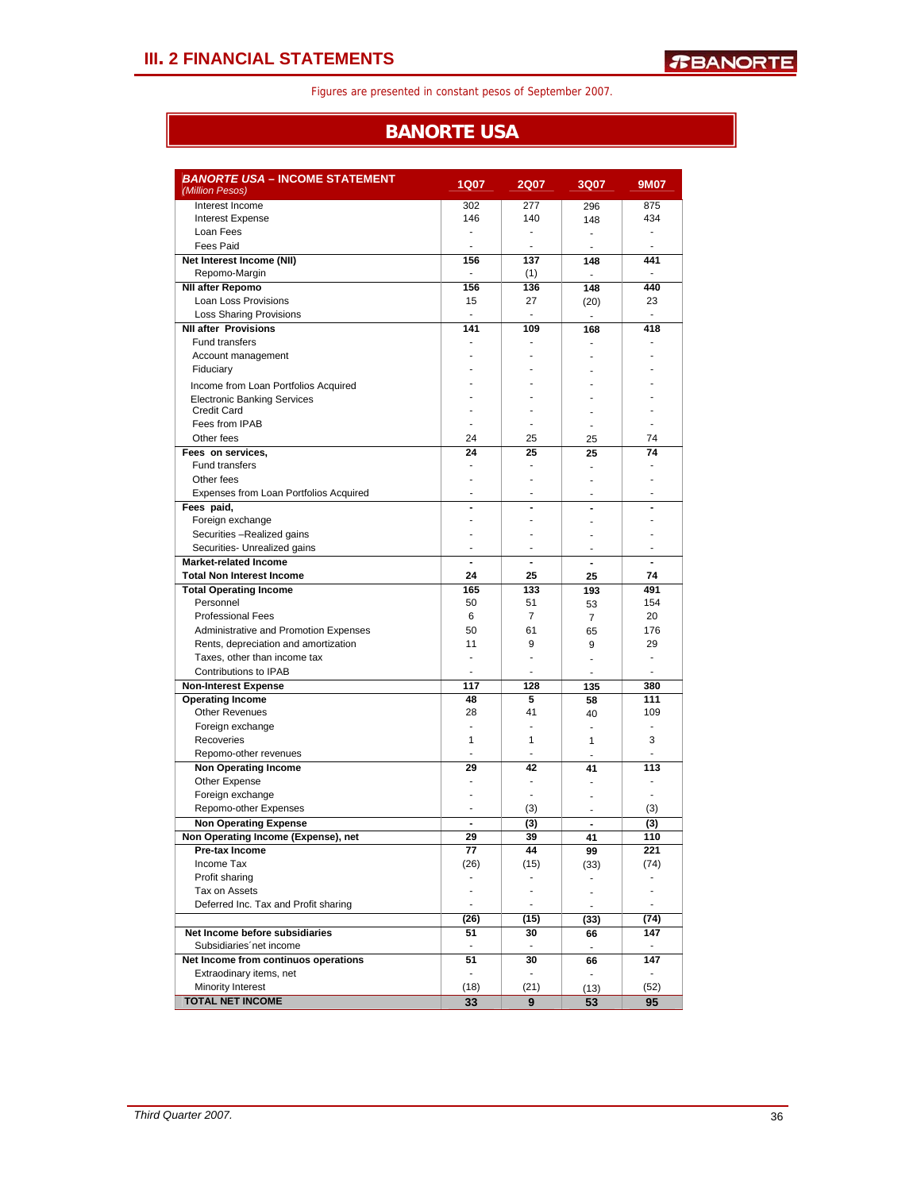## III. 2 FINANCIAL STATEMENTS

Figures are presented in constant pesos of September 2007.

# BANORTE USA

| ***BANORTE USA* – INCOME STATEMENT** *(Million Pesos)* | 1Q07 | 2Q07 | 3Q07 | 9M07 |
|---|---|---|---|---|
| Interest Income | 302 | 277 | 296 | 875 |
| Interest Expense | 146 | 140 | 148 | 434 |
| Loan Fees | - | - | - | - |
| Fees Paid | - | - | - | - |
| **Net Interest Income (NII)** | **156** | **137** | **148** | **441** |
| Repomo-Margin | - | (1) | - | - |
| **NII after Repomo** | **156** | **136** | **148** | **440** |
| Loan Loss Provisions | 15 | 27 | (20) | 23 |
| Loss Sharing Provisions | - | - | - | - |
| **NII after Provisions** | **141** | **109** | **168** | **418** |
| Fund transfers | - | - | - | - |
| Account management | - | - | - | - |
| Fiduciary | - | - | - | - |
| Income from Loan Portfolios Acquired | - | - | - | - |
| Electronic Banking Services | - | - | - | - |
| Credit Card | - | - | - | - |
| Fees from IPAB | - | - | - | - |
| Other fees | 24 | 25 | 25 | 74 |
| **Fees on services,** | **24** | **25** | **25** | **74** |
| Fund transfers | - | - | - | - |
| Other fees | - | - | - | - |
| Expenses from Loan Portfolios Acquired | - | - | - | - |
| **Fees paid,** | **-** | **-** | **-** | **-** |
| Foreign exchange | - | - | - | - |
| Securities –Realized gains | - | - | - | - |
| Securities- Unrealized gains | - | - | - | - |
| **Market-related Income** | **-** | **-** | **-** | **-** |
| **Total Non Interest Income** | **24** | **25** | **25** | **74** |
| **Total Operating Income** | **165** | **133** | **193** | **491** |
| Personnel | 50 | 51 | 53 | 154 |
| Professional Fees | 6 | 7 | 7 | 20 |
| Administrative and Promotion Expenses | 50 | 61 | 65 | 176 |
| Rents, depreciation and amortization | 11 | 9 | 9 | 29 |
| Taxes, other than income tax | - | - | - | - |
| Contributions to IPAB | - | - | - | - |
| **Non-Interest Expense** | **117** | **128** | **135** | **380** |
| **Operating Income** | **48** | **5** | **58** | **111** |
| Other Revenues | 28 | 41 | 40 | 109 |
| Foreign exchange | - | - | - | - |
| Recoveries | 1 | 1 | 1 | 3 |
| Repomo-other revenues | - | - | - | - |
| **Non Operating Income** | **29** | **42** | **41** | **113** |
| Other Expense | - | - | - | - |
| Foreign exchange | - | - | - | - |
| Repomo-other Expenses | - | (3) | - | (3) |
| **Non Operating Expense** | **-** | **(3)** | **-** | **(3)** |
| **Non Operating Income (Expense), net** | **29** | **39** | **41** | **110** |
| **Pre-tax Income** | **77** | **44** | **99** | **221** |
| Income Tax | (26) | (15) | (33) | (74) |
| Profit sharing | - | - | - | - |
| Tax on Assets | - | - | - | - |
| Deferred Inc. Tax and Profit sharing | - | - | - | - |
| | **(26)** | **(15)** | **(33)** | **(74)** |
| **Net Income before subsidiaries** | **51** | **30** | **66** | **147** |
| Subsidiaries´net income | - | - | - | - |
| **Net Income from continuos operations** | **51** | **30** | **66** | **147** |
| Extraordinary items, net | - | - | - | - |
| Minority Interest | (18) | (21) | (13) | (52) |
| **TOTAL NET INCOME** | **33** | **9** | **53** | **95** |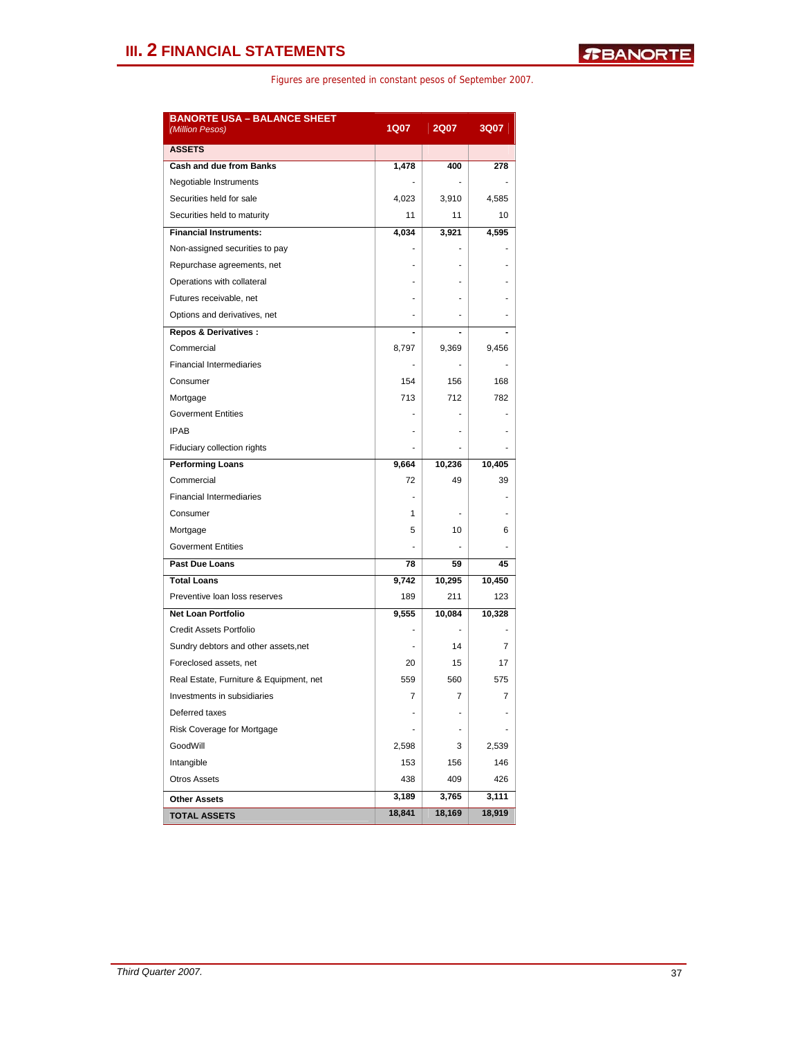## III. 2 FINANCIAL STATEMENTS

Figures are presented in constant pesos of September 2007.

| BANORTE USA – BALANCE SHEET *(Million Pesos)* | 1Q07 | 2Q07 | 3Q07 |
|---|---|---|---|
| **ASSETS** | | | |
| **Cash and due from Banks** | **1,478** | **400** | **278** |
| Negotiable Instruments | - | - | - |
| Securities held for sale | 4,023 | 3,910 | 4,585 |
| Securities held to maturity | 11 | 11 | 10 |
| **Financial Instruments:** | **4,034** | **3,921** | **4,595** |
| Non-assigned securities to pay | - | - | - |
| Repurchase agreements, net | - | - | - |
| Operations with collateral | - | - | - |
| Futures receivable, net | - | - | - |
| Options and derivatives, net | - | - | - |
| **Repos & Derivatives :** | **-** | **-** | **-** |
| Commercial | 8,797 | 9,369 | 9,456 |
| Financial Intermediaries | - | - | - |
| Consumer | 154 | 156 | 168 |
| Mortgage | 713 | 712 | 782 |
| Goverment Entities | - | - | - |
| IPAB | - | - | - |
| Fiduciary collection rights | - | - | - |
| **Performing Loans** | **9,664** | **10,236** | **10,405** |
| Commercial | 72 | 49 | 39 |
| Financial Intermediaries | - | | - |
| Consumer | 1 | - | - |
| Mortgage | 5 | 10 | 6 |
| Goverment Entities | - | - | - |
| **Past Due Loans** | **78** | **59** | **45** |
| **Total Loans** | **9,742** | **10,295** | **10,450** |
| Preventive loan loss reserves | 189 | 211 | 123 |
| **Net Loan Portfolio** | **9,555** | **10,084** | **10,328** |
| Credit Assets Portfolio | - | - | - |
| Sundry debtors and other assets,net | - | 14 | 7 |
| Foreclosed assets, net | 20 | 15 | 17 |
| Real Estate, Furniture & Equipment, net | 559 | 560 | 575 |
| Investments in subsidiaries | 7 | 7 | 7 |
| Deferred taxes | - | - | - |
| Risk Coverage for Mortgage | - | - | - |
| GoodWill | 2,598 | 3 | 2,539 |
| Intangible | 153 | 156 | 146 |
| Otros Assets | 438 | 409 | 426 |
| **Other Assets** | **3,189** | **3,765** | **3,111** |
| **TOTAL ASSETS** | **18,841** | **18,169** | **18,919** |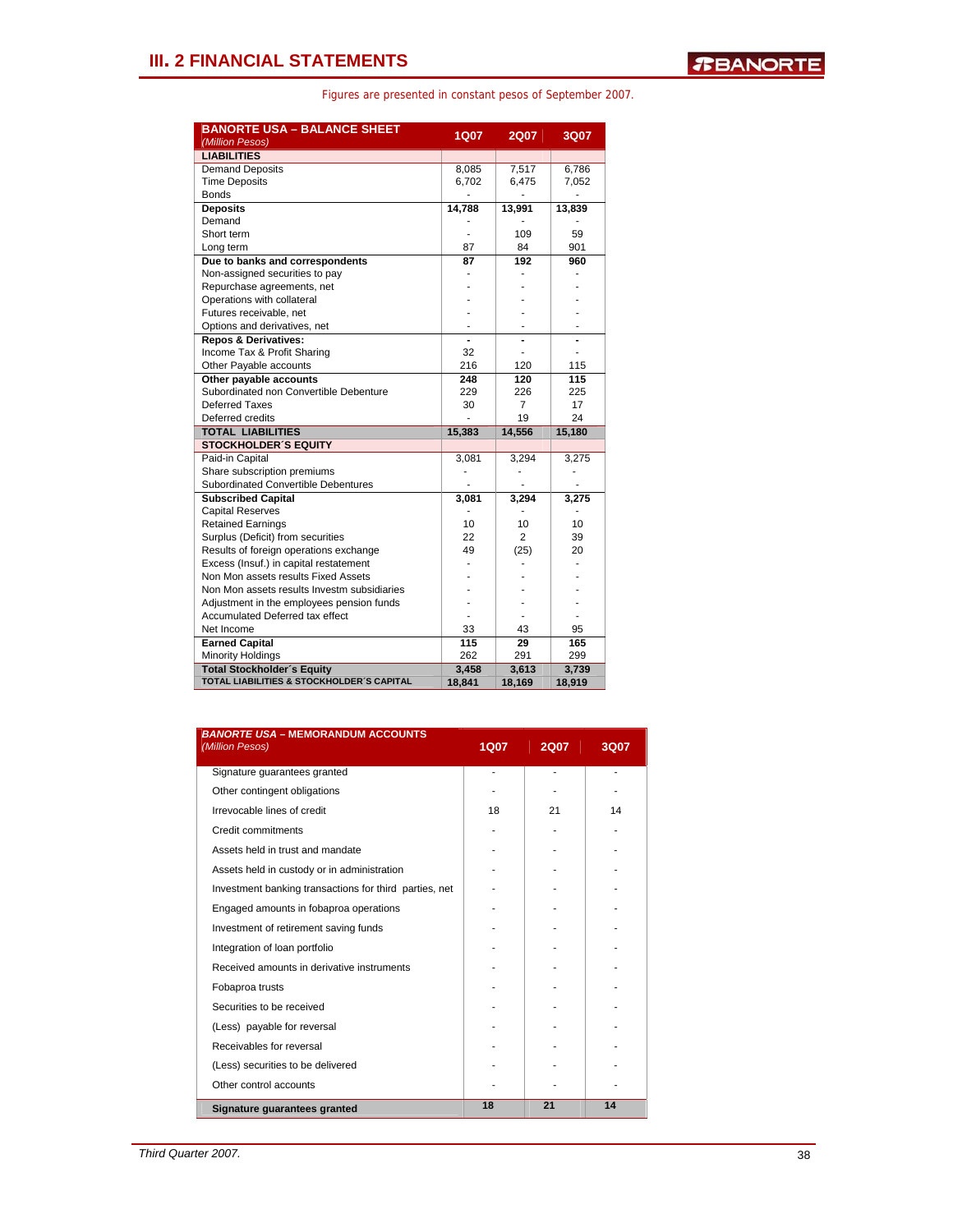## III. 2 FINANCIAL STATEMENTS

Figures are presented in constant pesos of September 2007.

| BANORTE USA – BALANCE SHEET *(Million Pesos)* | 1Q07 | 2Q07 | 3Q07 |
|---|---|---|---|
| **LIABILITIES** | | | |
| Demand Deposits | 8,085 | 7,517 | 6,786 |
| Time Deposits | 6,702 | 6,475 | 7,052 |
| Bonds | - | - | - |
| **Deposits** | **14,788** | **13,991** | **13,839** |
| Demand | - | - | - |
| Short term | - | 109 | 59 |
| Long term | 87 | 84 | 901 |
| **Due to banks and correspondents** | **87** | **192** | **960** |
| Non-assigned securities to pay | - | - | - |
| Repurchase agreements, net | - | - | - |
| Operations with collateral | - | - | - |
| Futures receivable, net | - | - | - |
| Options and derivatives, net | - | - | - |
| **Repos & Derivatives:** | **-** | **-** | **-** |
| Income Tax & Profit Sharing | 32 | - | - |
| Other Payable accounts | 216 | 120 | 115 |
| **Other payable accounts** | **248** | **120** | **115** |
| Subordinated non Convertible Debenture | 229 | 226 | 225 |
| Deferred Taxes | 30 | 7 | 17 |
| Deferred credits | - | 19 | 24 |
| **TOTAL LIABILITIES** | **15,383** | **14,556** | **15,180** |
| **STOCKHOLDER´S EQUITY** | | | |
| Paid-in Capital | 3,081 | 3,294 | 3,275 |
| Share subscription premiums | - | - | - |
| Subordinated Convertible Debentures | - | - | - |
| **Subscribed Capital** | **3,081** | **3,294** | **3,275** |
| Capital Reserves | - | - | - |
| Retained Earnings | 10 | 10 | 10 |
| Surplus (Deficit) from securities | 22 | 2 | 39 |
| Results of foreign operations exchange | 49 | (25) | 20 |
| Excess (Insuf.) in capital restatement | - | - | - |
| Non Mon assets results Fixed Assets | - | - | - |
| Non Mon assets results Investm subsidiaries | - | - | - |
| Adjustment in the employees pension funds | - | - | - |
| Accumulated Deferred tax effect | - | - | - |
| Net Income | 33 | 43 | 95 |
| **Earned Capital** | **115** | **29** | **165** |
| Minority Holdings | 262 | 291 | 299 |
| **Total Stockholder´s Equity** | **3,458** | **3,613** | **3,739** |
| **TOTAL LIABILITIES & STOCKHOLDER´S CAPITAL** | **18,841** | **18,169** | **18,919** |

| BANORTE USA – MEMORANDUM ACCOUNTS *(Million Pesos)* | 1Q07 | 2Q07 | 3Q07 |
|---|---|---|---|
| Signature guarantees granted | - | - | - |
| Other contingent obligations | - | - | - |
| Irrevocable lines of credit | 18 | 21 | 14 |
| Credit commitments | - | - | - |
| Assets held in trust and mandate | - | - | - |
| Assets held in custody or in administration | - | - | - |
| Investment banking transactions for third parties, net | - | - | - |
| Engaged amounts in fobaproa operations | - | - | - |
| Investment of retirement saving funds | - | - | - |
| Integration of loan portfolio | - | - | - |
| Received amounts in derivative instruments | - | - | - |
| Fobaproa trusts | - | - | - |
| Securities to be received | - | - | - |
| (Less) payable for reversal | - | - | - |
| Receivables for reversal | - | - | - |
| (Less) securities to be delivered | - | - | - |
| Other control accounts | - | - | - |
| **Signature guarantees granted** | **18** | **21** | **14** |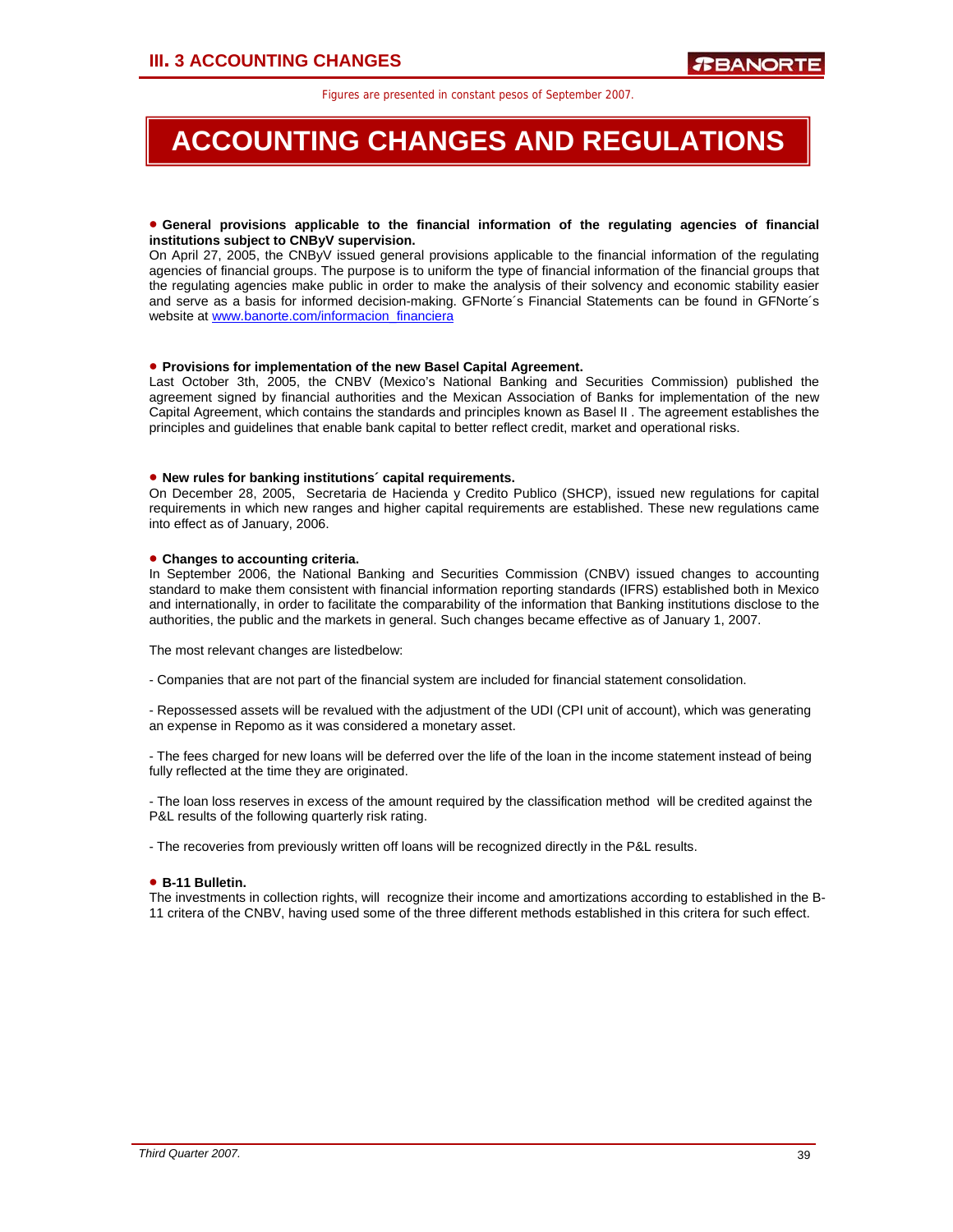# ACCOUNTING CHANGES AND REGULATIONS

Figures are presented in constant pesos of September 2007.

- **General provisions applicable to the financial information of the regulating agencies of financial institutions subject to CNByV supervision.**

On April 27, 2005, the CNByV issued general provisions applicable to the financial information of the regulating agencies of financial groups. The purpose is to uniform the type of financial information of the financial groups that the regulating agencies make public in order to make the analysis of their solvency and economic stability easier and serve as a basis for informed decision-making. GFNorte´s Financial Statements can be found in GFNorte´s website at www.banorte.com/informacion_financiera

- **Provisions for implementation of the new Basel Capital Agreement.**

Last October 3th, 2005, the CNBV (Mexico's National Banking and Securities Commission) published the agreement signed by financial authorities and the Mexican Association of Banks for implementation of the new Capital Agreement, which contains the standards and principles known as Basel II . The agreement establishes the principles and guidelines that enable bank capital to better reflect credit, market and operational risks.

- **New rules for banking institutions´ capital requirements.**

On December 28, 2005, Secretaria de Hacienda y Credito Publico (SHCP), issued new regulations for capital requirements in which new ranges and higher capital requirements are established. These new regulations came into effect as of January, 2006.

- **Changes to accounting criteria.**

In September 2006, the National Banking and Securities Commission (CNBV) issued changes to accounting standard to make them consistent with financial information reporting standards (IFRS) established both in Mexico and internationally, in order to facilitate the comparability of the information that Banking institutions disclose to the authorities, the public and the markets in general. Such changes became effective as of January 1, 2007.

The most relevant changes are listedbelow:

- Companies that are not part of the financial system are included for financial statement consolidation.

- Repossessed assets will be revalued with the adjustment of the UDI (CPI unit of account), which was generating an expense in Repomo as it was considered a monetary asset.

- The fees charged for new loans will be deferred over the life of the loan in the income statement instead of being fully reflected at the time they are originated.

- The loan loss reserves in excess of the amount required by the classification method will be credited against the P&L results of the following quarterly risk rating.

- The recoveries from previously written off loans will be recognized directly in the P&L results.

- **B-11 Bulletin.**

The investments in collection rights, will recognize their income and amortizations according to established in the B-11 critera of the CNBV, having used some of the three different methods established in this critera for such effect.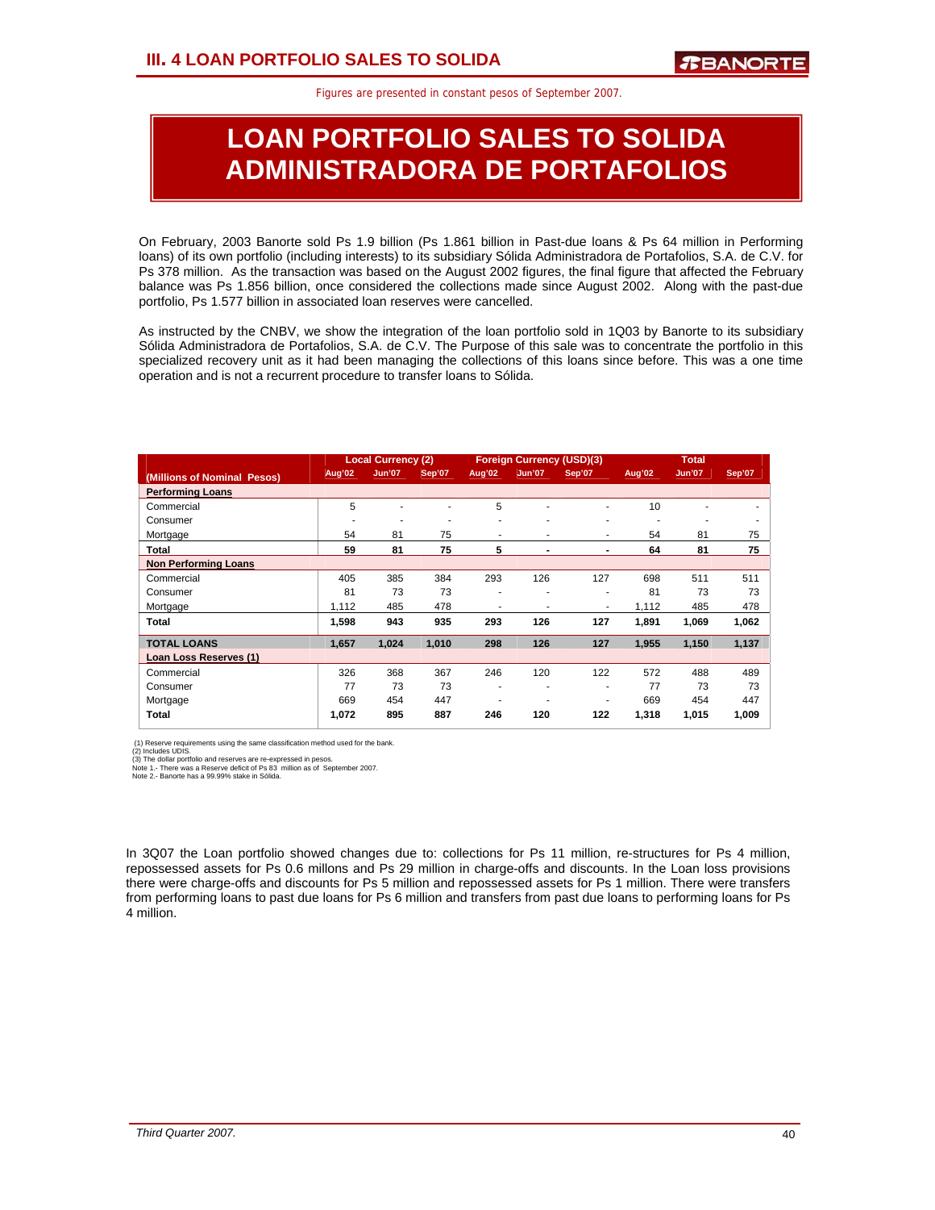## III. 4 LOAN PORTFOLIO SALES TO SOLIDA

Figures are presented in constant pesos of September 2007.

# LOAN PORTFOLIO SALES TO SOLIDA ADMINISTRADORA DE PORTAFOLIOS

On February, 2003 Banorte sold Ps 1.9 billion (Ps 1.861 billion in Past-due loans & Ps 64 million in Performing loans) of its own portfolio (including interests) to its subsidiary Sólida Administradora de Portafolios, S.A. de C.V. for Ps 378 million. As the transaction was based on the August 2002 figures, the final figure that affected the February balance was Ps 1.856 billion, once considered the collections made since August 2002. Along with the past-due portfolio, Ps 1.577 billion in associated loan reserves were cancelled.

As instructed by the CNBV, we show the integration of the loan portfolio sold in 1Q03 by Banorte to its subsidiary Sólida Administradora de Portafolios, S.A. de C.V. The Purpose of this sale was to concentrate the portfolio in this specialized recovery unit as it had been managing the collections of this loans since before. This was a one time operation and is not a recurrent procedure to transfer loans to Sólida.

| (Millions of Nominal Pesos) | Local Currency (2) | | | Foreign Currency (USD)(3) | | | Total | | |
|---|---|---|---|---|---|---|---|---|---|
| | Aug'02 | Jun'07 | Sep'07 | Aug'02 | Jun'07 | Sep'07 | Aug'02 | Jun'07 | Sep'07 |
| **Performing Loans** | | | | | | | | | |
| Commercial | 5 | - | - | 5 | - | - | 10 | - | - |
| Consumer | - | - | - | - | - | - | - | - | - |
| Mortgage | 54 | 81 | 75 | - | - | - | 54 | 81 | 75 |
| **Total** | **59** | **81** | **75** | **5** | **-** | **-** | **64** | **81** | **75** |
| **Non Performing Loans** | | | | | | | | | |
| Commercial | 405 | 385 | 384 | 293 | 126 | 127 | 698 | 511 | 511 |
| Consumer | 81 | 73 | 73 | - | - | - | 81 | 73 | 73 |
| Mortgage | 1,112 | 485 | 478 | - | - | - | 1,112 | 485 | 478 |
| **Total** | **1,598** | **943** | **935** | **293** | **126** | **127** | **1,891** | **1,069** | **1,062** |
| **TOTAL LOANS** | **1,657** | **1,024** | **1,010** | **298** | **126** | **127** | **1,955** | **1,150** | **1,137** |
| **Loan Loss Reserves (1)** | | | | | | | | | |
| Commercial | 326 | 368 | 367 | 246 | 120 | 122 | 572 | 488 | 489 |
| Consumer | 77 | 73 | 73 | - | - | - | 77 | 73 | 73 |
| Mortgage | 669 | 454 | 447 | - | - | - | 669 | 454 | 447 |
| **Total** | **1,072** | **895** | **887** | **246** | **120** | **122** | **1,318** | **1,015** | **1,009** |

(1) Reserve requirements using the same classification method used for the bank.
(2) Includes UDIS.
(3) The dollar portfolio and reserves are re-expressed in pesos.
Note 1.- There was a Reserve deficit of Ps 83 million as of September 2007.
Note 2.- Banorte has a 99.99% stake in Sólida.

In 3Q07 the Loan portfolio showed changes due to: collections for Ps 11 million, re-structures for Ps 4 million, repossessed assets for Ps 0.6 millons and Ps 29 million in charge-offs and discounts. In the Loan loss provisions there were charge-offs and discounts for Ps 5 million and repossessed assets for Ps 1 million. There were transfers from performing loans to past due loans for Ps 6 million and transfers from past due loans to performing loans for Ps 4 million.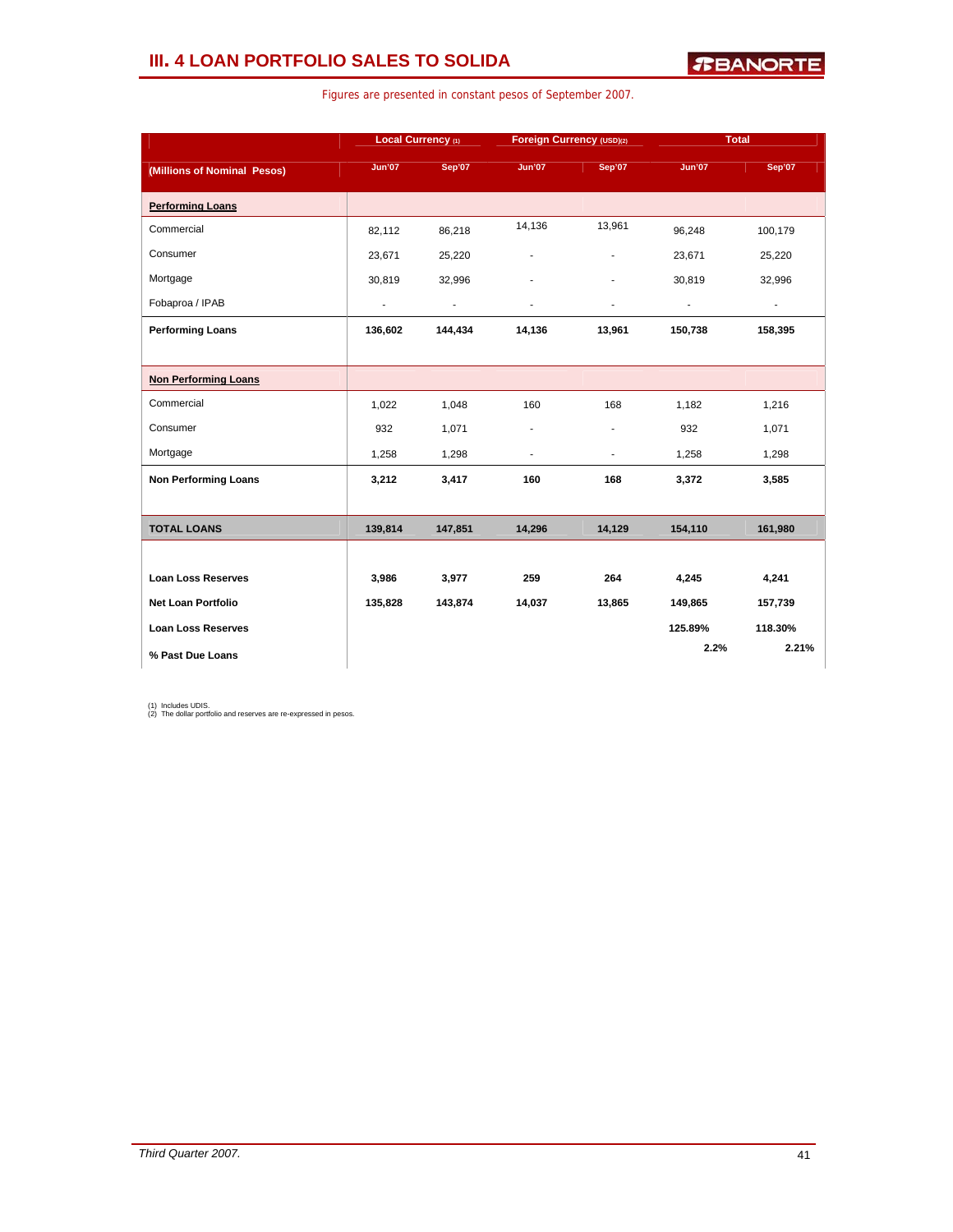## III. 4 LOAN PORTFOLIO SALES TO SOLIDA

Figures are presented in constant pesos of September 2007.

| (Millions of Nominal Pesos) | Local Currency (1) | | Foreign Currency (USD)(2) | | Total | |
|---|---|---|---|---|---|---|
| | Jun'07 | Sep'07 | Jun'07 | Sep'07 | Jun'07 | Sep'07 |
| **Performing Loans** | | | | | | |
| Commercial | 82,112 | 86,218 | 14,136 | 13,961 | 96,248 | 100,179 |
| Consumer | 23,671 | 25,220 | - | - | 23,671 | 25,220 |
| Mortgage | 30,819 | 32,996 | - | - | 30,819 | 32,996 |
| Fobaproa / IPAB | - | - | - | - | - | - |
| **Performing Loans** | **136,602** | **144,434** | **14,136** | **13,961** | **150,738** | **158,395** |
| **Non Performing Loans** | | | | | | |
| Commercial | 1,022 | 1,048 | 160 | 168 | 1,182 | 1,216 |
| Consumer | 932 | 1,071 | - | - | 932 | 1,071 |
| Mortgage | 1,258 | 1,298 | - | - | 1,258 | 1,298 |
| **Non Performing Loans** | **3,212** | **3,417** | **160** | **168** | **3,372** | **3,585** |
| **TOTAL LOANS** | **139,814** | **147,851** | **14,296** | **14,129** | **154,110** | **161,980** |
| **Loan Loss Reserves** | **3,986** | **3,977** | **259** | **264** | **4,245** | **4,241** |
| **Net Loan Portfolio** | **135,828** | **143,874** | **14,037** | **13,865** | **149,865** | **157,739** |
| **Loan Loss Reserves** | | | | | **125.89%** | **118.30%** |
| **% Past Due Loans** | | | | | **2.2%** | **2.21%** |

(1) Includes UDIS.
(2) The dollar portfolio and reserves are re-expressed in pesos.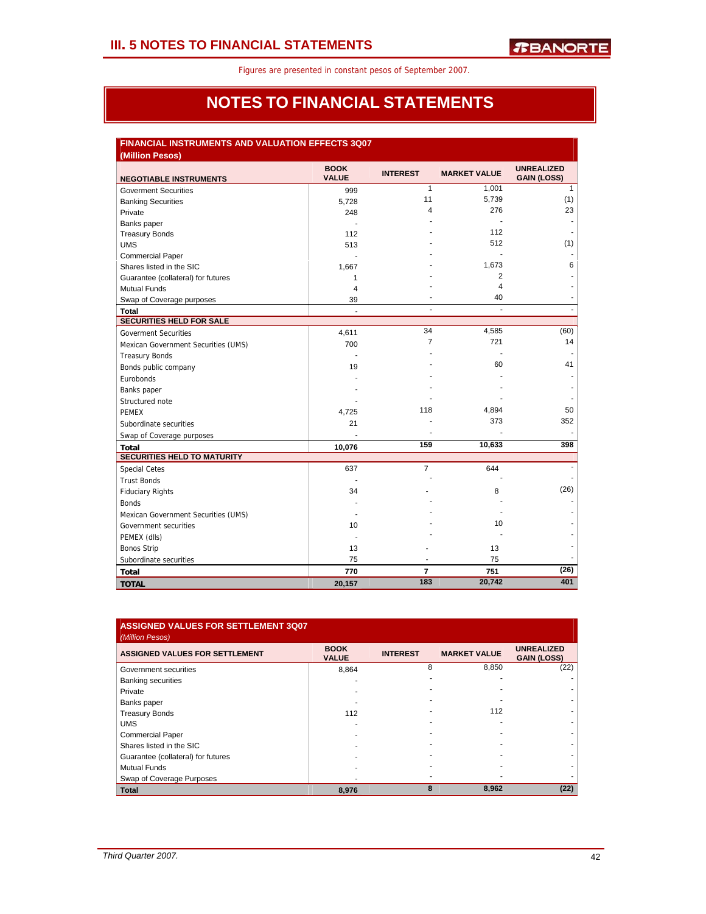## III. 5 NOTES TO FINANCIAL STATEMENTS

Figures are presented in constant pesos of September 2007.

# NOTES TO FINANCIAL STATEMENTS

**FINANCIAL INSTRUMENTS AND VALUATION EFFECTS 3Q07**
**(Million Pesos)**

| NEGOTIABLE INSTRUMENTS | BOOK VALUE | INTEREST | MARKET VALUE | UNREALIZED GAIN (LOSS) |
|---|---|---|---|---|
| Goverment Securities | 999 | 1 | 1,001 | 1 |
| Banking Securities | 5,728 | 11 | 5,739 | (1) |
| Private | 248 | 4 | 276 | 23 |
| Banks paper | - | - | - | - |
| Treasury Bonds | 112 | - | 112 | - |
| UMS | 513 | - | 512 | (1) |
| Commercial Paper | - | - | - | - |
| Shares listed in the SIC | 1,667 | - | 1,673 | 6 |
| Guarantee (collateral) for futures | 1 | - | 2 | - |
| Mutual Funds | 4 | - | 4 | - |
| Swap of Coverage purposes | 39 | - | 40 | - |
| **Total** | - | - | - | - |
| **SECURITIES HELD FOR SALE** | | | | |
| Goverment Securities | 4,611 | 34 | 4,585 | (60) |
| Mexican Government Securities (UMS) | 700 | 7 | 721 | 14 |
| Treasury Bonds | - | - | - | - |
| Bonds public company | 19 | - | 60 | 41 |
| Eurobonds | - | - | - | - |
| Banks paper | - | - | - | - |
| Structured note | - | - | - | - |
| PEMEX | 4,725 | 118 | 4,894 | 50 |
| Subordinate securities | 21 | - | 373 | 352 |
| Swap of Coverage purposes | - | - | - | - |
| **Total** | **10,076** | **159** | **10,633** | **398** |
| **SECURITIES HELD TO MATURITY** | | | | |
| Special Cetes | 637 | 7 | 644 | - |
| Trust Bonds | - | - | - | - |
| Fiduciary Rights | 34 | - | 8 | (26) |
| Bonds | - | - | - | - |
| Mexican Government Securities (UMS) | - | - | - | - |
| Government securities | 10 | - | 10 | - |
| PEMEX (dlls) | - | - | - | - |
| Bonos Strip | 13 | - | 13 | - |
| Subordinate securities | 75 | - | 75 | - |
| **Total** | **770** | **7** | **751** | **(26)** |
| **TOTAL** | **20,157** | **183** | **20,742** | **401** |

**ASSIGNED VALUES FOR SETTLEMENT 3Q07**
*(Million Pesos)*

| ASSIGNED VALUES FOR SETTLEMENT | BOOK VALUE | INTEREST | MARKET VALUE | UNREALIZED GAIN (LOSS) |
|---|---|---|---|---|
| Government securities | 8,864 | 8 | 8,850 | (22) |
| Banking securities | - | - | - | - |
| Private | - | - | - | - |
| Banks paper | - | - | - | - |
| Treasury Bonds | 112 | - | 112 | - |
| UMS | - | - | - | - |
| Commercial Paper | - | - | - | - |
| Shares listed in the SIC | - | - | - | - |
| Guarantee (collateral) for futures | - | - | - | - |
| Mutual Funds | - | - | - | - |
| Swap of Coverage Purposes | - | - | - | - |
| **Total** | **8,976** | **8** | **8,962** | **(22)** |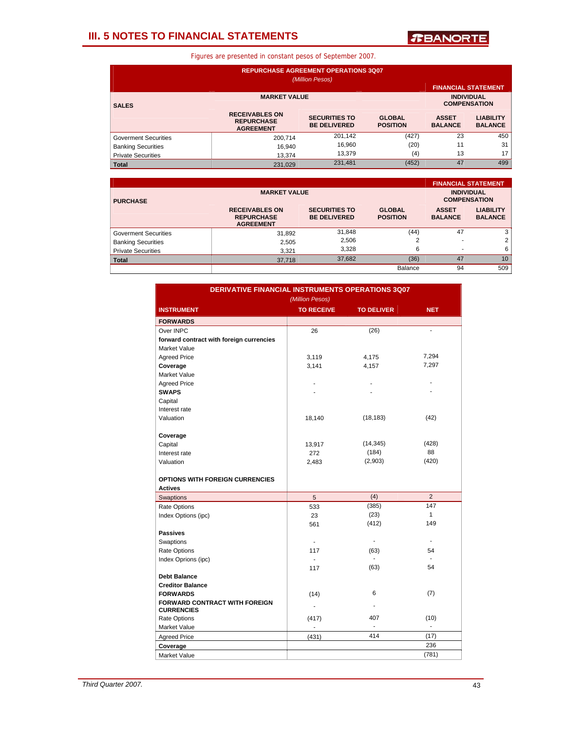## III. 5 NOTES TO FINANCIAL STATEMENTS

Figures are presented in constant pesos of September 2007.

**REPURCHASE AGREEMENT OPERATIONS 3Q07**
*(Million Pesos)*

| SALES | MARKET VALUE | | | FINANCIAL STATEMENT INDIVIDUAL COMPENSATION | |
|---|---|---|---|---|---|
| | RECEIVABLES ON REPURCHASE AGREEMENT | SECURITIES TO BE DELIVERED | GLOBAL POSITION | ASSET BALANCE | LIABILITY BALANCE |
| Goverment Securities | 200,714 | 201,142 | (427) | 23 | 450 |
| Banking Securities | 16,940 | 16,960 | (20) | 11 | 31 |
| Private Securities | 13,374 | 13,379 | (4) | 13 | 17 |
| **Total** | 231,029 | 231,481 | (452) | 47 | 499 |

| PURCHASE | MARKET VALUE | | | FINANCIAL STATEMENT INDIVIDUAL COMPENSATION | |
|---|---|---|---|---|---|
| | RECEIVABLES ON REPURCHASE AGREEMENT | SECURITIES TO BE DELIVERED | GLOBAL POSITION | ASSET BALANCE | LIABILITY BALANCE |
| Goverment Securities | 31,892 | 31,848 | (44) | 47 | 3 |
| Banking Securities | 2,505 | 2,506 | 2 | - | 2 |
| Private Securities | 3,321 | 3,328 | 6 | - | 6 |
| **Total** | 37,718 | 37,682 | (36) | 47 | 10 |
| | | | Balance | 94 | 509 |

**DERIVATIVE FINANCIAL INSTRUMENTS OPERATIONS 3Q07**
*(Million Pesos)*

| INSTRUMENT | TO RECEIVE | TO DELIVER | NET |
|---|---|---|---|
| **FORWARDS** | | | |
| Over INPC | 26 | (26) | - |
| **forward contract with foreign currencies** | | | |
| Market Value | | | |
| Agreed Price | 3,119 | 4,175 | 7,294 |
| **Coverage** | 3,141 | 4,157 | 7,297 |
| Market Value | | | |
| Agreed Price | - | - | - |
| **SWAPS** | - | - | - |
| Capital | | | |
| Interest rate | | | |
| Valuation | 18,140 | (18,183) | (42) |
| **Coverage** | | | |
| Capital | 13,917 | (14,345) | (428) |
| Interest rate | 272 | (184) | 88 |
| Valuation | 2,483 | (2,903) | (420) |
| **OPTIONS WITH FOREIGN CURRENCIES** | | | |
| **Actives** | | | |
| Swaptions | 5 | (4) | 2 |
| Rate Options | 533 | (385) | 147 |
| Index Options (ipc) | 23 | (23) | 1 |
| | 561 | (412) | 149 |
| **Passives** | | | |
| Swaptions | - | - | - |
| Rate Options | 117 | (63) | 54 |
| Index Oprions (ipc) | - | - | - |
| | 117 | (63) | 54 |
| **Debt Balance** | | | |
| **Creditor Balance** | | | |
| **FORWARDS** | (14) | 6 | (7) |
| **FORWARD CONTRACT WITH FOREIGN CURRENCIES** | - | - | |
| Rate Options | (417) | 407 | (10) |
| Market Value | - | - | - |
| Agreed Price | (431) | 414 | (17) |
| **Coverage** | | | 236 |
| Market Value | | | (781) |

*Third Quarter 2007.*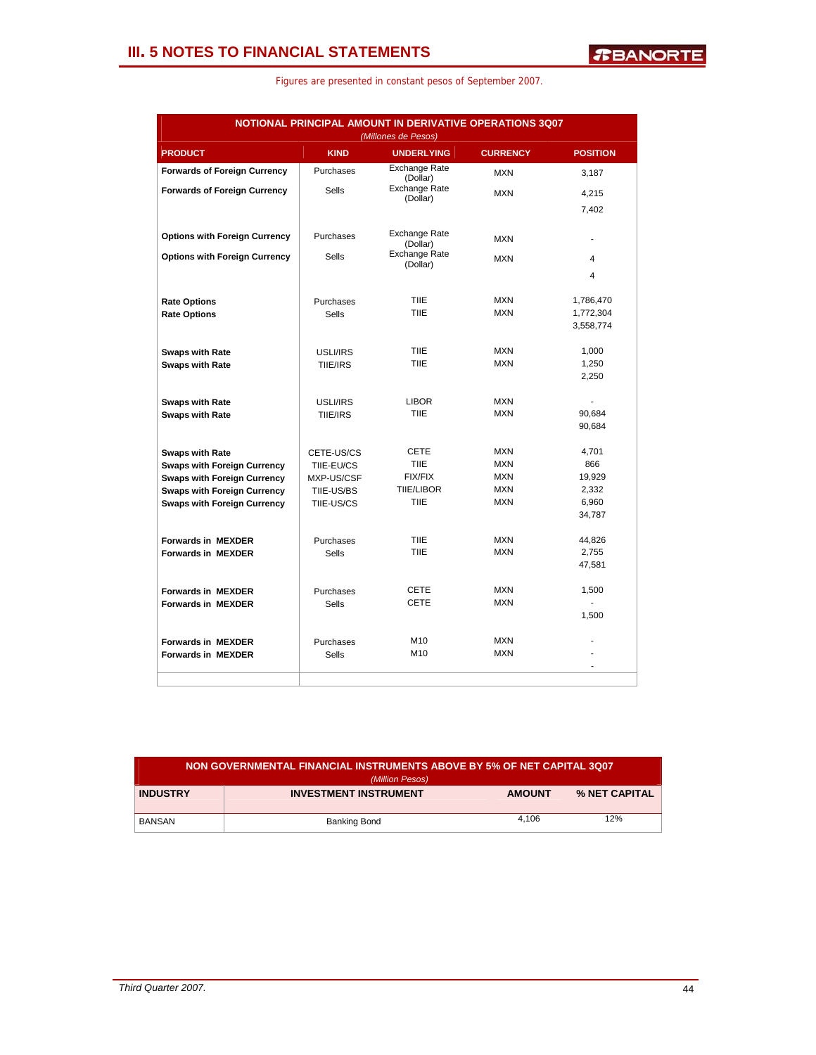## III. 5 NOTES TO FINANCIAL STATEMENTS

Figures are presented in constant pesos of September 2007.

**NOTIONAL PRINCIPAL AMOUNT IN DERIVATIVE OPERATIONS 3Q07**
*(Millones de Pesos)*

| PRODUCT | KIND | UNDERLYING | CURRENCY | POSITION |
|---|---|---|---|---|
| **Forwards of Foreign Currency** | Purchases | Exchange Rate (Dollar) | MXN | 3,187 |
| **Forwards of Foreign Currency** | Sells | Exchange Rate (Dollar) | MXN | 4,215 |
| | | | | 7,402 |
| **Options with Foreign Currency** | Purchases | Exchange Rate (Dollar) | MXN | - |
| **Options with Foreign Currency** | Sells | Exchange Rate (Dollar) | MXN | 4 |
| | | | | 4 |
| **Rate Options** | Purchases | TIIE | MXN | 1,786,470 |
| **Rate Options** | Sells | TIIE | MXN | 1,772,304 |
| | | | | 3,558,774 |
| **Swaps with Rate** | USLI/IRS | TIIE | MXN | 1,000 |
| **Swaps with Rate** | TIIE/IRS | TIIE | MXN | 1,250 |
| | | | | 2,250 |
| **Swaps with Rate** | USLI/IRS | LIBOR | MXN | - |
| **Swaps with Rate** | TIIE/IRS | TIIE | MXN | 90,684 |
| | | | | 90,684 |
| **Swaps with Rate** | CETE-US/CS | CETE | MXN | 4,701 |
| **Swaps with Foreign Currency** | TIIE-EU/CS | TIIE | MXN | 866 |
| **Swaps with Foreign Currency** | MXP-US/CSF | FIX/FIX | MXN | 19,929 |
| **Swaps with Foreign Currency** | TIIE-US/BS | TIIE/LIBOR | MXN | 2,332 |
| **Swaps with Foreign Currency** | TIIE-US/CS | TIIE | MXN | 6,960 |
| | | | | 34,787 |
| **Forwards in MEXDER** | Purchases | TIIE | MXN | 44,826 |
| **Forwards in MEXDER** | Sells | TIIE | MXN | 2,755 |
| | | | | 47,581 |
| **Forwards in MEXDER** | Purchases | CETE | MXN | 1,500 |
| **Forwards in MEXDER** | Sells | CETE | MXN | - |
| | | | | 1,500 |
| **Forwards in MEXDER** | Purchases | M10 | MXN | - |
| **Forwards in MEXDER** | Sells | M10 | MXN | - |
| | | | | - |

**NON GOVERNMENTAL FINANCIAL INSTRUMENTS ABOVE BY 5% OF NET CAPITAL 3Q07**
*(Million Pesos)*

| INDUSTRY | INVESTMENT INSTRUMENT | AMOUNT | % NET CAPITAL |
|---|---|---|---|
| BANSAN | Banking Bond | 4,106 | 12% |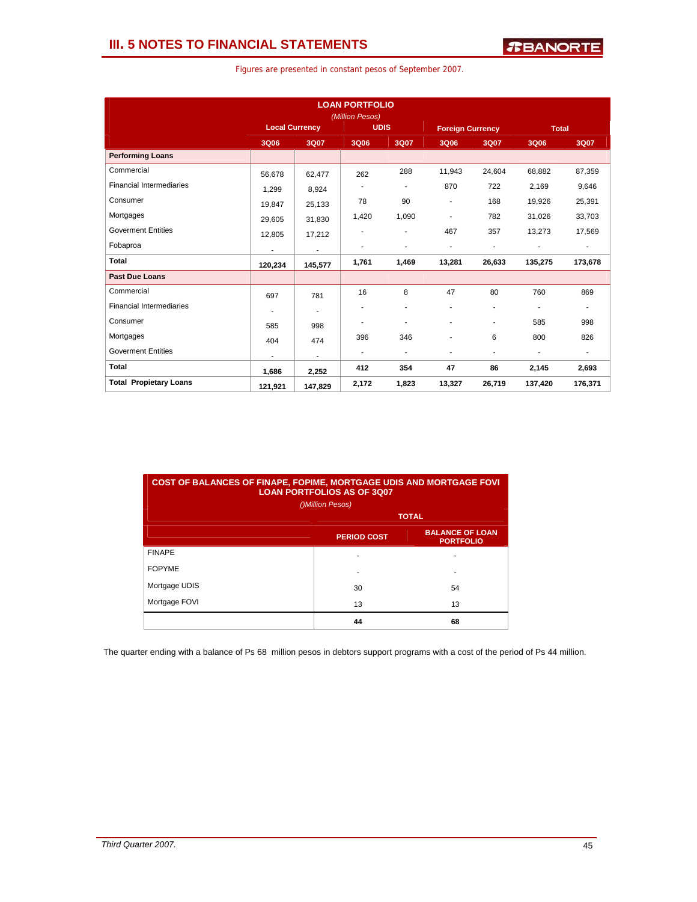# III. 5 NOTES TO FINANCIAL STATEMENTS

Figures are presented in constant pesos of September 2007.

**LOAN PORTFOLIO**
*(Million Pesos)*

| | Local Currency | | UDIS | | Foreign Currency | | Total | |
|---|---|---|---|---|---|---|---|---|
| | 3Q06 | 3Q07 | 3Q06 | 3Q07 | 3Q06 | 3Q07 | 3Q06 | 3Q07 |
| **Performing Loans** | | | | | | | | |
| Commercial | 56,678 | 62,477 | 262 | 288 | 11,943 | 24,604 | 68,882 | 87,359 |
| Financial Intermediaries | 1,299 | 8,924 | - | - | 870 | 722 | 2,169 | 9,646 |
| Consumer | 19,847 | 25,133 | 78 | 90 | - | 168 | 19,926 | 25,391 |
| Mortgages | 29,605 | 31,830 | 1,420 | 1,090 | - | 782 | 31,026 | 33,703 |
| Goverment Entities | 12,805 | 17,212 | - | - | 467 | 357 | 13,273 | 17,569 |
| Fobaproa | - | - | - | - | - | - | - | - |
| **Total** | **120,234** | **145,577** | **1,761** | **1,469** | **13,281** | **26,633** | **135,275** | **173,678** |
| **Past Due Loans** | | | | | | | | |
| Commercial | 697 | 781 | 16 | 8 | 47 | 80 | 760 | 869 |
| Financial Intermediaries | - | - | - | - | - | - | - | - |
| Consumer | 585 | 998 | - | - | - | - | 585 | 998 |
| Mortgages | 404 | 474 | 396 | 346 | - | 6 | 800 | 826 |
| Goverment Entities | - | - | - | - | - | - | - | - |
| **Total** | **1,686** | **2,252** | **412** | **354** | **47** | **86** | **2,145** | **2,693** |
| **Total Propietary Loans** | **121,921** | **147,829** | **2,172** | **1,823** | **13,327** | **26,719** | **137,420** | **176,371** |

**COST OF BALANCES OF FINAPE, FOPIME, MORTGAGE UDIS AND MORTGAGE FOVI LOAN PORTFOLIOS AS OF 3Q07**
*()Million Pesos)*

| | TOTAL | |
|---|---|---|
| | **PERIOD COST** | **BALANCE OF LOAN PORTFOLIO** |
| FINAPE | - | - |
| FOPYME | - | - |
| Mortgage UDIS | 30 | 54 |
| Mortgage FOVI | 13 | 13 |
| | **44** | **68** |

The quarter ending with a balance of Ps 68 million pesos in debtors support programs with a cost of the period of Ps 44 million.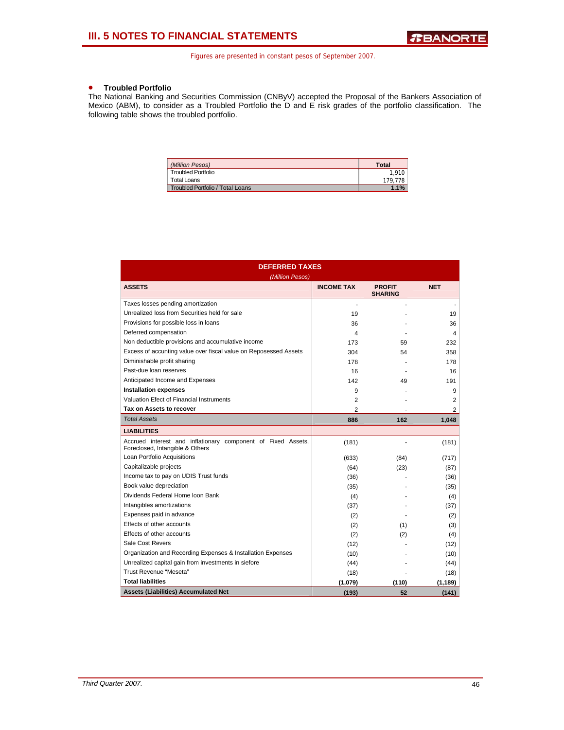Figures are presented in constant pesos of September 2007.

- **Troubled Portfolio**

The National Banking and Securities Commission (CNByV) accepted the Proposal of the Bankers Association of Mexico (ABM), to consider as a Troubled Portfolio the D and E risk grades of the portfolio classification. The following table shows the troubled portfolio.

| *(Million Pesos)* | **Total** |
|---|---|
| Troubled Portfolio | 1,910 |
| Total Loans | 179,778 |
| Troubled Portfolio / Total Loans | **1.1%** |

| **DEFERRED TAXES** *(Million Pesos)* | | | |
|---|---|---|---|
| **ASSETS** | **INCOME TAX** | **PROFIT SHARING** | **NET** |
| Taxes losses pending amortization | - | - | - |
| Unrealized loss from Securities held for sale | 19 | - | 19 |
| Provisions for possible loss in loans | 36 | - | 36 |
| Deferred compensation | 4 | - | 4 |
| Non deductible provisions and accumulative income | 173 | 59 | 232 |
| Excess of accunting value over fiscal value on Reposessed Assets | 304 | 54 | 358 |
| Diminishable profit sharing | 178 | - | 178 |
| Past-due loan reserves | 16 | - | 16 |
| Anticipated Income and Expenses | 142 | 49 | 191 |
| **Installation expenses** | 9 | - | 9 |
| Valuation Efect of Financial Instruments | 2 | - | 2 |
| **Tax on Assets to recover** | 2 | - | 2 |
| *Total Assets* | **886** | **162** | **1,048** |
| **LIABILITIES** | | | |
| Accrued interest and inflationary component of Fixed Assets, Foreclosed, Intangible & Others | (181) | - | (181) |
| Loan Portfolio Acquisitions | (633) | (84) | (717) |
| Capitalizable projects | (64) | (23) | (87) |
| Income tax to pay on UDIS Trust funds | (36) | - | (36) |
| Book value depreciation | (35) | - | (35) |
| Dividends Federal Home loon Bank | (4) | - | (4) |
| Intangibles amortizations | (37) | - | (37) |
| Expenses paid in advance | (2) | - | (2) |
| Effects of other accounts | (2) | (1) | (3) |
| Effects of other accounts | (2) | (2) | (4) |
| Sale Cost Revers | (12) | - | (12) |
| Organization and Recording Expenses & Installation Expenses | (10) | - | (10) |
| Unrealized capital gain from investments in siefore | (44) | - | (44) |
| Trust Revenue "Meseta" | (18) | - | (18) |
| **Total liabilities** | **(1,079)** | **(110)** | **(1,189)** |
| **Assets (Liabilities) Accumulated Net** | **(193)** | **52** | **(141)** |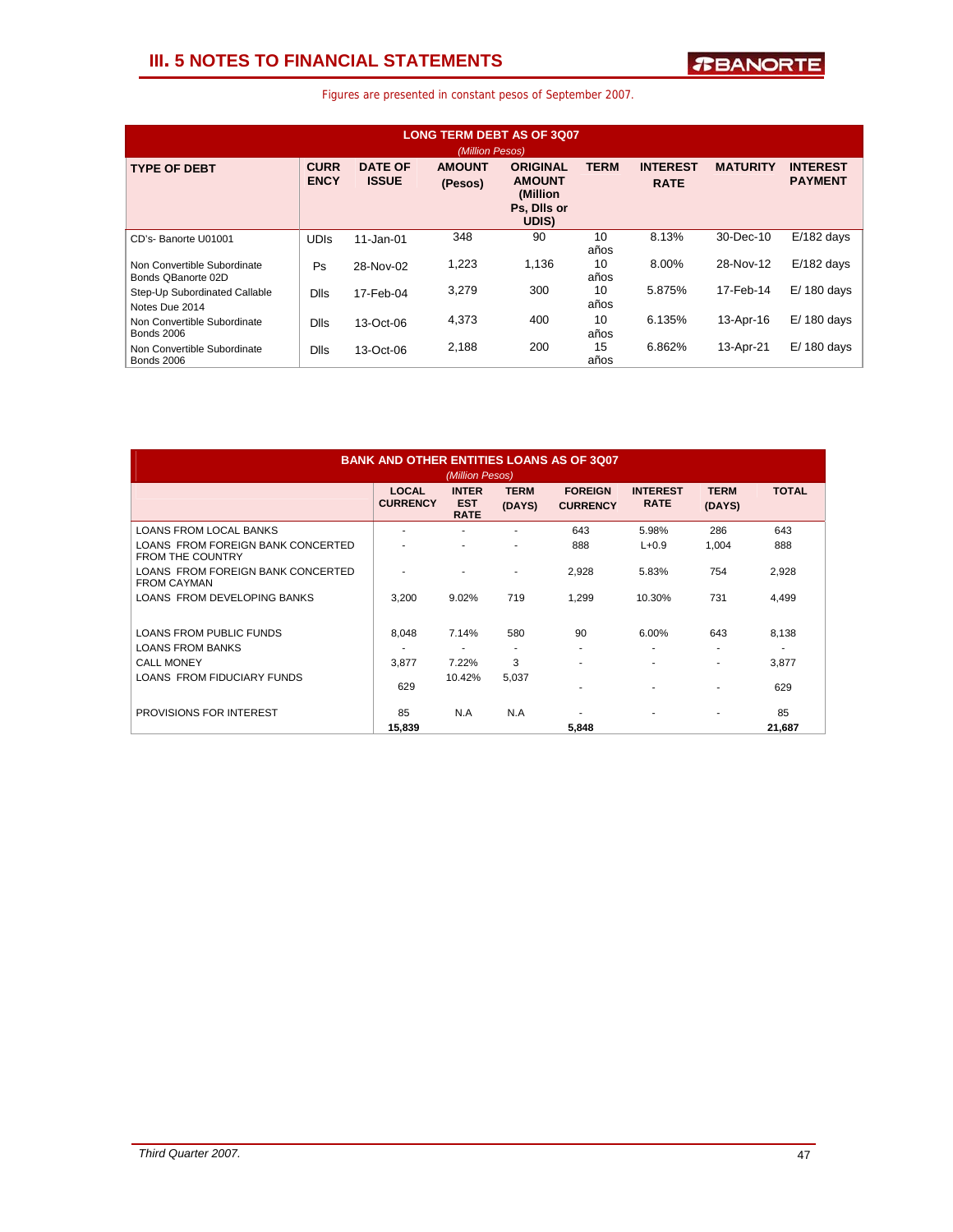# III. 5 NOTES TO FINANCIAL STATEMENTS

Figures are presented in constant pesos of September 2007.

**LONG TERM DEBT AS OF 3Q07**
*(Million Pesos)*

| TYPE OF DEBT | CURRENCY | DATE OF ISSUE | AMOUNT (Pesos) | ORIGINAL AMOUNT (Million Ps, Dlls or UDIS) | TERM | INTEREST RATE | MATURITY | INTEREST PAYMENT |
|---|---|---|---|---|---|---|---|---|
| CD's- Banorte U01001 | UDIs | 11-Jan-01 | 348 | 90 | 10 años | 8.13% | 30-Dec-10 | E/182 days |
| Non Convertible Subordinate Bonds QBanorte 02D | Ps | 28-Nov-02 | 1,223 | 1,136 | 10 años | 8.00% | 28-Nov-12 | E/182 days |
| Step-Up Subordinated Callable Notes Due 2014 | Dlls | 17-Feb-04 | 3,279 | 300 | 10 años | 5.875% | 17-Feb-14 | E/ 180 days |
| Non Convertible Subordinate Bonds 2006 | Dlls | 13-Oct-06 | 4,373 | 400 | 10 años | 6.135% | 13-Apr-16 | E/ 180 days |
| Non Convertible Subordinate Bonds 2006 | Dlls | 13-Oct-06 | 2,188 | 200 | 15 años | 6.862% | 13-Apr-21 | E/ 180 days |

**BANK AND OTHER ENTITIES LOANS AS OF 3Q07**
*(Million Pesos)*

| | LOCAL CURRENCY | INTEREST RATE | TERM (DAYS) | FOREIGN CURRENCY | INTEREST RATE | TERM (DAYS) | TOTAL |
|---|---|---|---|---|---|---|---|
| LOANS FROM LOCAL BANKS | - | - | - | 643 | 5.98% | 286 | 643 |
| LOANS FROM FOREIGN BANK CONCERTED FROM THE COUNTRY | - | - | - | 888 | L+0.9 | 1,004 | 888 |
| LOANS FROM FOREIGN BANK CONCERTED FROM CAYMAN | - | - | - | 2,928 | 5.83% | 754 | 2,928 |
| LOANS FROM DEVELOPING BANKS | 3,200 | 9.02% | 719 | 1,299 | 10.30% | 731 | 4,499 |
| LOANS FROM PUBLIC FUNDS | 8,048 | 7.14% | 580 | 90 | 6.00% | 643 | 8,138 |
| LOANS FROM BANKS | - | - | - | - | - | - | - |
| CALL MONEY | 3,877 | 7.22% | 3 | - | - | - | 3,877 |
| LOANS FROM FIDUCIARY FUNDS | 629 | 10.42% | 5,037 | - | - | - | 629 |
| PROVISIONS FOR INTEREST | 85 | N.A | N.A | - | - | - | 85 |
| | **15,839** | | | **5,848** | | | **21,687** |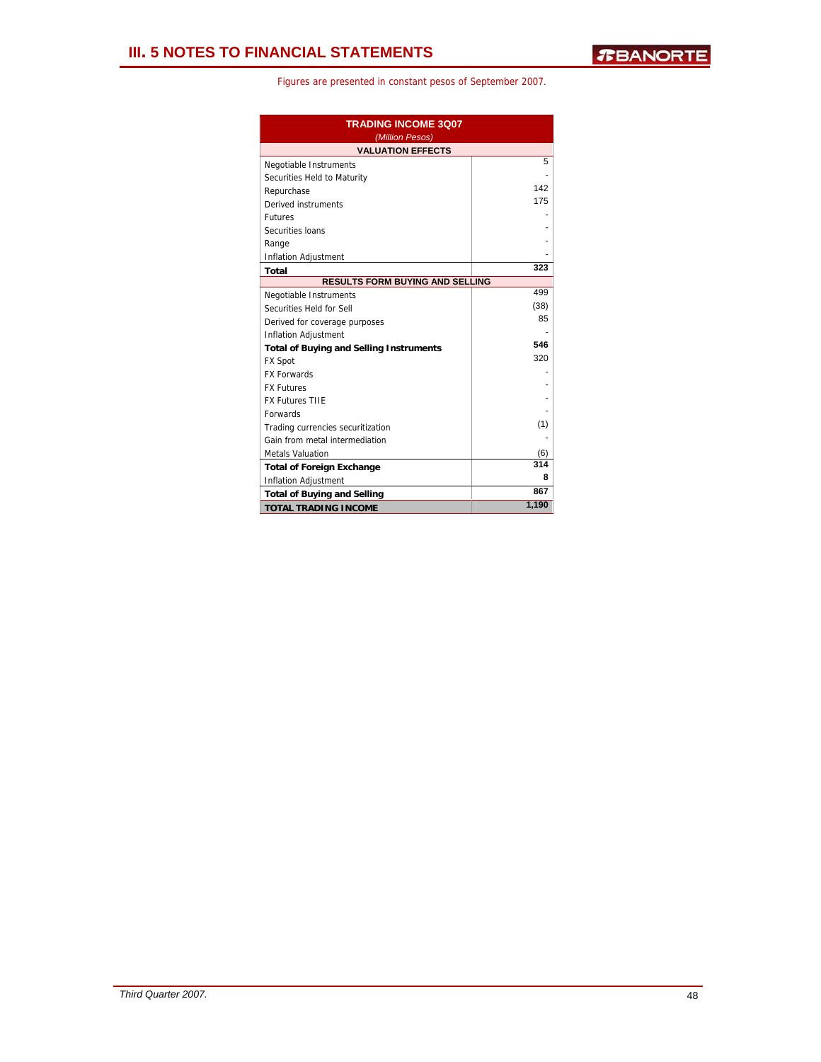# III. 5 NOTES TO FINANCIAL STATEMENTS

Figures are presented in constant pesos of September 2007.

| TRADING INCOME 3Q07 *(Million Pesos)* | |
|---|---|
| **VALUATION EFFECTS** | |
| Negotiable Instruments | 5 |
| Securities Held to Maturity | - |
| Repurchase | 142 |
| Derived instruments | 175 |
| Futures | - |
| Securities loans | - |
| Range | - |
| Inflation Adjustment | - |
| **Total** | **323** |
| **RESULTS FORM BUYING AND SELLING** | |
| Negotiable Instruments | 499 |
| Securities Held for Sell | (38) |
| Derived for coverage purposes | 85 |
| Inflation Adjustment | - |
| **Total of Buying and Selling Instruments** | **546** |
| FX Spot | 320 |
| FX Forwards | - |
| FX Futures | - |
| FX Futures TIIE | - |
| Forwards | - |
| Trading currencies securitization | (1) |
| Gain from metal intermediation | - |
| Metals Valuation | (6) |
| **Total of Foreign Exchange** | **314** |
| Inflation Adjustment | 8 |
| **Total of Buying and Selling** | **867** |
| **TOTAL TRADING INCOME** | **1,190** |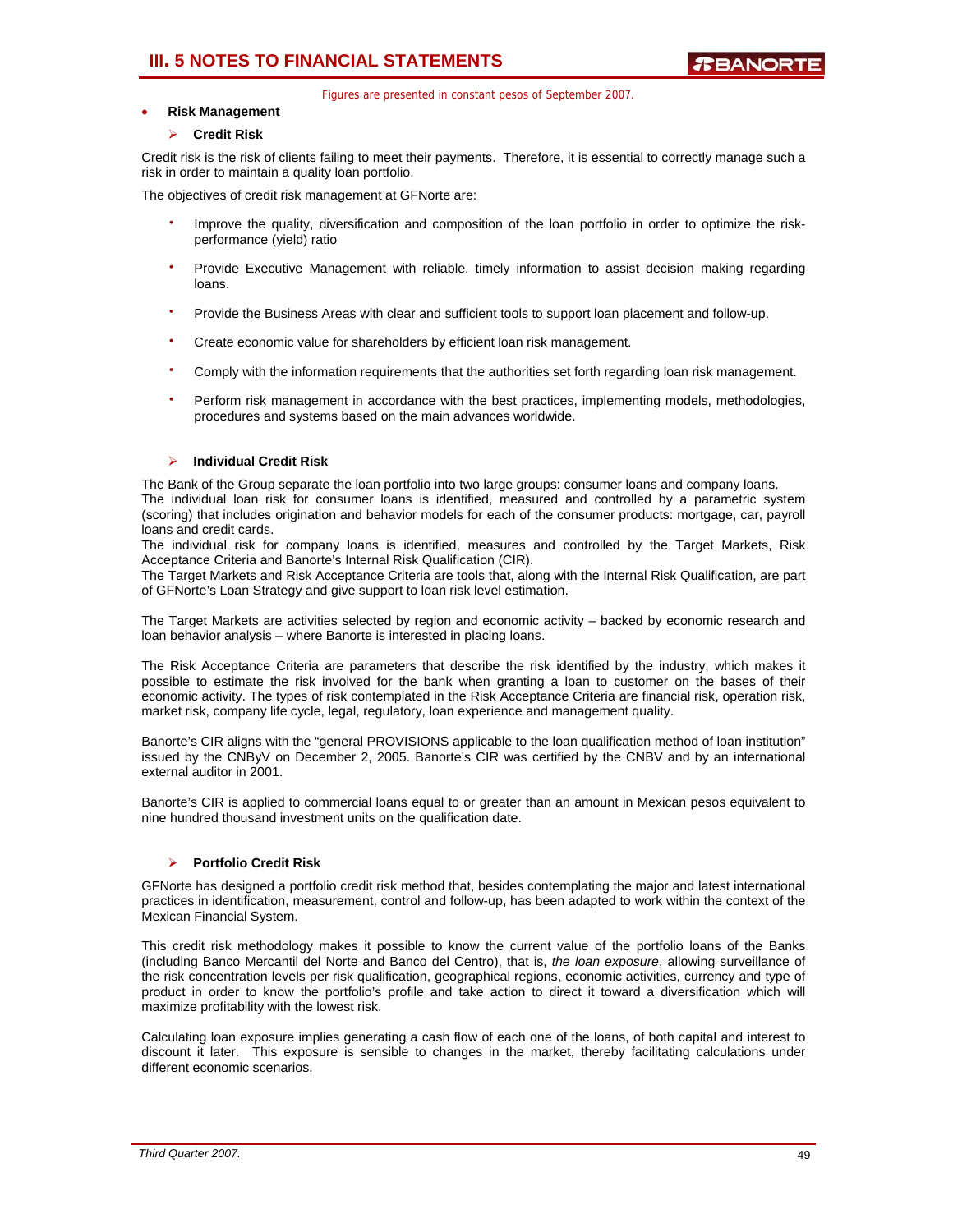Figures are presented in constant pesos of September 2007.

- **Risk Management**

  - **Credit Risk**

Credit risk is the risk of clients failing to meet their payments. Therefore, it is essential to correctly manage such a risk in order to maintain a quality loan portfolio.

The objectives of credit risk management at GFNorte are:

- Improve the quality, diversification and composition of the loan portfolio in order to optimize the risk-performance (yield) ratio
- Provide Executive Management with reliable, timely information to assist decision making regarding loans.
- Provide the Business Areas with clear and sufficient tools to support loan placement and follow-up.
- Create economic value for shareholders by efficient loan risk management.
- Comply with the information requirements that the authorities set forth regarding loan risk management.
- Perform risk management in accordance with the best practices, implementing models, methodologies, procedures and systems based on the main advances worldwide.

  - **Individual Credit Risk**

The Bank of the Group separate the loan portfolio into two large groups: consumer loans and company loans.
The individual loan risk for consumer loans is identified, measured and controlled by a parametric system (scoring) that includes origination and behavior models for each of the consumer products: mortgage, car, payroll loans and credit cards.
The individual risk for company loans is identified, measures and controlled by the Target Markets, Risk Acceptance Criteria and Banorte's Internal Risk Qualification (CIR).
The Target Markets and Risk Acceptance Criteria are tools that, along with the Internal Risk Qualification, are part of GFNorte's Loan Strategy and give support to loan risk level estimation.

The Target Markets are activities selected by region and economic activity – backed by economic research and loan behavior analysis – where Banorte is interested in placing loans.

The Risk Acceptance Criteria are parameters that describe the risk identified by the industry, which makes it possible to estimate the risk involved for the bank when granting a loan to customer on the bases of their economic activity. The types of risk contemplated in the Risk Acceptance Criteria are financial risk, operation risk, market risk, company life cycle, legal, regulatory, loan experience and management quality.

Banorte's CIR aligns with the "general PROVISIONS applicable to the loan qualification method of loan institution" issued by the CNByV on December 2, 2005. Banorte's CIR was certified by the CNBV and by an international external auditor in 2001.

Banorte's CIR is applied to commercial loans equal to or greater than an amount in Mexican pesos equivalent to nine hundred thousand investment units on the qualification date.

  - **Portfolio Credit Risk**

GFNorte has designed a portfolio credit risk method that, besides contemplating the major and latest international practices in identification, measurement, control and follow-up, has been adapted to work within the context of the Mexican Financial System.

This credit risk methodology makes it possible to know the current value of the portfolio loans of the Banks (including Banco Mercantil del Norte and Banco del Centro), that is, *the loan exposure*, allowing surveillance of the risk concentration levels per risk qualification, geographical regions, economic activities, currency and type of product in order to know the portfolio's profile and take action to direct it toward a diversification which will maximize profitability with the lowest risk.

Calculating loan exposure implies generating a cash flow of each one of the loans, of both capital and interest to discount it later. This exposure is sensible to changes in the market, thereby facilitating calculations under different economic scenarios.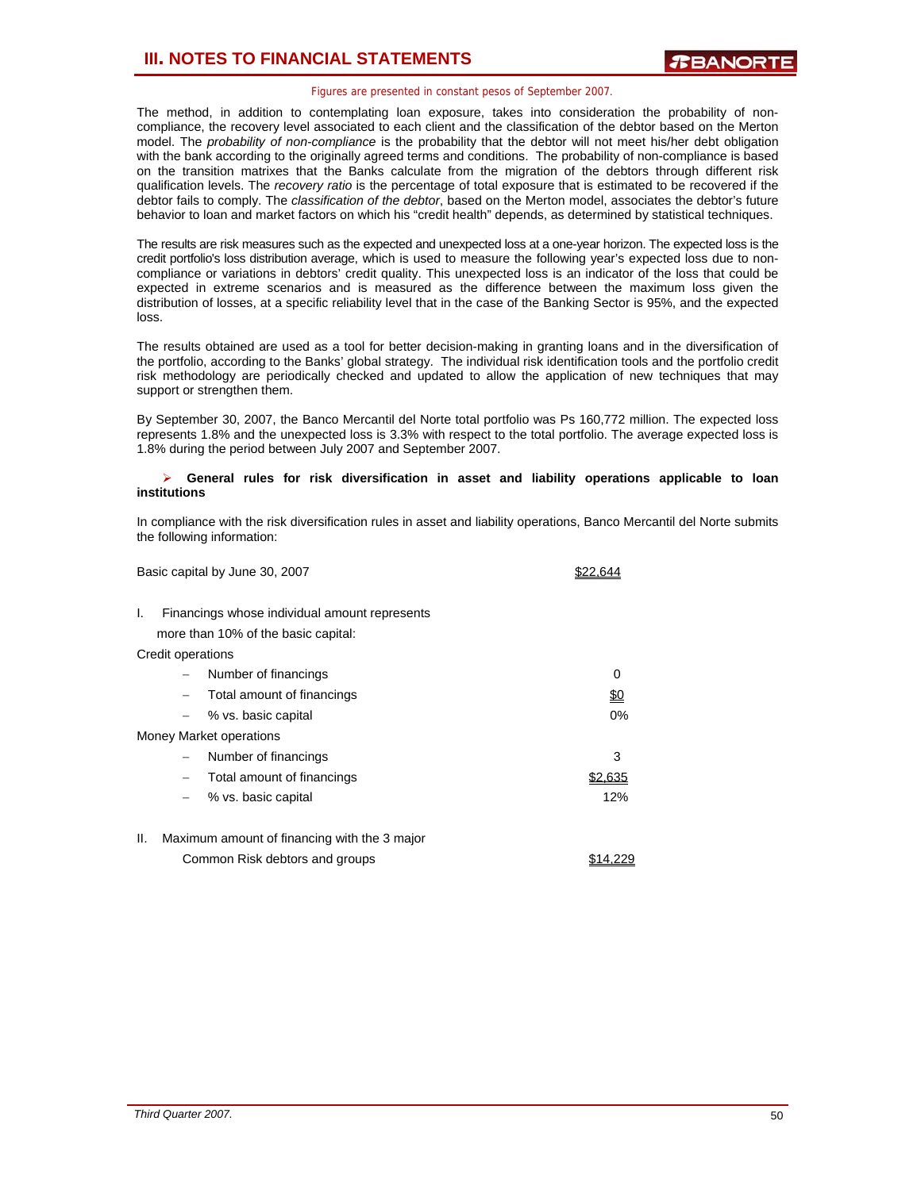Figures are presented in constant pesos of September 2007.

The method, in addition to contemplating loan exposure, takes into consideration the probability of non-compliance, the recovery level associated to each client and the classification of the debtor based on the Merton model. The *probability of non-compliance* is the probability that the debtor will not meet his/her debt obligation with the bank according to the originally agreed terms and conditions. The probability of non-compliance is based on the transition matrixes that the Banks calculate from the migration of the debtors through different risk qualification levels. The *recovery ratio* is the percentage of total exposure that is estimated to be recovered if the debtor fails to comply. The *classification of the debtor*, based on the Merton model, associates the debtor's future behavior to loan and market factors on which his "credit health" depends, as determined by statistical techniques.

The results are risk measures such as the expected and unexpected loss at a one-year horizon. The expected loss is the credit portfolio's loss distribution average, which is used to measure the following year's expected loss due to non-compliance or variations in debtors' credit quality. This unexpected loss is an indicator of the loss that could be expected in extreme scenarios and is measured as the difference between the maximum loss given the distribution of losses, at a specific reliability level that in the case of the Banking Sector is 95%, and the expected loss.

The results obtained are used as a tool for better decision-making in granting loans and in the diversification of the portfolio, according to the Banks' global strategy. The individual risk identification tools and the portfolio credit risk methodology are periodically checked and updated to allow the application of new techniques that may support or strengthen them.

By September 30, 2007, the Banco Mercantil del Norte total portfolio was Ps 160,772 million. The expected loss represents 1.8% and the unexpected loss is 3.3% with respect to the total portfolio. The average expected loss is 1.8% during the period between July 2007 and September 2007.

- **General rules for risk diversification in asset and liability operations applicable to loan institutions**

In compliance with the risk diversification rules in asset and liability operations, Banco Mercantil del Norte submits the following information:

| | |
|---|---|
| Basic capital by June 30, 2007 | $22,644 |
| I. Financings whose individual amount represents more than 10% of the basic capital: | |
| Credit operations | |
| – Number of financings | 0 |
| – Total amount of financings | $0 |
| – % vs. basic capital | 0% |
| Money Market operations | |
| – Number of financings | 3 |
| – Total amount of financings | $2,635 |
| – % vs. basic capital | 12% |
| II. Maximum amount of financing with the 3 major Common Risk debtors and groups | $14,229 |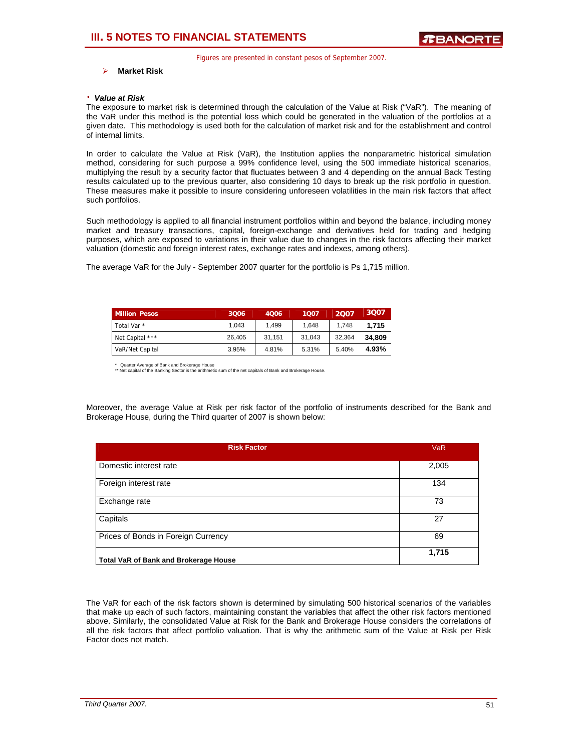Figures are presented in constant pesos of September 2007.

- **Market Risk**

· ***Value at Risk***

The exposure to market risk is determined through the calculation of the Value at Risk ("VaR"). The meaning of the VaR under this method is the potential loss which could be generated in the valuation of the portfolios at a given date. This methodology is used both for the calculation of market risk and for the establishment and control of internal limits.

In order to calculate the Value at Risk (VaR), the Institution applies the nonparametric historical simulation method, considering for such purpose a 99% confidence level, using the 500 immediate historical scenarios, multiplying the result by a security factor that fluctuates between 3 and 4 depending on the annual Back Testing results calculated up to the previous quarter, also considering 10 days to break up the risk portfolio in question. These measures make it possible to insure considering unforeseen volatilities in the main risk factors that affect such portfolios.

Such methodology is applied to all financial instrument portfolios within and beyond the balance, including money market and treasury transactions, capital, foreign-exchange and derivatives held for trading and hedging purposes, which are exposed to variations in their value due to changes in the risk factors affecting their market valuation (domestic and foreign interest rates, exchange rates and indexes, among others).

The average VaR for the July - September 2007 quarter for the portfolio is Ps 1,715 million.

| Million Pesos | 3Q06 | 4Q06 | 1Q07 | 2Q07 | 3Q07 |
|---|---|---|---|---|---|
| Total Var * | 1,043 | 1,499 | 1,648 | 1,748 | **1,715** |
| Net Capital *** | 26,405 | 31,151 | 31,043 | 32,364 | **34,809** |
| VaR/Net Capital | 3.95% | 4.81% | 5.31% | 5.40% | **4.93%** |

\* Quarter Average of Bank and Brokerage House
** Net capital of the Banking Sector is the arithmetic sum of the net capitals of Bank and Brokerage House.

Moreover, the average Value at Risk per risk factor of the portfolio of instruments described for the Bank and Brokerage House, during the Third quarter of 2007 is shown below:

| Risk Factor | VaR |
|---|---|
| Domestic interest rate | 2,005 |
| Foreign interest rate | 134 |
| Exchange rate | 73 |
| Capitals | 27 |
| Prices of Bonds in Foreign Currency | 69 |
| **Total VaR of Bank and Brokerage House** | **1,715** |

The VaR for each of the risk factors shown is determined by simulating 500 historical scenarios of the variables that make up each of such factors, maintaining constant the variables that affect the other risk factors mentioned above. Similarly, the consolidated Value at Risk for the Bank and Brokerage House considers the correlations of all the risk factors that affect portfolio valuation. That is why the arithmetic sum of the Value at Risk per Risk Factor does not match.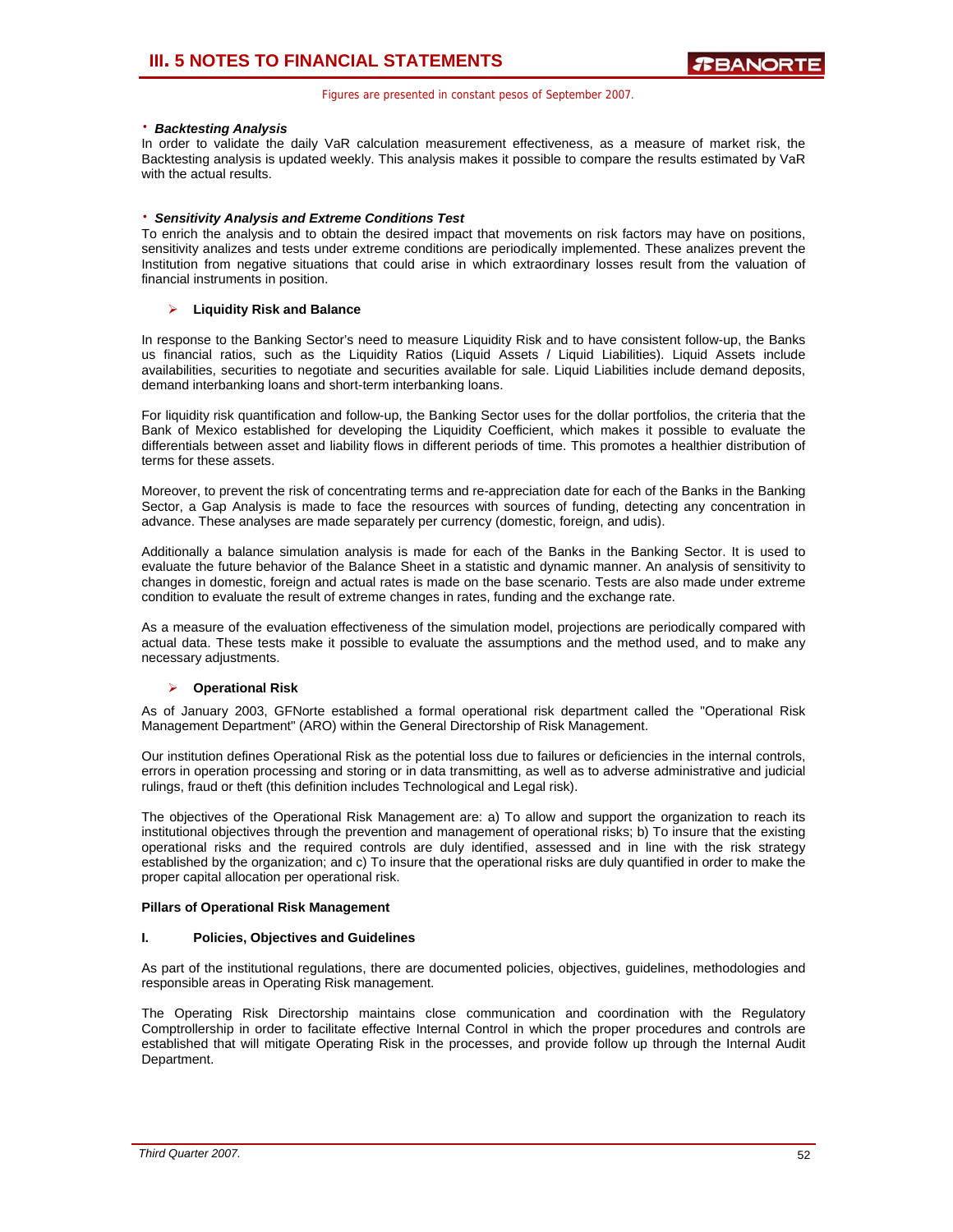- ***Backtesting Analysis***

In order to validate the daily VaR calculation measurement effectiveness, as a measure of market risk, the Backtesting analysis is updated weekly. This analysis makes it possible to compare the results estimated by VaR with the actual results.

- ***Sensitivity Analysis and Extreme Conditions Test***

To enrich the analysis and to obtain the desired impact that movements on risk factors may have on positions, sensitivity analizes and tests under extreme conditions are periodically implemented. These analizes prevent the Institution from negative situations that could arise in which extraordinary losses result from the valuation of financial instruments in position.

## ➢ Liquidity Risk and Balance

In response to the Banking Sector's need to measure Liquidity Risk and to have consistent follow-up, the Banks us financial ratios, such as the Liquidity Ratios (Liquid Assets / Liquid Liabilities). Liquid Assets include availabilities, securities to negotiate and securities available for sale. Liquid Liabilities include demand deposits, demand interbanking loans and short-term interbanking loans.

For liquidity risk quantification and follow-up, the Banking Sector uses for the dollar portfolios, the criteria that the Bank of Mexico established for developing the Liquidity Coefficient, which makes it possible to evaluate the differentials between asset and liability flows in different periods of time. This promotes a healthier distribution of terms for these assets.

Moreover, to prevent the risk of concentrating terms and re-appreciation date for each of the Banks in the Banking Sector, a Gap Analysis is made to face the resources with sources of funding, detecting any concentration in advance. These analyses are made separately per currency (domestic, foreign, and udis).

Additionally a balance simulation analysis is made for each of the Banks in the Banking Sector. It is used to evaluate the future behavior of the Balance Sheet in a statistic and dynamic manner. An analysis of sensitivity to changes in domestic, foreign and actual rates is made on the base scenario. Tests are also made under extreme condition to evaluate the result of extreme changes in rates, funding and the exchange rate.

As a measure of the evaluation effectiveness of the simulation model, projections are periodically compared with actual data. These tests make it possible to evaluate the assumptions and the method used, and to make any necessary adjustments.

## ➢ Operational Risk

As of January 2003, GFNorte established a formal operational risk department called the "Operational Risk Management Department" (ARO) within the General Directorship of Risk Management.

Our institution defines Operational Risk as the potential loss due to failures or deficiencies in the internal controls, errors in operation processing and storing or in data transmitting, as well as to adverse administrative and judicial rulings, fraud or theft (this definition includes Technological and Legal risk).

The objectives of the Operational Risk Management are: a) To allow and support the organization to reach its institutional objectives through the prevention and management of operational risks; b) To insure that the existing operational risks and the required controls are duly identified, assessed and in line with the risk strategy established by the organization; and c) To insure that the operational risks are duly quantified in order to make the proper capital allocation per operational risk.

**Pillars of Operational Risk Management**

**I. Policies, Objectives and Guidelines**

As part of the institutional regulations, there are documented policies, objectives, guidelines, methodologies and responsible areas in Operating Risk management.

The Operating Risk Directorship maintains close communication and coordination with the Regulatory Comptrollership in order to facilitate effective Internal Control in which the proper procedures and controls are established that will mitigate Operating Risk in the processes, and provide follow up through the Internal Audit Department.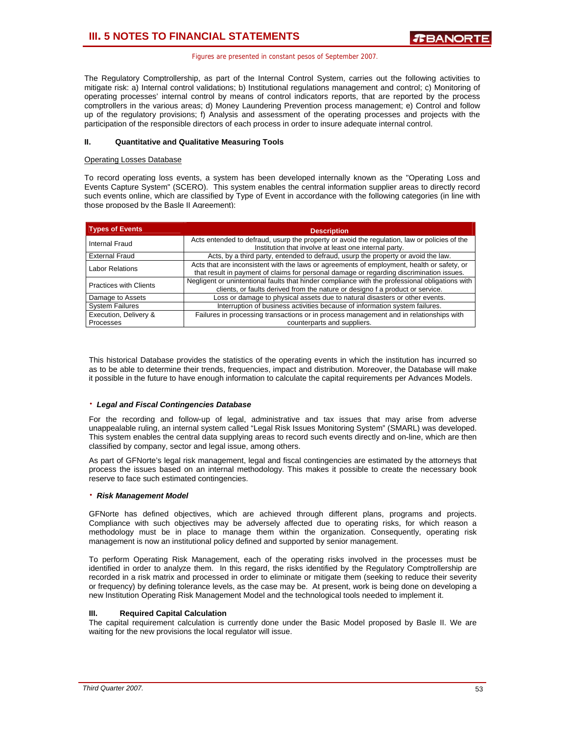The Regulatory Comptrollership, as part of the Internal Control System, carries out the following activities to mitigate risk: a) Internal control validations; b) Institutional regulations management and control; c) Monitoring of operating processes' internal control by means of control indicators reports, that are reported by the process comptrollers in the various areas; d) Money Laundering Prevention process management; e) Control and follow up of the regulatory provisions; f) Analysis and assessment of the operating processes and projects with the participation of the responsible directors of each process in order to insure adequate internal control.

## II. Quantitative and Qualitative Measuring Tools

Operating Losses Database

To record operating loss events, a system has been developed internally known as the "Operating Loss and Events Capture System" (SCERO). This system enables the central information supplier areas to directly record such events online, which are classified by Type of Event in accordance with the following categories (in line with those proposed by the Basle II Agreement):

| Types of Events | Description |
|---|---|
| Internal Fraud | Acts entended to defraud, usurp the property or avoid the regulation, law or policies of the Institution that involve at least one internal party. |
| External Fraud | Acts, by a third party, entended to defraud, usurp the property or avoid the law. |
| Labor Relations | Acts that are inconsistent with the laws or agreements of employment, health or safety, or that result in payment of claims for personal damage or regarding discrimination issues. |
| Practices with Clients | Negligent or unintentional faults that hinder compliance with the professional obligations with clients, or faults derived from the nature or designo f a product or service. |
| Damage to Assets | Loss or damage to physical assets due to natural disasters or other events. |
| System Failures | Interruption of business activities because of information system failures. |
| Execution, Delivery & Processes | Failures in processing transactions or in process management and in relationships with counterparts and suppliers. |

This historical Database provides the statistics of the operating events in which the institution has incurred so as to be able to determine their trends, frequencies, impact and distribution. Moreover, the Database will make it possible in the future to have enough information to calculate the capital requirements per Advances Models.

- ***Legal and Fiscal Contingencies Database***

For the recording and follow-up of legal, administrative and tax issues that may arise from adverse unappealable ruling, an internal system called "Legal Risk Issues Monitoring System" (SMARL) was developed. This system enables the central data supplying areas to record such events directly and on-line, which are then classified by company, sector and legal issue, among others.

As part of GFNorte's legal risk management, legal and fiscal contingencies are estimated by the attorneys that process the issues based on an internal methodology. This makes it possible to create the necessary book reserve to face such estimated contingencies.

- ***Risk Management Model***

GFNorte has defined objectives, which are achieved through different plans, programs and projects. Compliance with such objectives may be adversely affected due to operating risks, for which reason a methodology must be in place to manage them within the organization. Consequently, operating risk management is now an institutional policy defined and supported by senior management.

To perform Operating Risk Management, each of the operating risks involved in the processes must be identified in order to analyze them. In this regard, the risks identified by the Regulatory Comptrollership are recorded in a risk matrix and processed in order to eliminate or mitigate them (seeking to reduce their severity or frequency) by defining tolerance levels, as the case may be. At present, work is being done on developing a new Institution Operating Risk Management Model and the technological tools needed to implement it.

## III. Required Capital Calculation

The capital requirement calculation is currently done under the Basic Model proposed by Basle II. We are waiting for the new provisions the local regulator will issue.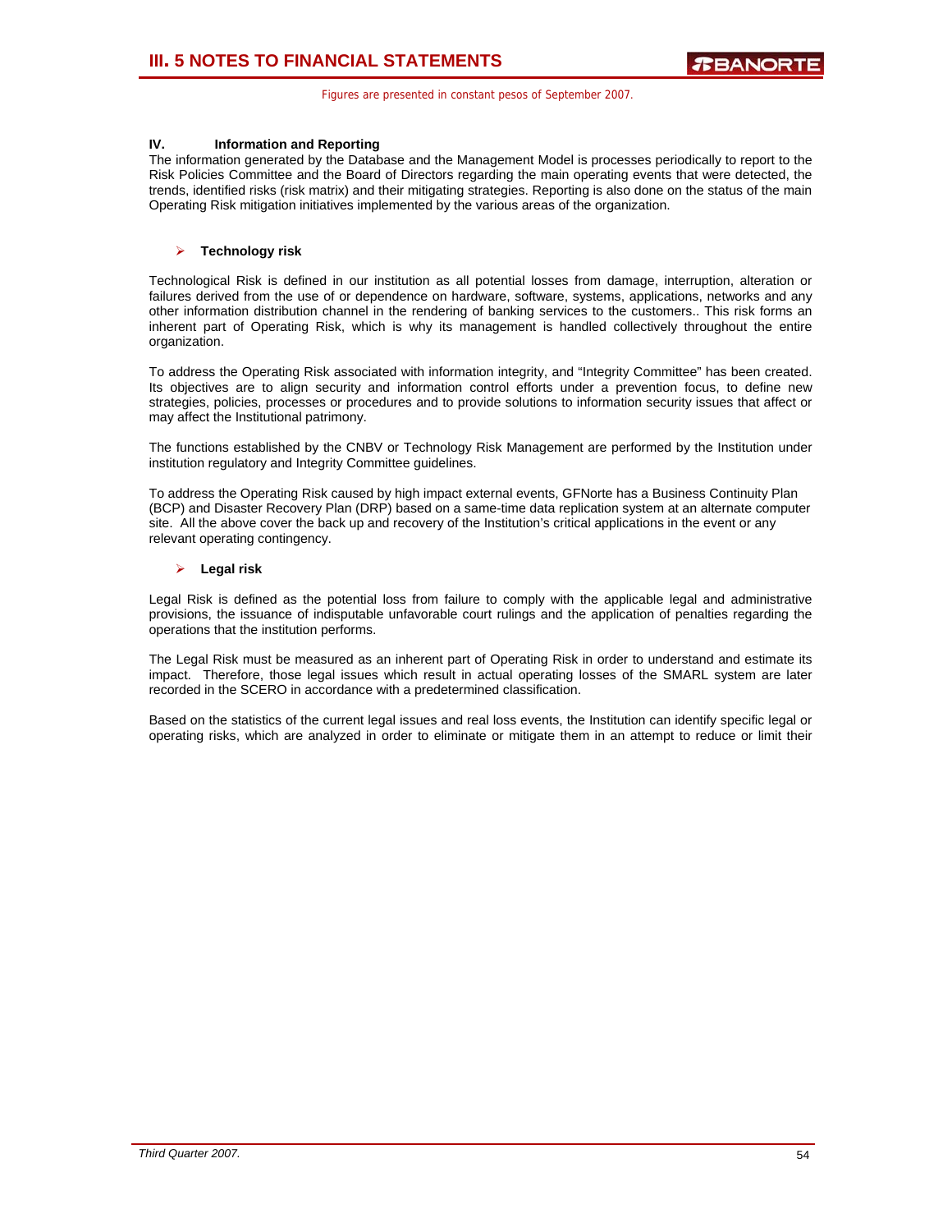### IV. Information and Reporting

The information generated by the Database and the Management Model is processes periodically to report to the Risk Policies Committee and the Board of Directors regarding the main operating events that were detected, the trends, identified risks (risk matrix) and their mitigating strategies. Reporting is also done on the status of the main Operating Risk mitigation initiatives implemented by the various areas of the organization.

- **Technology risk**

Technological Risk is defined in our institution as all potential losses from damage, interruption, alteration or failures derived from the use of or dependence on hardware, software, systems, applications, networks and any other information distribution channel in the rendering of banking services to the customers.. This risk forms an inherent part of Operating Risk, which is why its management is handled collectively throughout the entire organization.

To address the Operating Risk associated with information integrity, and "Integrity Committee" has been created. Its objectives are to align security and information control efforts under a prevention focus, to define new strategies, policies, processes or procedures and to provide solutions to information security issues that affect or may affect the Institutional patrimony.

The functions established by the CNBV or Technology Risk Management are performed by the Institution under institution regulatory and Integrity Committee guidelines.

To address the Operating Risk caused by high impact external events, GFNorte has a Business Continuity Plan (BCP) and Disaster Recovery Plan (DRP) based on a same-time data replication system at an alternate computer site. All the above cover the back up and recovery of the Institution's critical applications in the event or any relevant operating contingency.

- **Legal risk**

Legal Risk is defined as the potential loss from failure to comply with the applicable legal and administrative provisions, the issuance of indisputable unfavorable court rulings and the application of penalties regarding the operations that the institution performs.

The Legal Risk must be measured as an inherent part of Operating Risk in order to understand and estimate its impact. Therefore, those legal issues which result in actual operating losses of the SMARL system are later recorded in the SCERO in accordance with a predetermined classification.

Based on the statistics of the current legal issues and real loss events, the Institution can identify specific legal or operating risks, which are analyzed in order to eliminate or mitigate them in an attempt to reduce or limit their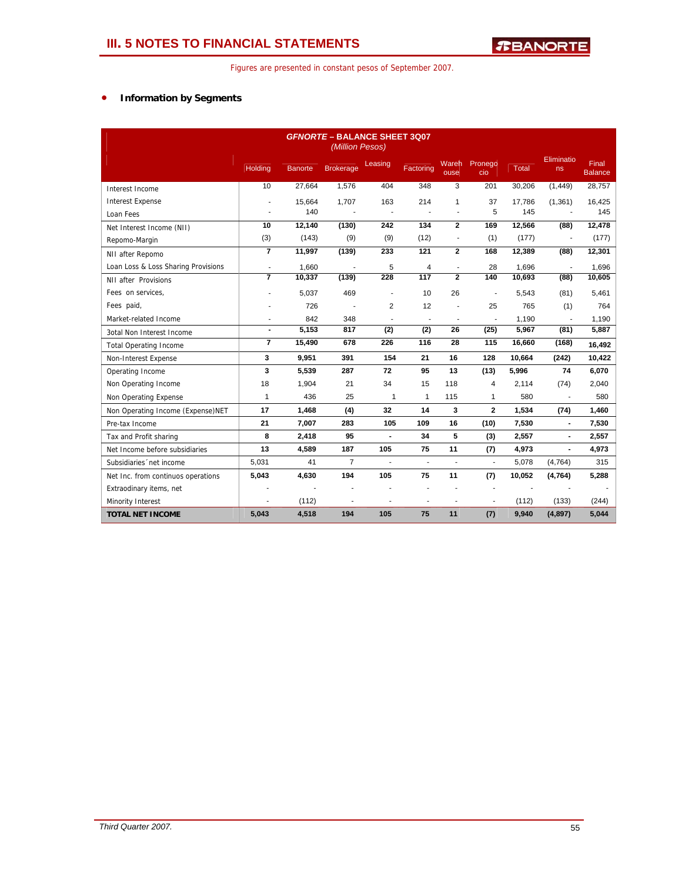Figures are presented in constant pesos of September 2007.

- **Information by Segments**

| GFNORTE – BALANCE SHEET 3Q07 *(Million Pesos)* | Holding | Banorte | Brokerage | Leasing | Factoring | Warehouse | Pronegocio | Total | Eliminations | Final Balance |
|---|---|---|---|---|---|---|---|---|---|---|
| Interest Income | 10 | 27,664 | 1,576 | 404 | 348 | 3 | 201 | 30,206 | (1,449) | 28,757 |
| Interest Expense | - | 15,664 | 1,707 | 163 | 214 | 1 | 37 | 17,786 | (1,361) | 16,425 |
| Loan Fees | - | 140 | - | - | - | - | 5 | 145 | - | 145 |
| Net Interest Income (NII) | **10** | **12,140** | **(130)** | **242** | **134** | **2** | **169** | **12,566** | **(88)** | **12,478** |
| Repomo-Margin | (3) | (143) | (9) | (9) | (12) | - | (1) | (177) | - | (177) |
| NII after Repomo | **7** | **11,997** | **(139)** | **233** | **121** | **2** | **168** | **12,389** | **(88)** | **12,301** |
| Loan Loss & Loss Sharing Provisions | - | 1,660 | - | 5 | 4 | - | 28 | 1,696 | - | 1,696 |
| NII after Provisions | **7** | **10,337** | **(139)** | **228** | **117** | **2** | **140** | **10,693** | **(88)** | **10,605** |
| Fees on services, | - | 5,037 | 469 | - | 10 | 26 | - | 5,543 | (81) | 5,461 |
| Fees paid, | - | 726 | - | 2 | 12 | - | 25 | 765 | (1) | 764 |
| Market-related Income | - | 842 | 348 | - | - | - | - | 1,190 | - | 1,190 |
| 3otal Non Interest Income | **-** | **5,153** | **817** | **(2)** | **(2)** | **26** | **(25)** | **5,967** | **(81)** | **5,887** |
| Total Operating Income | **7** | **15,490** | **678** | **226** | **116** | **28** | **115** | **16,660** | **(168)** | **16,492** |
| Non-Interest Expense | **3** | **9,951** | **391** | **154** | **21** | **16** | **128** | **10,664** | **(242)** | **10,422** |
| Operating Income | **3** | **5,539** | **287** | **72** | **95** | **13** | **(13)** | **5,996** | **74** | **6,070** |
| Non Operating Income | 18 | 1,904 | 21 | 34 | 15 | 118 | 4 | 2,114 | (74) | 2,040 |
| Non Operating Expense | 1 | 436 | 25 | 1 | 1 | 115 | 1 | 580 | - | 580 |
| Non Operating Income (Expense)NET | **17** | **1,468** | **(4)** | **32** | **14** | **3** | **2** | **1,534** | **(74)** | **1,460** |
| Pre-tax Income | **21** | **7,007** | **283** | **105** | **109** | **16** | **(10)** | **7,530** | **-** | **7,530** |
| Tax and Profit sharing | **8** | **2,418** | **95** | **-** | **34** | **5** | **(3)** | **2,557** | **-** | **2,557** |
| Net Income before subsidiaries | **13** | **4,589** | **187** | **105** | **75** | **11** | **(7)** | **4,973** | **-** | **4,973** |
| Subsidiaries´net income | 5,031 | 41 | 7 | - | - | - | - | 5,078 | (4,764) | 315 |
| Net Inc. from continuos operations | **5,043** | **4,630** | **194** | **105** | **75** | **11** | **(7)** | **10,052** | **(4,764)** | **5,288** |
| Extraodinary items, net | - | - | - | - | - | - | - | - | - | - |
| Minority Interest | - | (112) | - | - | - | - | - | (112) | (133) | (244) |
| **TOTAL NET INCOME** | **5,043** | **4,518** | **194** | **105** | **75** | **11** | **(7)** | **9,940** | **(4,897)** | **5,044** |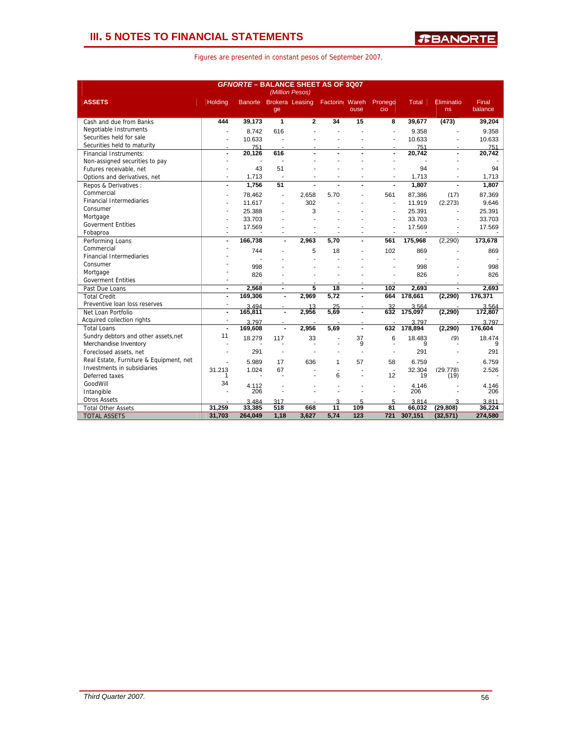# III. 5 NOTES TO FINANCIAL STATEMENTS

Figures are presented in constant pesos of September 2007.

**GFNORTE – BALANCE SHEET AS OF 3Q07**
*(Million Pesos)*

| ASSETS | Holding | Banorte | Brokerage | Leasing | Factoring | Warehouse | Pronegocio | Total | Eliminations | Final balance |
|---|---|---|---|---|---|---|---|---|---|---|
| Cash and due from Banks | 444 | 39,173 | 1 | 2 | 34 | 15 | 8 | 39,677 | (473) | 39,204 |
| Negotiable Instruments | - | 8.742 | 616 | - | - | - | - | 9.358 | - | 9.358 |
| Securities held for sale | - | 10.633 | - | - | - | - | - | 10.633 | - | 10.633 |
| Securities held to maturity | - | 751 | - | - | - | - | - | 751 | - | 751 |
| Financial Instruments: | - | 20,126 | 616 | - | - | - | - | 20,742 | - | 20,742 |
| Non-assigned securities to pay | - | - | - | - | - | - | - | - | - | - |
| Futures receivable, net | - | 43 | 51 | - | - | - | - | 94 | - | 94 |
| Options and derivatives, net | - | 1,713 | - | - | - | - | - | 1,713 | - | 1,713 |
| Repos & Derivatives : | - | 1,756 | 51 | - | - | - | - | 1,807 | - | 1,807 |
| Commercial | - | 78,462 | - | 2,658 | 5,70 | - | 561 | 87,386 | (17) | 87,369 |
| Financial Intermediaries | - | 11,617 | - | 302 | - | - | - | 11,919 | (2,273) | 9,646 |
| Consumer | - | 25.388 | - | 3 | - | - | - | 25.391 | - | 25.391 |
| Mortgage | - | 33.703 | - | - | - | - | - | 33.703 | - | 33.703 |
| Goverment Entities | - | 17.569 | - | - | - | - | - | 17.569 | - | 17.569 |
| Fobaproa | - | - | - | - | - | - | - | - | - | - |
| Performing Loans | - | 166,738 | - | 2,963 | 5,70 | - | 561 | 175,968 | (2,290) | 173,678 |
| Commercial | - | 744 | - | 5 | 18 | - | 102 | 869 | - | 869 |
| Financial Intermediaries | - | - | - | - | - | - | - | - | - | - |
| Consumer | - | 998 | - | - | - | - | - | 998 | - | 998 |
| Mortgage | - | 826 | - | - | - | - | - | 826 | - | 826 |
| Goverment Entities | - | - | - | - | - | - | - | - | - | - |
| Past Due Loans | - | 2,568 | - | 5 | 18 | - | 102 | 2,693 | - | 2,693 |
| Total Credit | - | 169,306 | - | 2,969 | 5,72 | - | 664 | 178,661 | (2,290) | 176,371 |
| Preventive loan loss reserves | - | 3.494 | - | 13 | 25 | - | 32 | 3.564 | - | 3.564 |
| Net Loan Portfolio | - | 165,811 | - | 2,956 | 5,69 | - | 632 | 175,097 | (2,290) | 172,807 |
| Acquired collection rights | - | 3.797 | - | - | - | - | - | 3.797 | - | 3.797 |
| Total Loans | - | 169,608 | - | 2,956 | 5,69 | - | 632 | 178,894 | (2,290) | 176,604 |
| Sundry debtors and other assets,net | 11 | 18.279 | 117 | 33 | - | 37 | 6 | 18.483 | (9) | 18.474 |
| Merchandise Inventory | - | - | - | - | - | 9 | - | 9 | - | 9 |
| Foreclosed assets, net | - | 291 | - | - | - | - | - | 291 | - | 291 |
| Real Estate, Furniture & Equipment, net | - | 5.989 | 17 | 636 | 1 | 57 | 58 | 6.759 | - | 6.759 |
| Investments in subsidiaries | 31.213 | 1.024 | 67 | - | - | - | - | 32.304 | (29.778) | 2.526 |
| Deferred taxes | 1 | - | - | - | 6 | - | 12 | 19 | (19) | - |
| GoodWill | 34 | 4.112 | - | - | - | - | - | 4.146 | - | 4.146 |
| Intangible | - | 206 | - | - | - | - | - | 206 | - | 206 |
| Otros Assets | - | 3.484 | 317 | - | 3 | 5 | 5 | 3.814 | 3 | 3.811 |
| Total Other Assets | 31,259 | 33,385 | 518 | 668 | 11 | 109 | 81 | 66,032 | (29,808) | 36,224 |
| TOTAL ASSETS | 31,703 | 264,049 | 1,18 | 3,627 | 5,74 | 123 | 721 | 307,151 | (32,571) | 274,580 |

*Third Quarter 2007.*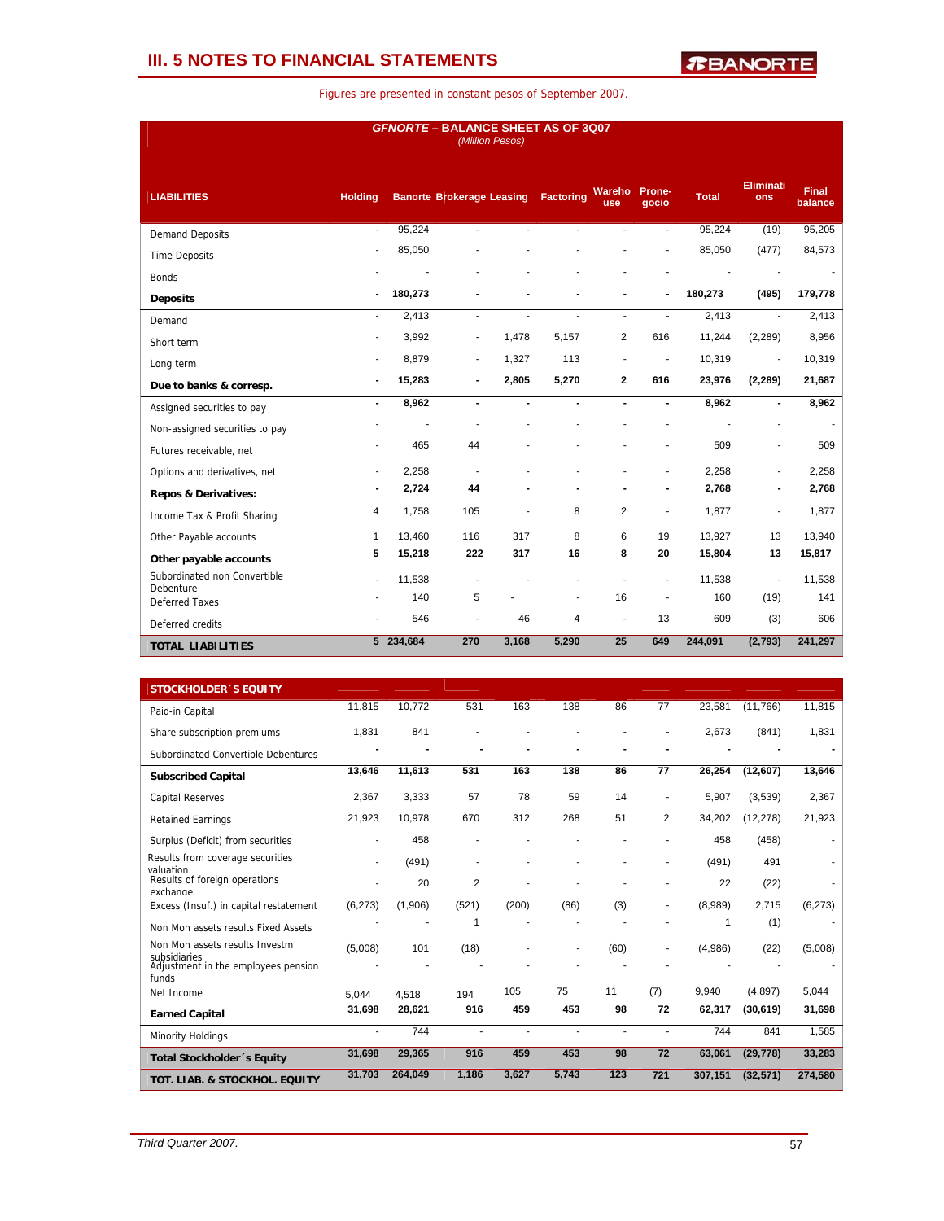## III. 5 NOTES TO FINANCIAL STATEMENTS

Figures are presented in constant pesos of September 2007.

**GFNORTE – BALANCE SHEET AS OF 3Q07**
*(Million Pesos)*

| LIABILITIES | Holding | Banorte | Brokerage | Leasing | Factoring | Warehouse | Pronegocio | Total | Eliminations | Final balance |
|---|---|---|---|---|---|---|---|---|---|---|
| Demand Deposits | - | 95,224 | - | - | - | - | - | 95,224 | (19) | 95,205 |
| Time Deposits | - | 85,050 | - | - | - | - | - | 85,050 | (477) | 84,573 |
| Bonds | - | - | - | - | - | - | - | - | - | - |
| **Deposits** | **-** | **180,273** | **-** | **-** | **-** | **-** | **-** | **180,273** | **(495)** | **179,778** |
| Demand | - | 2,413 | - | - | - | - | - | 2,413 | - | 2,413 |
| Short term | - | 3,992 | - | 1,478 | 5,157 | 2 | 616 | 11,244 | (2,289) | 8,956 |
| Long term | - | 8,879 | - | 1,327 | 113 | - | - | 10,319 | - | 10,319 |
| **Due to banks & corresp.** | **-** | **15,283** | **-** | **2,805** | **5,270** | **2** | **616** | **23,976** | **(2,289)** | **21,687** |
| Assigned securities to pay | - | 8,962 | - | - | - | - | - | 8,962 | - | 8,962 |
| Non-assigned securities to pay | - | - | - | - | - | - | - | - | - | - |
| Futures receivable, net | - | 465 | 44 | - | - | - | - | 509 | - | 509 |
| Options and derivatives, net | - | 2,258 | - | - | - | - | - | 2,258 | - | 2,258 |
| **Repos & Derivatives:** | **-** | **2,724** | **44** | **-** | **-** | **-** | **-** | **2,768** | **-** | **2,768** |
| Income Tax & Profit Sharing | 4 | 1,758 | 105 | - | 8 | 2 | - | 1,877 | - | 1,877 |
| Other Payable accounts | 1 | 13,460 | 116 | 317 | 8 | 6 | 19 | 13,927 | 13 | 13,940 |
| **Other payable accounts** | **5** | **15,218** | **222** | **317** | **16** | **8** | **20** | **15,804** | **13** | **15,817** |
| Subordinated non Convertible Debenture | - | 11,538 | - | - | - | - | - | 11,538 | - | 11,538 |
| Deferred Taxes | - | 140 | 5 | - | - | 16 | - | 160 | (19) | 141 |
| Deferred credits | - | 546 | - | 46 | 4 | - | 13 | 609 | (3) | 606 |
| **TOTAL LIABILITIES** | **5** | **234,684** | **270** | **3,168** | **5,290** | **25** | **649** | **244,091** | **(2,793)** | **241,297** |

| STOCKHOLDER´S EQUITY | Holding | Banorte | Brokerage | Leasing | Factoring | Warehouse | Pronegocio | Total | Eliminations | Final balance |
|---|---|---|---|---|---|---|---|---|---|---|
| Paid-in Capital | 11,815 | 10,772 | 531 | 163 | 138 | 86 | 77 | 23,581 | (11,766) | 11,815 |
| Share subscription premiums | 1,831 | 841 | - | - | - | - | - | 2,673 | (841) | 1,831 |
| Subordinated Convertible Debentures | - | - | - | - | - | - | - | - | - | - |
| **Subscribed Capital** | **13,646** | **11,613** | **531** | **163** | **138** | **86** | **77** | **26,254** | **(12,607)** | **13,646** |
| Capital Reserves | 2,367 | 3,333 | 57 | 78 | 59 | 14 | - | 5,907 | (3,539) | 2,367 |
| Retained Earnings | 21,923 | 10,978 | 670 | 312 | 268 | 51 | 2 | 34,202 | (12,278) | 21,923 |
| Surplus (Deficit) from securities | - | 458 | - | - | - | - | - | 458 | (458) | - |
| Results from coverage securities valuation | - | (491) | - | - | - | - | - | (491) | 491 | - |
| Results of foreign operations exchange | - | 20 | 2 | - | - | - | - | 22 | (22) | - |
| Excess (Insuf.) in capital restatement | (6,273) | (1,906) | (521) | (200) | (86) | (3) | - | (8,989) | 2,715 | (6,273) |
| Non Mon assets results Fixed Assets | - | - | 1 | - | - | - | - | 1 | (1) | - |
| Non Mon assets results Investm subsidiaries | (5,008) | 101 | (18) | - | - | (60) | - | (4,986) | (22) | (5,008) |
| Adjustment in the employees pension funds | - | - | - | - | - | - | - | - | - | - |
| Net Income | 5,044 | 4,518 | 194 | 105 | 75 | 11 | (7) | 9,940 | (4,897) | 5,044 |
| **Earned Capital** | **31,698** | **28,621** | **916** | **459** | **453** | **98** | **72** | **62,317** | **(30,619)** | **31,698** |
| Minority Holdings | - | 744 | - | - | - | - | - | 744 | 841 | 1,585 |
| **Total Stockholder´s Equity** | **31,698** | **29,365** | **916** | **459** | **453** | **98** | **72** | **63,061** | **(29,778)** | **33,283** |
| **TOT. LIAB. & STOCKHOL. EQUITY** | **31,703** | **264,049** | **1,186** | **3,627** | **5,743** | **123** | **721** | **307,151** | **(32,571)** | **274,580** |

*Third Quarter 2007.*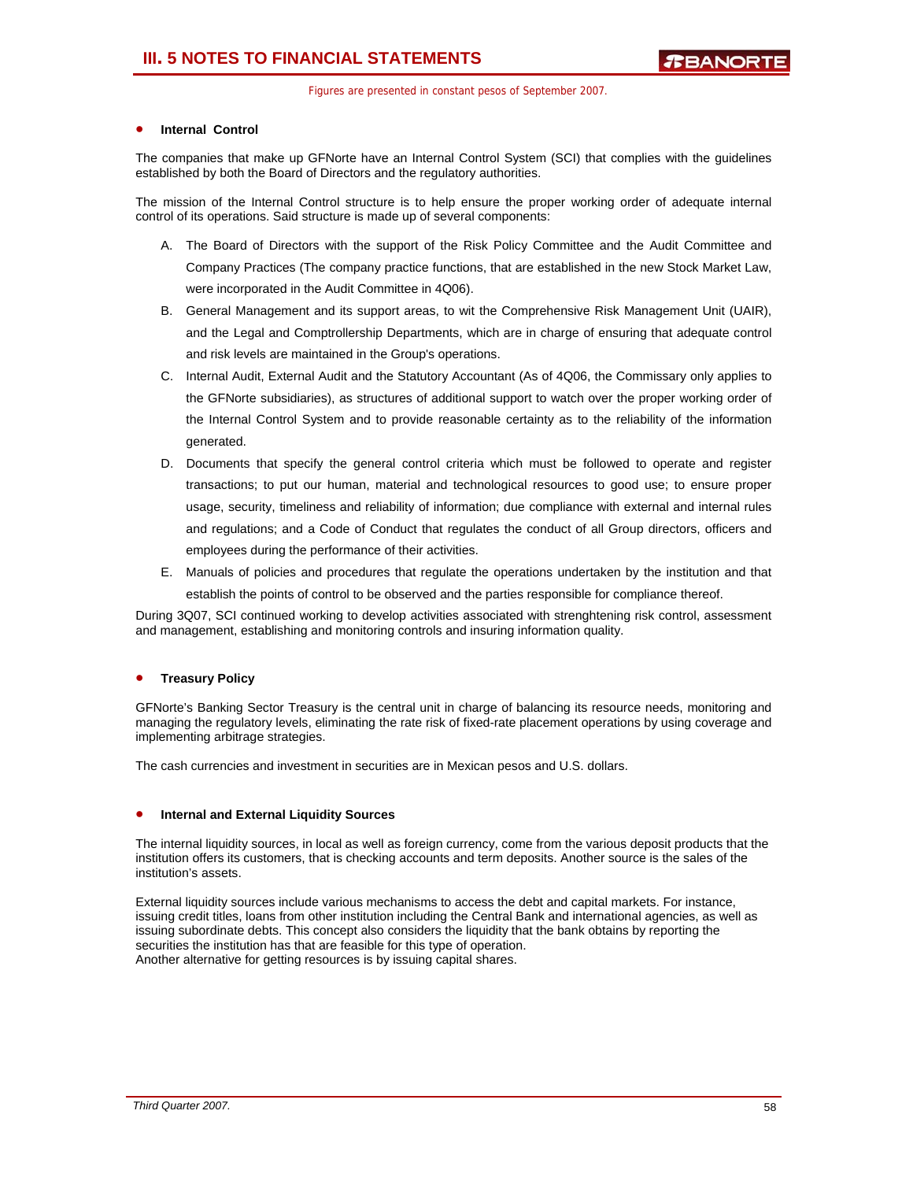- **Internal Control**

The companies that make up GFNorte have an Internal Control System (SCI) that complies with the guidelines established by both the Board of Directors and the regulatory authorities.

The mission of the Internal Control structure is to help ensure the proper working order of adequate internal control of its operations. Said structure is made up of several components:

A. The Board of Directors with the support of the Risk Policy Committee and the Audit Committee and Company Practices (The company practice functions, that are established in the new Stock Market Law, were incorporated in the Audit Committee in 4Q06).

B. General Management and its support areas, to wit the Comprehensive Risk Management Unit (UAIR), and the Legal and Comptrollership Departments, which are in charge of ensuring that adequate control and risk levels are maintained in the Group's operations.

C. Internal Audit, External Audit and the Statutory Accountant (As of 4Q06, the Commissary only applies to the GFNorte subsidiaries), as structures of additional support to watch over the proper working order of the Internal Control System and to provide reasonable certainty as to the reliability of the information generated.

D. Documents that specify the general control criteria which must be followed to operate and register transactions; to put our human, material and technological resources to good use; to ensure proper usage, security, timeliness and reliability of information; due compliance with external and internal rules and regulations; and a Code of Conduct that regulates the conduct of all Group directors, officers and employees during the performance of their activities.

E. Manuals of policies and procedures that regulate the operations undertaken by the institution and that establish the points of control to be observed and the parties responsible for compliance thereof.

During 3Q07, SCI continued working to develop activities associated with strenghtening risk control, assessment and management, establishing and monitoring controls and insuring information quality.

- **Treasury Policy**

GFNorte's Banking Sector Treasury is the central unit in charge of balancing its resource needs, monitoring and managing the regulatory levels, eliminating the rate risk of fixed-rate placement operations by using coverage and implementing arbitrage strategies.

The cash currencies and investment in securities are in Mexican pesos and U.S. dollars.

- **Internal and External Liquidity Sources**

The internal liquidity sources, in local as well as foreign currency, come from the various deposit products that the institution offers its customers, that is checking accounts and term deposits. Another source is the sales of the institution's assets.

External liquidity sources include various mechanisms to access the debt and capital markets. For instance, issuing credit titles, loans from other institution including the Central Bank and international agencies, as well as issuing subordinate debts. This concept also considers the liquidity that the bank obtains by reporting the securities the institution has that are feasible for this type of operation.
Another alternative for getting resources is by issuing capital shares.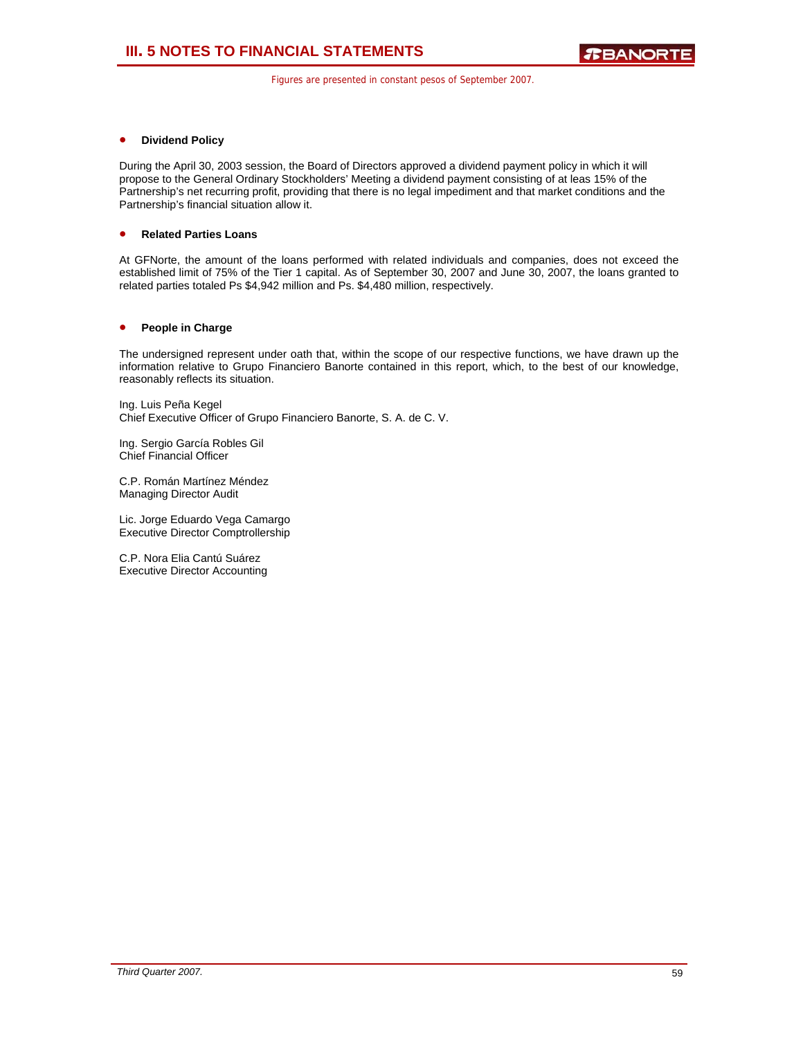- **Dividend Policy**

During the April 30, 2003 session, the Board of Directors approved a dividend payment policy in which it will propose to the General Ordinary Stockholders' Meeting a dividend payment consisting of at leas 15% of the Partnership's net recurring profit, providing that there is no legal impediment and that market conditions and the Partnership's financial situation allow it.

- **Related Parties Loans**

At GFNorte, the amount of the loans performed with related individuals and companies, does not exceed the established limit of 75% of the Tier 1 capital. As of September 30, 2007 and June 30, 2007, the loans granted to related parties totaled Ps $4,942 million and Ps. $4,480 million, respectively.

- **People in Charge**

The undersigned represent under oath that, within the scope of our respective functions, we have drawn up the information relative to Grupo Financiero Banorte contained in this report, which, to the best of our knowledge, reasonably reflects its situation.

Ing. Luis Peña Kegel
Chief Executive Officer of Grupo Financiero Banorte, S. A. de C. V.

Ing. Sergio García Robles Gil
Chief Financial Officer

C.P. Román Martínez Méndez
Managing Director Audit

Lic. Jorge Eduardo Vega Camargo
Executive Director Comptrollership

C.P. Nora Elia Cantú Suárez
Executive Director Accounting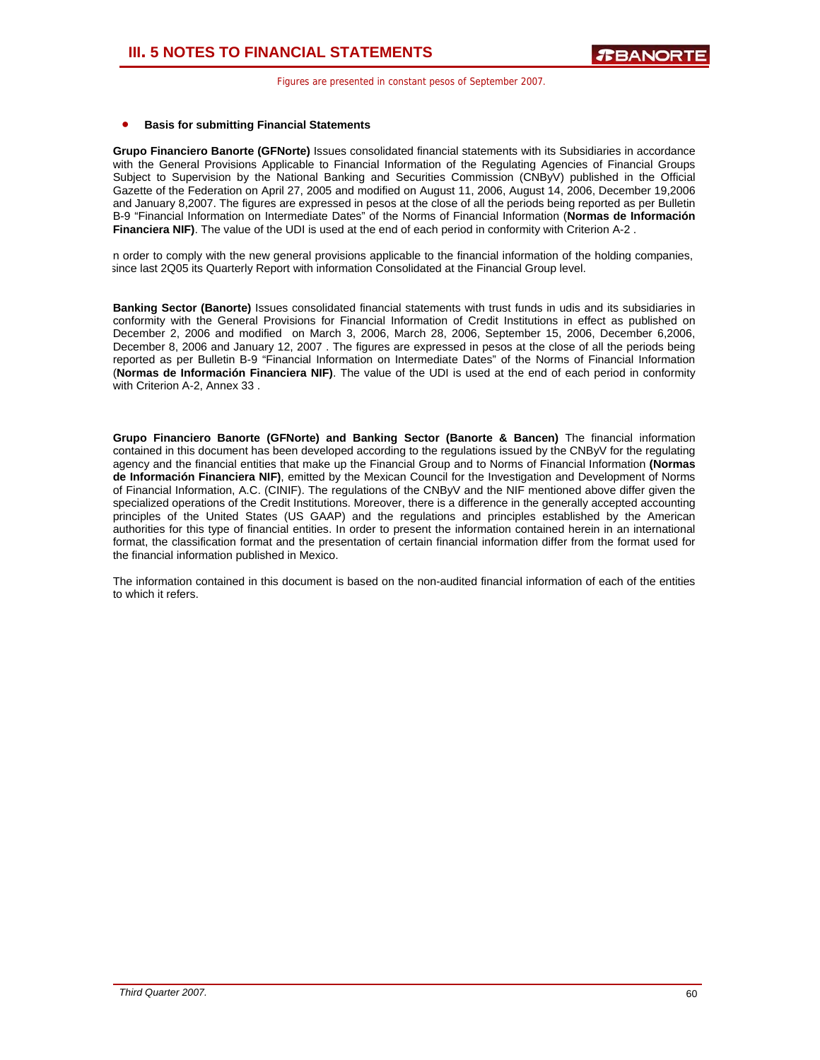## III. 5 NOTES TO FINANCIAL STATEMENTS

Figures are presented in constant pesos of September 2007.

- **Basis for submitting Financial Statements**

**Grupo Financiero Banorte (GFNorte)** Issues consolidated financial statements with its Subsidiaries in accordance with the General Provisions Applicable to Financial Information of the Regulating Agencies of Financial Groups Subject to Supervision by the National Banking and Securities Commission (CNByV) published in the Official Gazette of the Federation on April 27, 2005 and modified on August 11, 2006, August 14, 2006, December 19,2006 and January 8,2007. The figures are expressed in pesos at the close of all the periods being reported as per Bulletin B-9 "Financial Information on Intermediate Dates" of the Norms of Financial Information (**Normas de Información Financiera NIF)**. The value of the UDI is used at the end of each period in conformity with Criterion A-2 .

n order to comply with the new general provisions applicable to the financial information of the holding companies, since last 2Q05 its Quarterly Report with information Consolidated at the Financial Group level.

**Banking Sector (Banorte)** Issues consolidated financial statements with trust funds in udis and its subsidiaries in conformity with the General Provisions for Financial Information of Credit Institutions in effect as published on December 2, 2006 and modified on March 3, 2006, March 28, 2006, September 15, 2006, December 6,2006, December 8, 2006 and January 12, 2007 . The figures are expressed in pesos at the close of all the periods being reported as per Bulletin B-9 "Financial Information on Intermediate Dates" of the Norms of Financial Information (**Normas de Información Financiera NIF)**. The value of the UDI is used at the end of each period in conformity with Criterion A-2, Annex 33 .

**Grupo Financiero Banorte (GFNorte) and Banking Sector (Banorte & Bancen)** The financial information contained in this document has been developed according to the regulations issued by the CNByV for the regulating agency and the financial entities that make up the Financial Group and to Norms of Financial Information **(Normas de Información Financiera NIF)**, emitted by the Mexican Council for the Investigation and Development of Norms of Financial Information, A.C. (CINIF). The regulations of the CNByV and the NIF mentioned above differ given the specialized operations of the Credit Institutions. Moreover, there is a difference in the generally accepted accounting principles of the United States (US GAAP) and the regulations and principles established by the American authorities for this type of financial entities. In order to present the information contained herein in an international format, the classification format and the presentation of certain financial information differ from the format used for the financial information published in Mexico.

The information contained in this document is based on the non-audited financial information of each of the entities to which it refers.